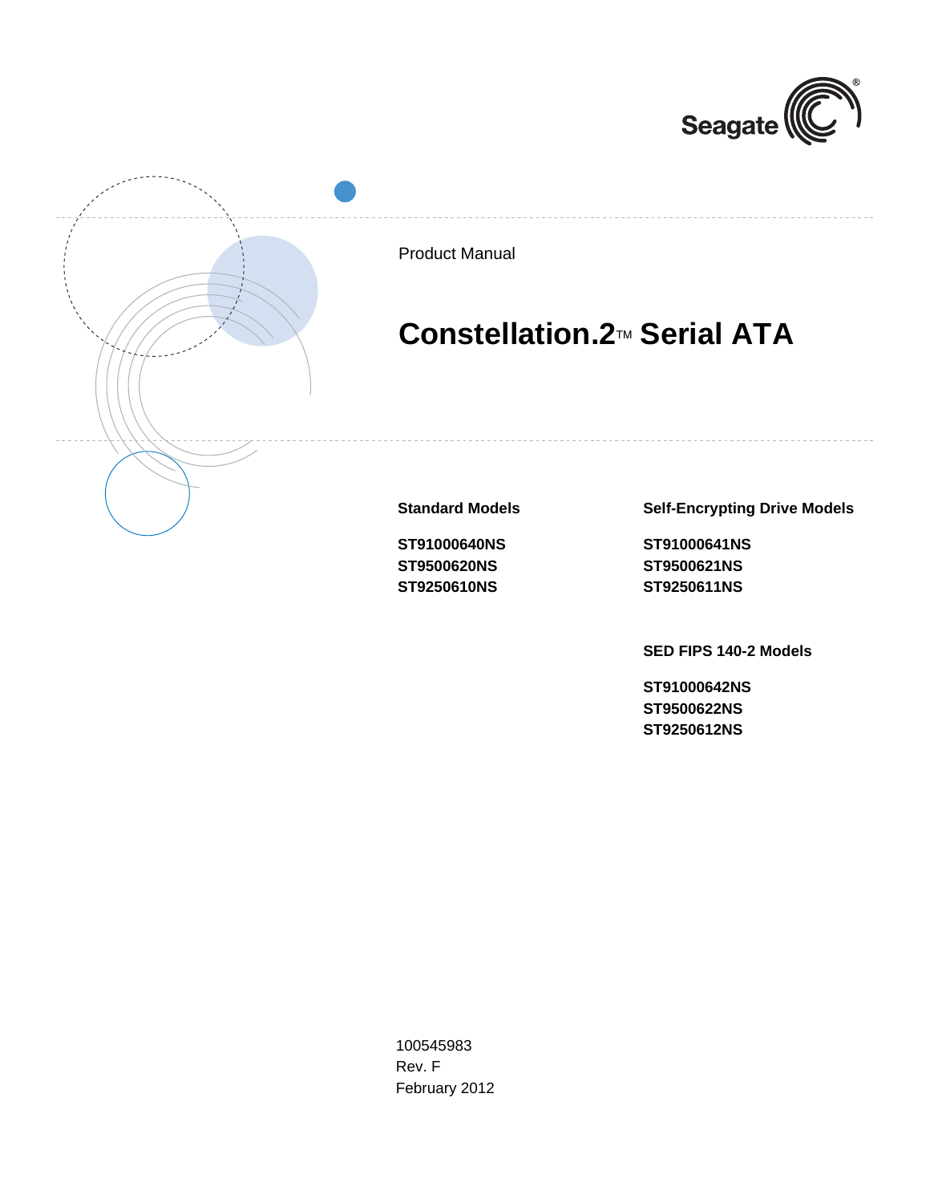Seagate

Product Manual

# Constellation.2™ Serial ATA

**Standard Models**

**ST91000640NS**
**ST9500620NS**
**ST9250610NS**

**Self-Encrypting Drive Models**

**ST91000641NS**
**ST9500621NS**
**ST9250611NS**

**SED FIPS 140-2 Models**

**ST91000642NS**
**ST9500622NS**
**ST9250612NS**

100545983
Rev. F
February 2012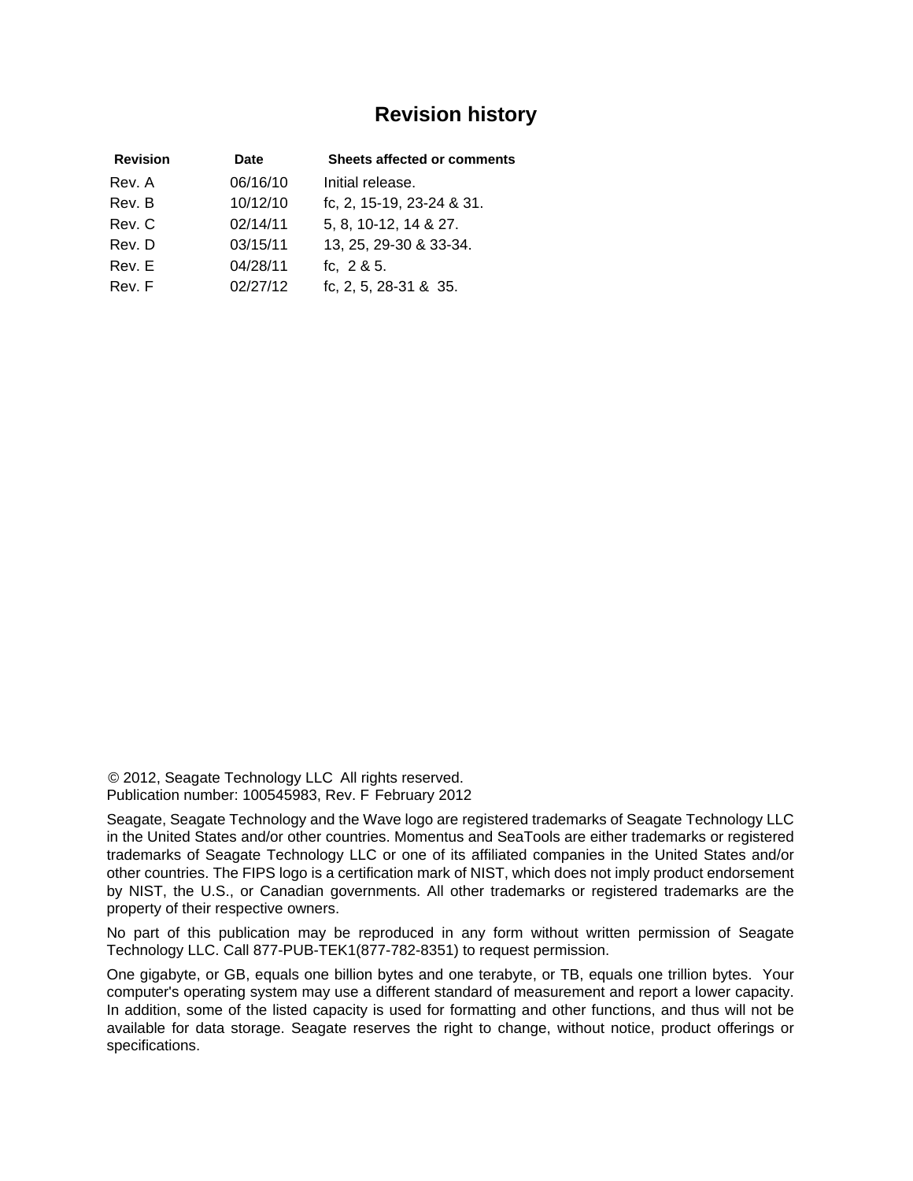# Revision history

| Revision | Date | Sheets affected or comments |
|---|---|---|
| Rev. A | 06/16/10 | Initial release. |
| Rev. B | 10/12/10 | fc, 2, 15-19, 23-24 & 31. |
| Rev. C | 02/14/11 | 5, 8, 10-12, 14 & 27. |
| Rev. D | 03/15/11 | 13, 25, 29-30 & 33-34. |
| Rev. E | 04/28/11 | fc, 2 & 5. |
| Rev. F | 02/27/12 | fc, 2, 5, 28-31 & 35. |

© 2012, Seagate Technology LLC All rights reserved.
Publication number: 100545983, Rev. F February 2012

Seagate, Seagate Technology and the Wave logo are registered trademarks of Seagate Technology LLC in the United States and/or other countries. Momentus and SeaTools are either trademarks or registered trademarks of Seagate Technology LLC or one of its affiliated companies in the United States and/or other countries. The FIPS logo is a certification mark of NIST, which does not imply product endorsement by NIST, the U.S., or Canadian governments. All other trademarks or registered trademarks are the property of their respective owners.

No part of this publication may be reproduced in any form without written permission of Seagate Technology LLC. Call 877-PUB-TEK1(877-782-8351) to request permission.

One gigabyte, or GB, equals one billion bytes and one terabyte, or TB, equals one trillion bytes. Your computer's operating system may use a different standard of measurement and report a lower capacity. In addition, some of the listed capacity is used for formatting and other functions, and thus will not be available for data storage. Seagate reserves the right to change, without notice, product offerings or specifications.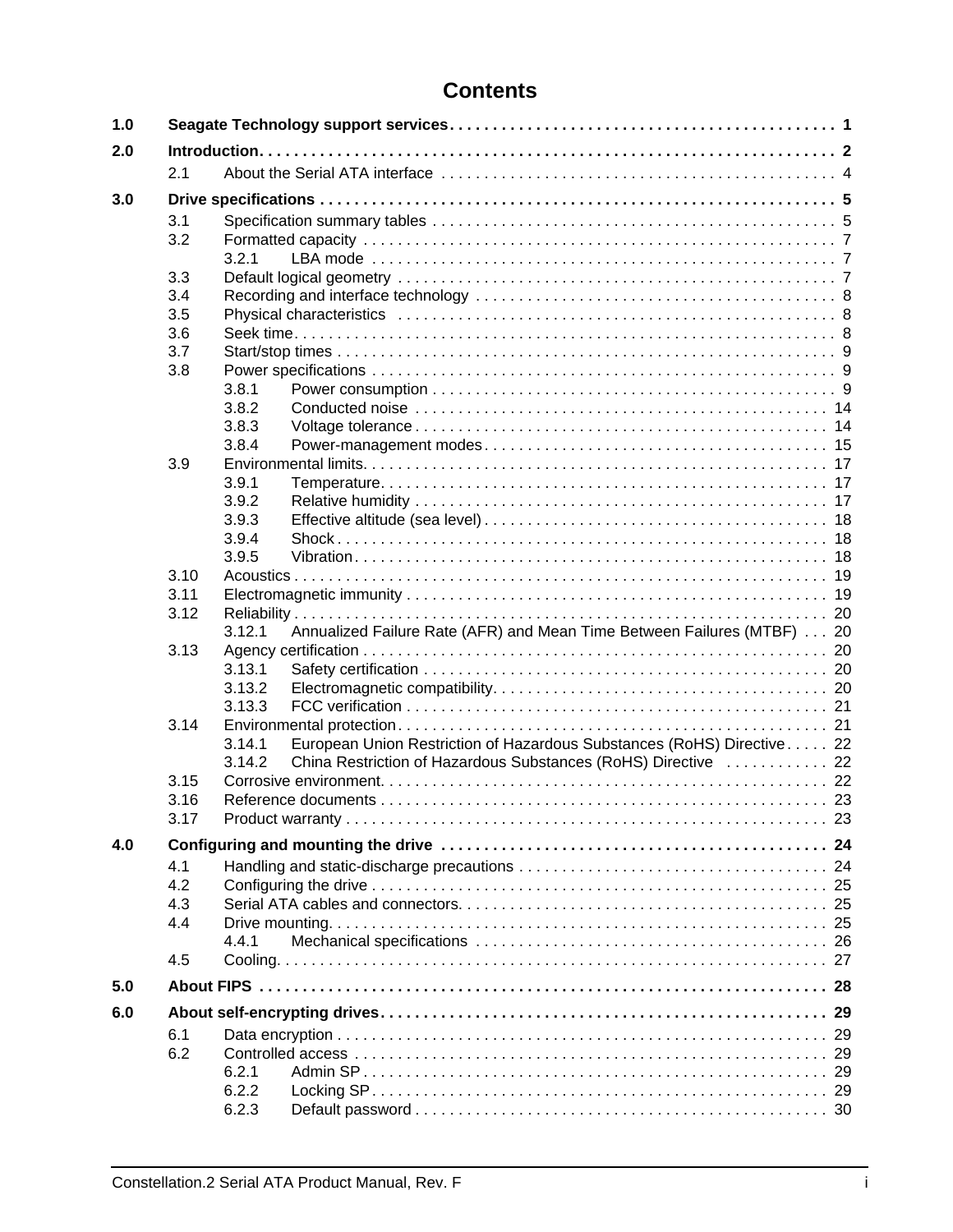# Contents

| | | | |
|---|---|---|---|
| **1.0** | **Seagate Technology support services** | | **1** |
| **2.0** | **Introduction** | | **2** |
| | 2.1 | About the Serial ATA interface | 4 |
| **3.0** | **Drive specifications** | | **5** |
| | 3.1 | Specification summary tables | 5 |
| | 3.2 | Formatted capacity | 7 |
| | 3.2.1 | LBA mode | 7 |
| | 3.3 | Default logical geometry | 7 |
| | 3.4 | Recording and interface technology | 8 |
| | 3.5 | Physical characteristics | 8 |
| | 3.6 | Seek time | 8 |
| | 3.7 | Start/stop times | 9 |
| | 3.8 | Power specifications | 9 |
| | 3.8.1 | Power consumption | 9 |
| | 3.8.2 | Conducted noise | 14 |
| | 3.8.3 | Voltage tolerance | 14 |
| | 3.8.4 | Power-management modes | 15 |
| | 3.9 | Environmental limits | 17 |
| | 3.9.1 | Temperature | 17 |
| | 3.9.2 | Relative humidity | 17 |
| | 3.9.3 | Effective altitude (sea level) | 18 |
| | 3.9.4 | Shock | 18 |
| | 3.9.5 | Vibration | 18 |
| | 3.10 | Acoustics | 19 |
| | 3.11 | Electromagnetic immunity | 19 |
| | 3.12 | Reliability | 20 |
| | 3.12.1 | Annualized Failure Rate (AFR) and Mean Time Between Failures (MTBF) | 20 |
| | 3.13 | Agency certification | 20 |
| | 3.13.1 | Safety certification | 20 |
| | 3.13.2 | Electromagnetic compatibility | 20 |
| | 3.13.3 | FCC verification | 21 |
| | 3.14 | Environmental protection | 21 |
| | 3.14.1 | European Union Restriction of Hazardous Substances (RoHS) Directive | 22 |
| | 3.14.2 | China Restriction of Hazardous Substances (RoHS) Directive | 22 |
| | 3.15 | Corrosive environment | 22 |
| | 3.16 | Reference documents | 23 |
| | 3.17 | Product warranty | 23 |
| **4.0** | **Configuring and mounting the drive** | | **24** |
| | 4.1 | Handling and static-discharge precautions | 24 |
| | 4.2 | Configuring the drive | 25 |
| | 4.3 | Serial ATA cables and connectors | 25 |
| | 4.4 | Drive mounting | 25 |
| | 4.4.1 | Mechanical specifications | 26 |
| | 4.5 | Cooling | 27 |
| **5.0** | **About FIPS** | | **28** |
| **6.0** | **About self-encrypting drives** | | **29** |
| | 6.1 | Data encryption | 29 |
| | 6.2 | Controlled access | 29 |
| | 6.2.1 | Admin SP | 29 |
| | 6.2.2 | Locking SP | 29 |
| | 6.2.3 | Default password | 30 |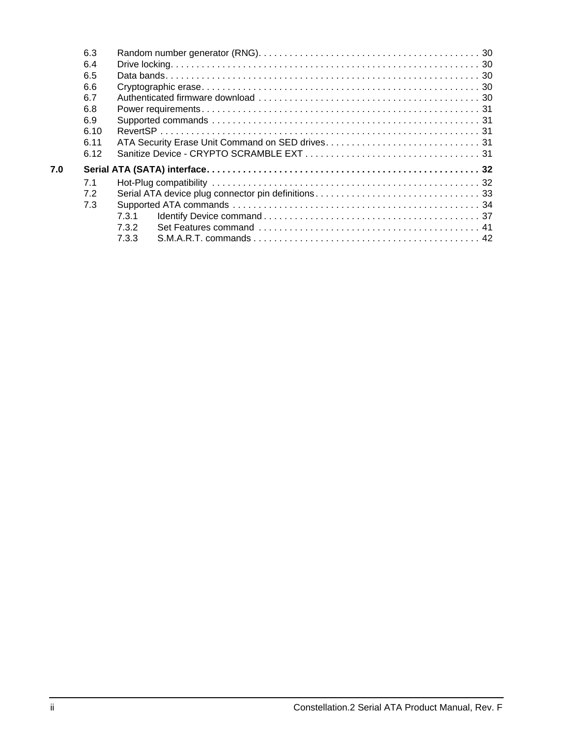6.3 Random number generator (RNG) . . . . . . . . . . 30
6.4 Drive locking . . . . . . . . . . 30
6.5 Data bands . . . . . . . . . . 30
6.6 Cryptographic erase . . . . . . . . . . 30
6.7 Authenticated firmware download . . . . . . . . . . 30
6.8 Power requirements . . . . . . . . . . 31
6.9 Supported commands . . . . . . . . . . 31
6.10 RevertSP . . . . . . . . . . 31
6.11 ATA Security Erase Unit Command on SED drives . . . . . . . . . . 31
6.12 Sanitize Device - CRYPTO SCRAMBLE EXT . . . . . . . . . . 31

**7.0 Serial ATA (SATA) interface . . . . . . . . . . 32**

7.1 Hot-Plug compatibility . . . . . . . . . . 32
7.2 Serial ATA device plug connector pin definitions . . . . . . . . . . 33
7.3 Supported ATA commands . . . . . . . . . . 34
7.3.1 Identify Device command . . . . . . . . . . 37
7.3.2 Set Features command . . . . . . . . . . 41
7.3.3 S.M.A.R.T. commands . . . . . . . . . . 42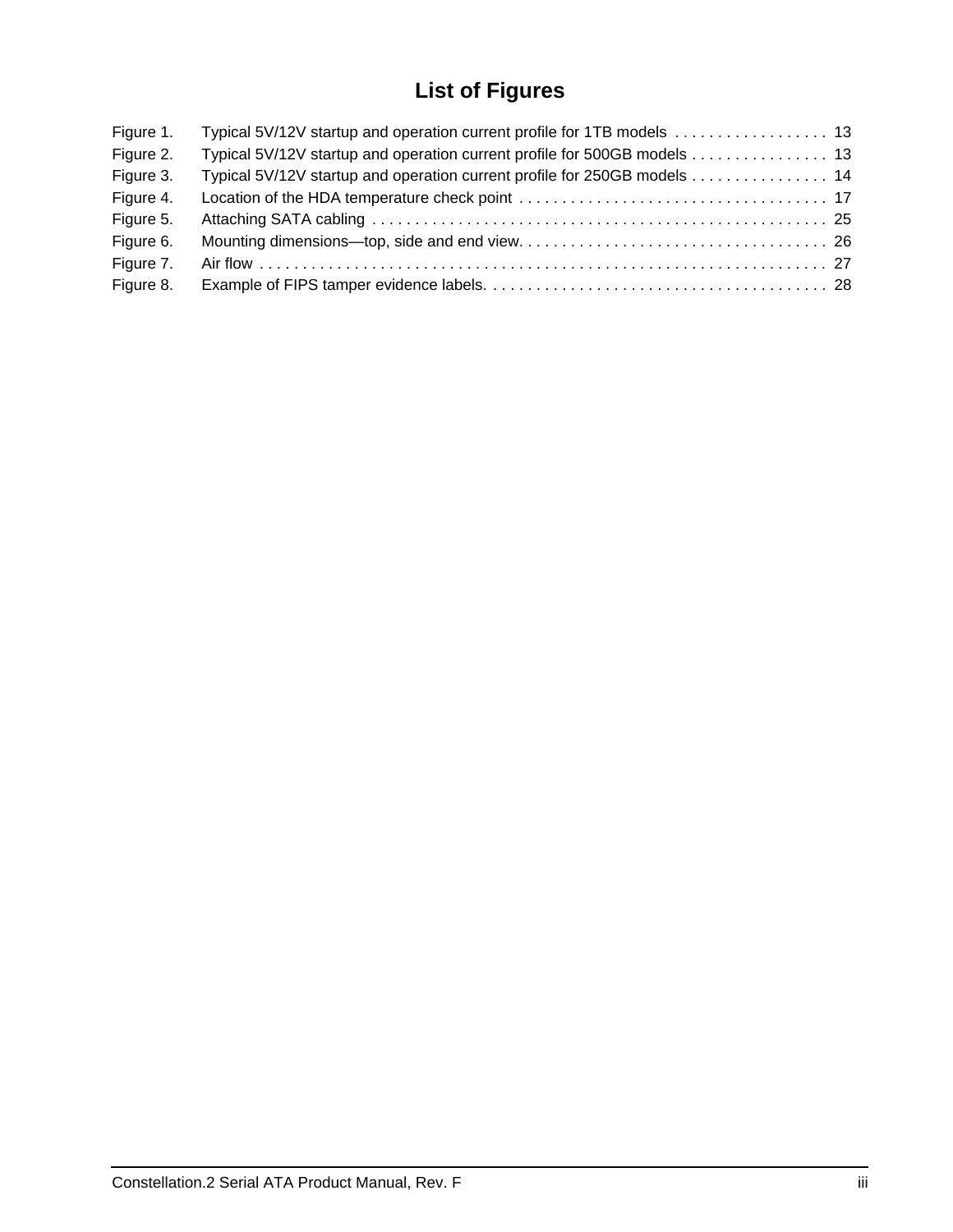# List of Figures

| | | |
|---|---|---|
| Figure 1. | Typical 5V/12V startup and operation current profile for 1TB models | 13 |
| Figure 2. | Typical 5V/12V startup and operation current profile for 500GB models | 13 |
| Figure 3. | Typical 5V/12V startup and operation current profile for 250GB models | 14 |
| Figure 4. | Location of the HDA temperature check point | 17 |
| Figure 5. | Attaching SATA cabling | 25 |
| Figure 6. | Mounting dimensions—top, side and end view. | 26 |
| Figure 7. | Air flow | 27 |
| Figure 8. | Example of FIPS tamper evidence labels. | 28 |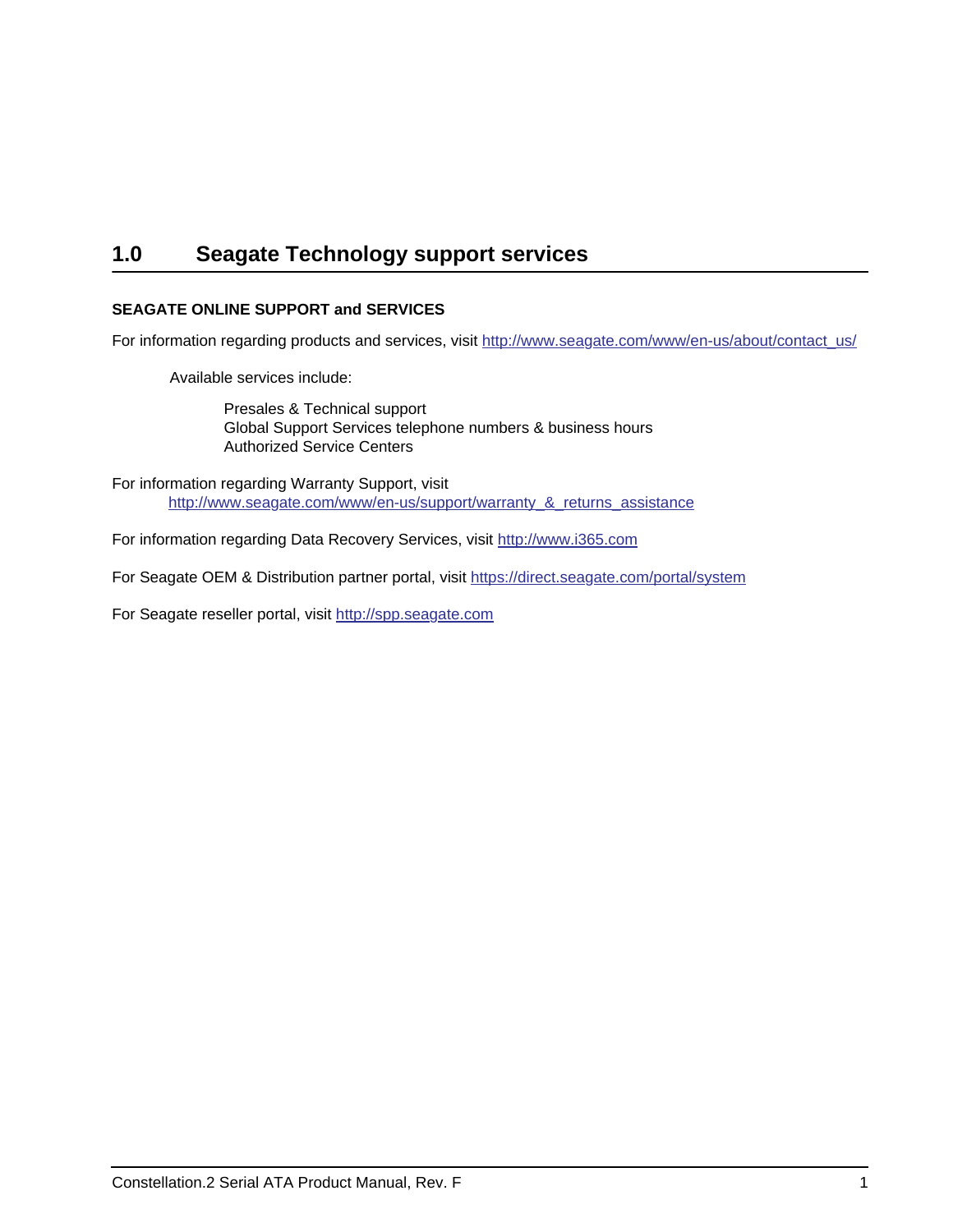# 1.0 Seagate Technology support services

**SEAGATE ONLINE SUPPORT and SERVICES**

For information regarding products and services, visit http://www.seagate.com/www/en-us/about/contact_us/

Available services include:

Presales & Technical support
Global Support Services telephone numbers & business hours
Authorized Service Centers

For information regarding Warranty Support, visit
http://www.seagate.com/www/en-us/support/warranty_&_returns_assistance

For information regarding Data Recovery Services, visit http://www.i365.com

For Seagate OEM & Distribution partner portal, visit https://direct.seagate.com/portal/system

For Seagate reseller portal, visit http://spp.seagate.com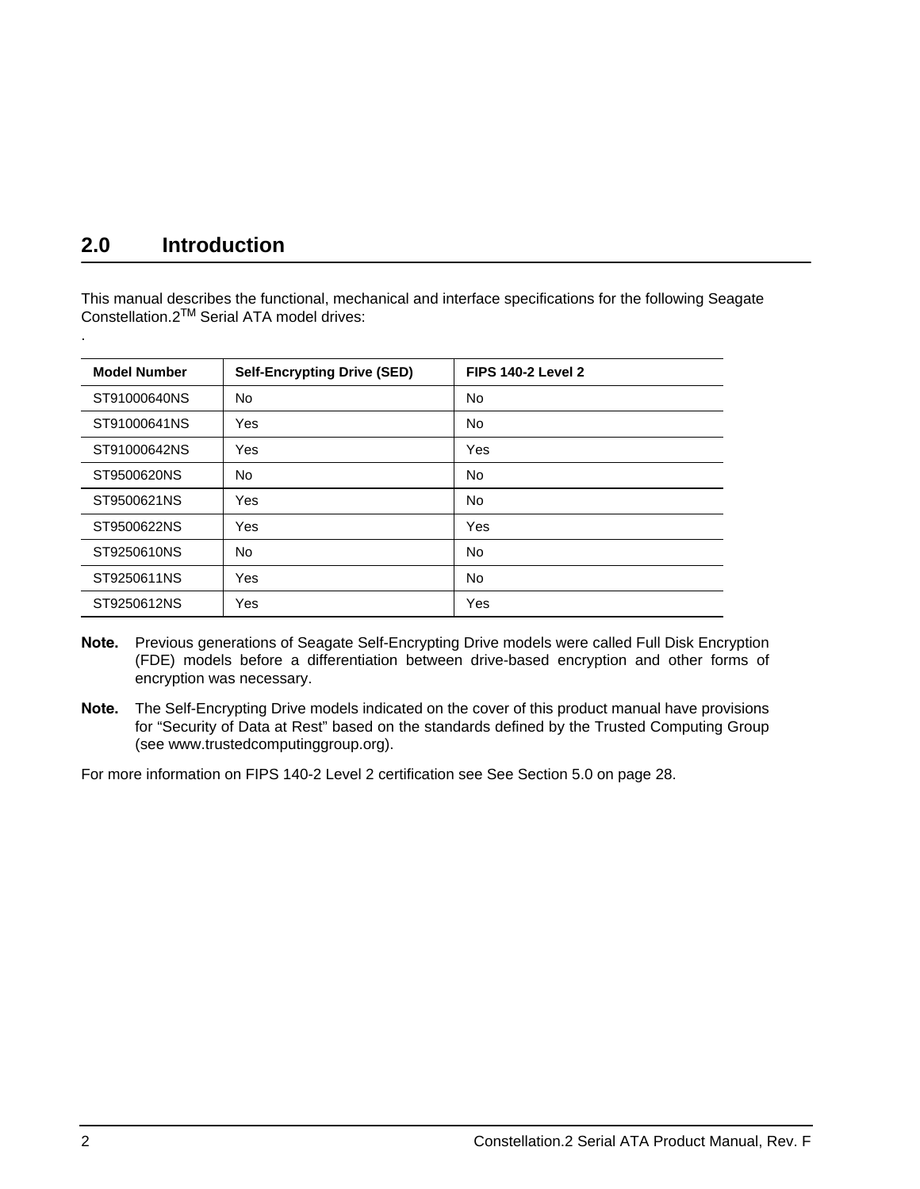## 2.0 Introduction

This manual describes the functional, mechanical and interface specifications for the following Seagate Constellation.2™ Serial ATA model drives:

.

| Model Number | Self-Encrypting Drive (SED) | FIPS 140-2 Level 2 |
|---|---|---|
| ST91000640NS | No | No |
| ST91000641NS | Yes | No |
| ST91000642NS | Yes | Yes |
| ST9500620NS | No | No |
| ST9500621NS | Yes | No |
| ST9500622NS | Yes | Yes |
| ST9250610NS | No | No |
| ST9250611NS | Yes | No |
| ST9250612NS | Yes | Yes |

**Note.** Previous generations of Seagate Self-Encrypting Drive models were called Full Disk Encryption (FDE) models before a differentiation between drive-based encryption and other forms of encryption was necessary.

**Note.** The Self-Encrypting Drive models indicated on the cover of this product manual have provisions for "Security of Data at Rest" based on the standards defined by the Trusted Computing Group (see www.trustedcomputinggroup.org).

For more information on FIPS 140-2 Level 2 certification see See Section 5.0 on page 28.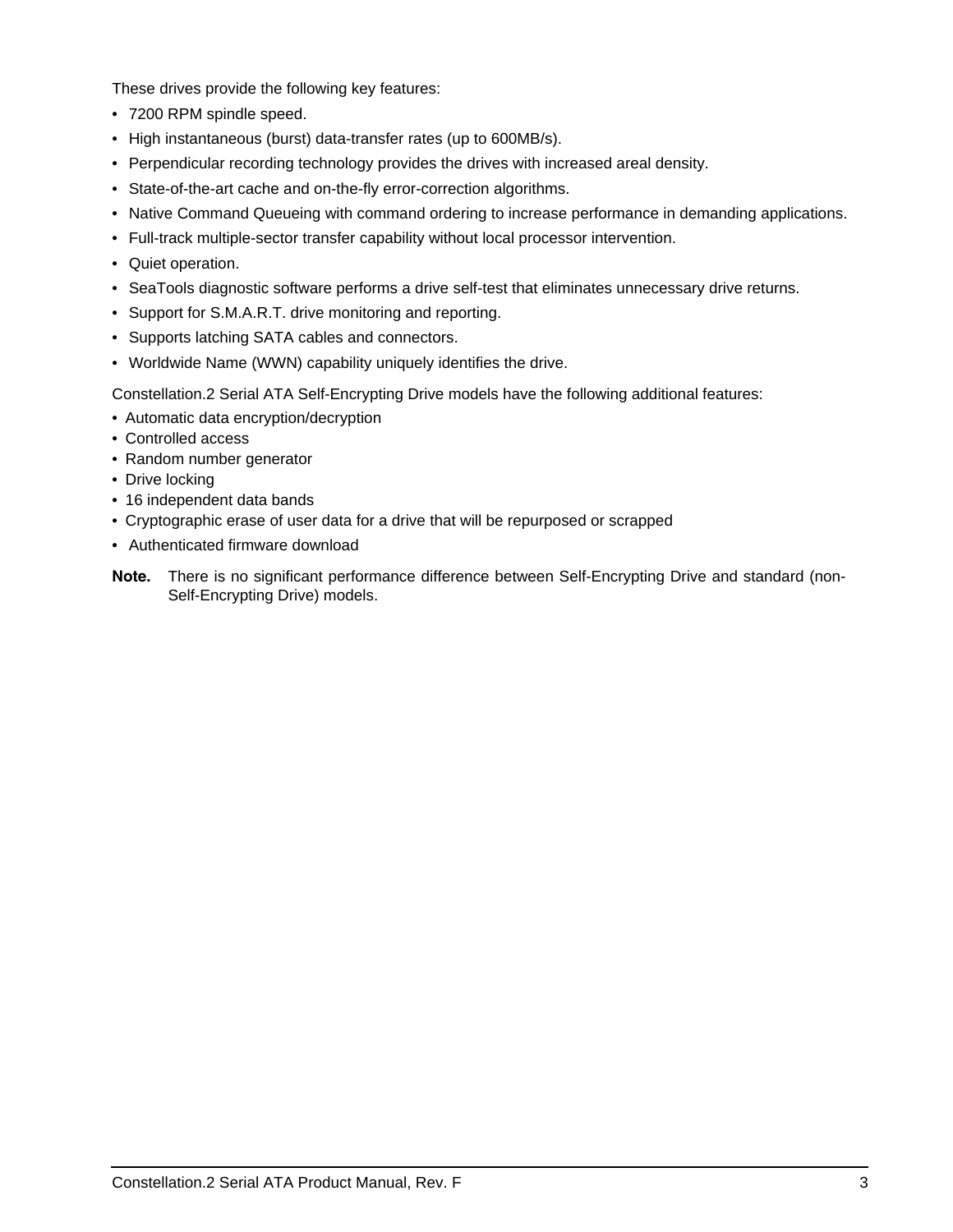These drives provide the following key features:

- 7200 RPM spindle speed.
- High instantaneous (burst) data-transfer rates (up to 600MB/s).
- Perpendicular recording technology provides the drives with increased areal density.
- State-of-the-art cache and on-the-fly error-correction algorithms.
- Native Command Queueing with command ordering to increase performance in demanding applications.
- Full-track multiple-sector transfer capability without local processor intervention.
- Quiet operation.
- SeaTools diagnostic software performs a drive self-test that eliminates unnecessary drive returns.
- Support for S.M.A.R.T. drive monitoring and reporting.
- Supports latching SATA cables and connectors.
- Worldwide Name (WWN) capability uniquely identifies the drive.

Constellation.2 Serial ATA Self-Encrypting Drive models have the following additional features:

- Automatic data encryption/decryption
- Controlled access
- Random number generator
- Drive locking
- 16 independent data bands
- Cryptographic erase of user data for a drive that will be repurposed or scrapped
- Authenticated firmware download

**Note.** There is no significant performance difference between Self-Encrypting Drive and standard (non-Self-Encrypting Drive) models.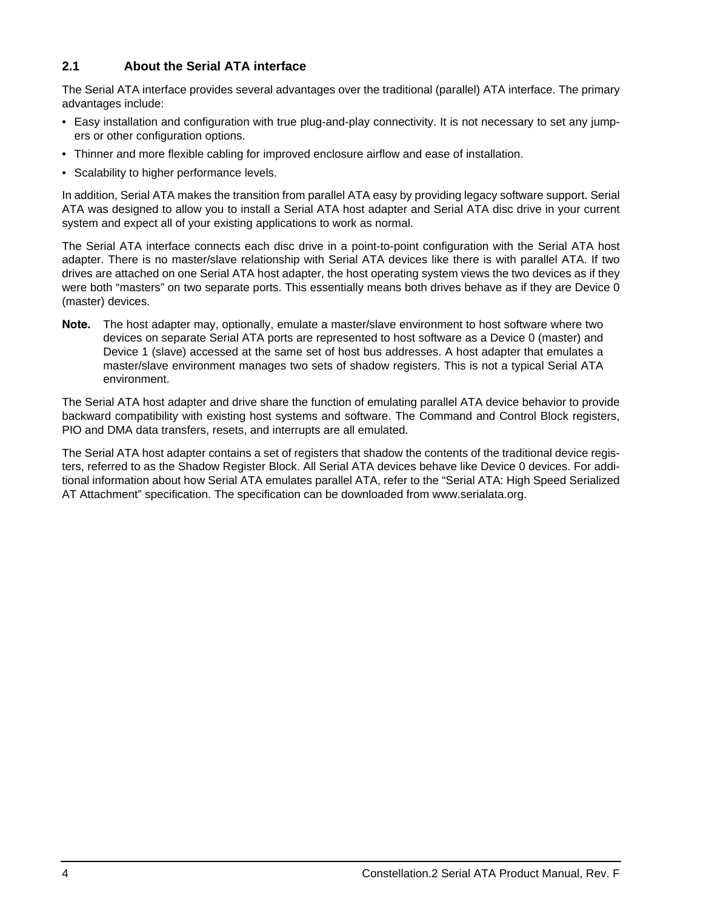## 2.1 About the Serial ATA interface

The Serial ATA interface provides several advantages over the traditional (parallel) ATA interface. The primary advantages include:

- Easy installation and configuration with true plug-and-play connectivity. It is not necessary to set any jumpers or other configuration options.
- Thinner and more flexible cabling for improved enclosure airflow and ease of installation.
- Scalability to higher performance levels.

In addition, Serial ATA makes the transition from parallel ATA easy by providing legacy software support. Serial ATA was designed to allow you to install a Serial ATA host adapter and Serial ATA disc drive in your current system and expect all of your existing applications to work as normal.

The Serial ATA interface connects each disc drive in a point-to-point configuration with the Serial ATA host adapter. There is no master/slave relationship with Serial ATA devices like there is with parallel ATA. If two drives are attached on one Serial ATA host adapter, the host operating system views the two devices as if they were both “masters” on two separate ports. This essentially means both drives behave as if they are Device 0 (master) devices.

**Note.** The host adapter may, optionally, emulate a master/slave environment to host software where two devices on separate Serial ATA ports are represented to host software as a Device 0 (master) and Device 1 (slave) accessed at the same set of host bus addresses. A host adapter that emulates a master/slave environment manages two sets of shadow registers. This is not a typical Serial ATA environment.

The Serial ATA host adapter and drive share the function of emulating parallel ATA device behavior to provide backward compatibility with existing host systems and software. The Command and Control Block registers, PIO and DMA data transfers, resets, and interrupts are all emulated.

The Serial ATA host adapter contains a set of registers that shadow the contents of the traditional device registers, referred to as the Shadow Register Block. All Serial ATA devices behave like Device 0 devices. For additional information about how Serial ATA emulates parallel ATA, refer to the “Serial ATA: High Speed Serialized AT Attachment” specification. The specification can be downloaded from www.serialata.org.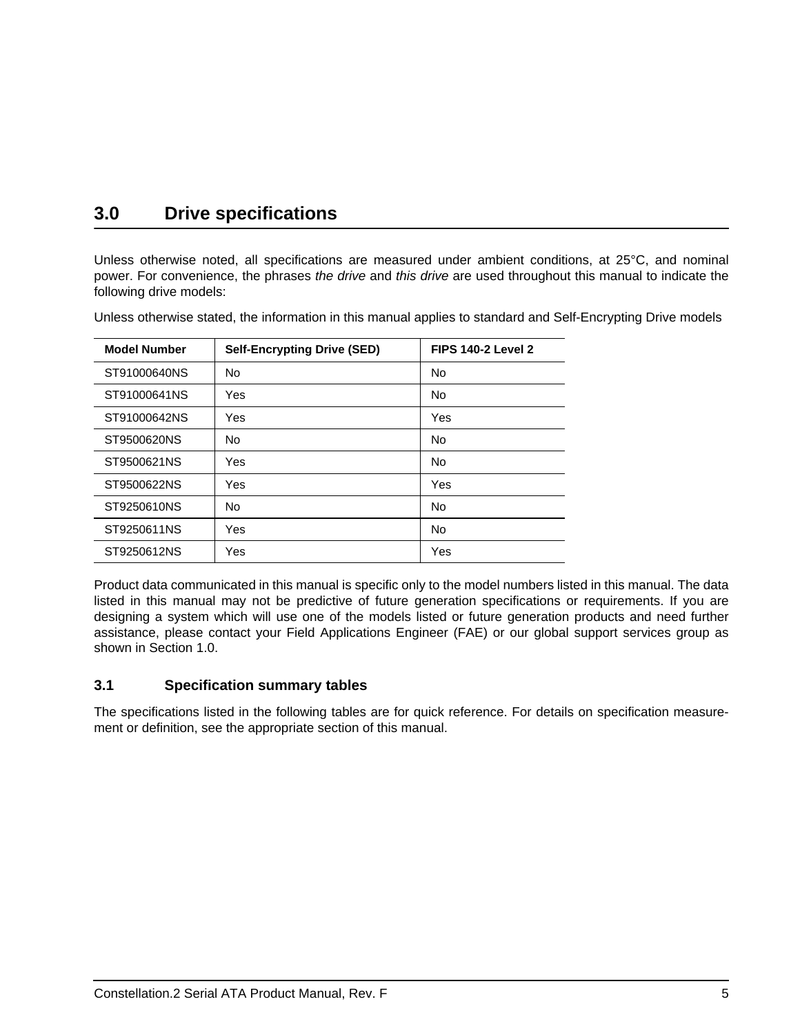# 3.0 Drive specifications

Unless otherwise noted, all specifications are measured under ambient conditions, at 25°C, and nominal power. For convenience, the phrases *the drive* and *this drive* are used throughout this manual to indicate the following drive models:

Unless otherwise stated, the information in this manual applies to standard and Self-Encrypting Drive models

| Model Number | Self-Encrypting Drive (SED) | FIPS 140-2 Level 2 |
|---|---|---|
| ST91000640NS | No | No |
| ST91000641NS | Yes | No |
| ST91000642NS | Yes | Yes |
| ST9500620NS | No | No |
| ST9500621NS | Yes | No |
| ST9500622NS | Yes | Yes |
| ST9250610NS | No | No |
| ST9250611NS | Yes | No |
| ST9250612NS | Yes | Yes |

Product data communicated in this manual is specific only to the model numbers listed in this manual. The data listed in this manual may not be predictive of future generation specifications or requirements. If you are designing a system which will use one of the models listed or future generation products and need further assistance, please contact your Field Applications Engineer (FAE) or our global support services group as shown in Section 1.0.

## 3.1 Specification summary tables

The specifications listed in the following tables are for quick reference. For details on specification measurement or definition, see the appropriate section of this manual.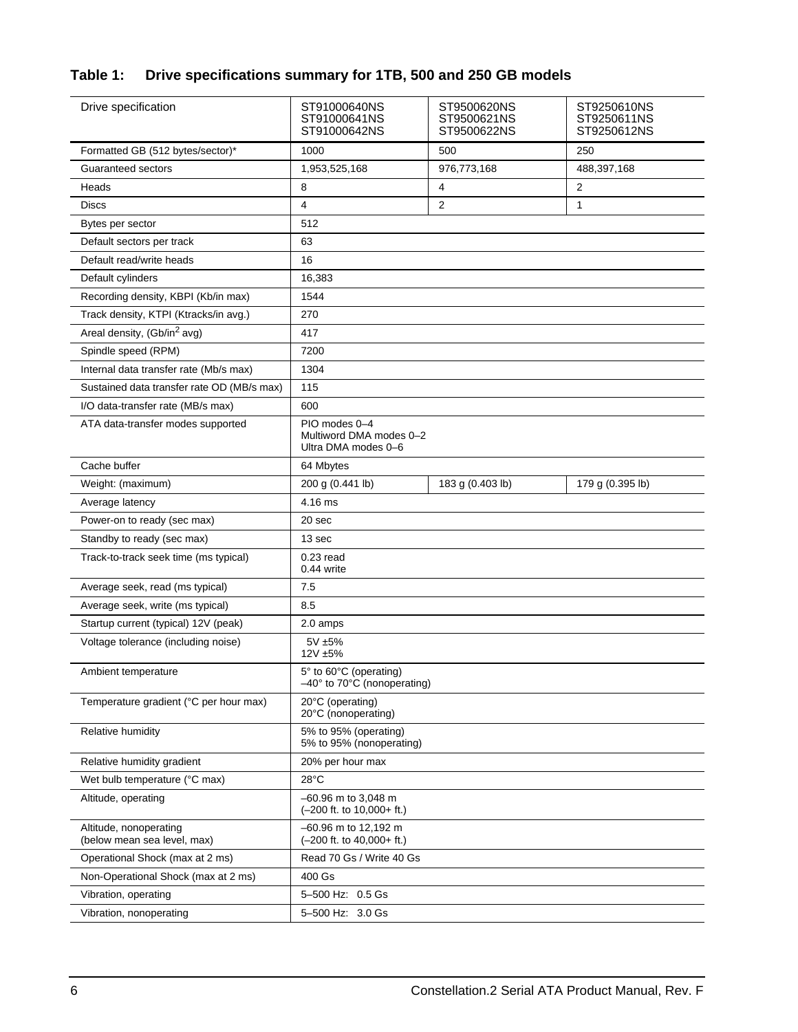### Table 1: Drive specifications summary for 1TB, 500 and 250 GB models

| Drive specification | ST91000640NS<br>ST91000641NS<br>ST91000642NS | ST9500620NS<br>ST9500621NS<br>ST9500622NS | ST9250610NS<br>ST9250611NS<br>ST9250612NS |
|---|---|---|---|
| Formatted GB (512 bytes/sector)* | 1000 | 500 | 250 |
| Guaranteed sectors | 1,953,525,168 | 976,773,168 | 488,397,168 |
| Heads | 8 | 4 | 2 |
| Discs | 4 | 2 | 1 |
| Bytes per sector | 512 | | |
| Default sectors per track | 63 | | |
| Default read/write heads | 16 | | |
| Default cylinders | 16,383 | | |
| Recording density, KBPI (Kb/in max) | 1544 | | |
| Track density, KTPI (Ktracks/in avg.) | 270 | | |
| Areal density, (Gb/in$^2$ avg) | 417 | | |
| Spindle speed (RPM) | 7200 | | |
| Internal data transfer rate (Mb/s max) | 1304 | | |
| Sustained data transfer rate OD (MB/s max) | 115 | | |
| I/O data-transfer rate (MB/s max) | 600 | | |
| ATA data-transfer modes supported | PIO modes 0–4<br>Multiword DMA modes 0–2<br>Ultra DMA modes 0–6 | | |
| Cache buffer | 64 Mbytes | | |
| Weight: (maximum) | 200 g (0.441 lb) | 183 g (0.403 lb) | 179 g (0.395 lb) |
| Average latency | 4.16 ms | | |
| Power-on to ready (sec max) | 20 sec | | |
| Standby to ready (sec max) | 13 sec | | |
| Track-to-track seek time (ms typical) | 0.23 read<br>0.44 write | | |
| Average seek, read (ms typical) | 7.5 | | |
| Average seek, write (ms typical) | 8.5 | | |
| Startup current (typical) 12V (peak) | 2.0 amps | | |
| Voltage tolerance (including noise) | 5V ±5%<br>12V ±5% | | |
| Ambient temperature | 5° to 60°C (operating)<br>–40° to 70°C (nonoperating) | | |
| Temperature gradient (°C per hour max) | 20°C (operating)<br>20°C (nonoperating) | | |
| Relative humidity | 5% to 95% (operating)<br>5% to 95% (nonoperating) | | |
| Relative humidity gradient | 20% per hour max | | |
| Wet bulb temperature (°C max) | 28°C | | |
| Altitude, operating | –60.96 m to 3,048 m<br>(–200 ft. to 10,000+ ft.) | | |
| Altitude, nonoperating<br>(below mean sea level, max) | –60.96 m to 12,192 m<br>(–200 ft. to 40,000+ ft.) | | |
| Operational Shock (max at 2 ms) | Read 70 Gs / Write 40 Gs | | |
| Non-Operational Shock (max at 2 ms) | 400 Gs | | |
| Vibration, operating | 5–500 Hz: 0.5 Gs | | |
| Vibration, nonoperating | 5–500 Hz: 3.0 Gs | | |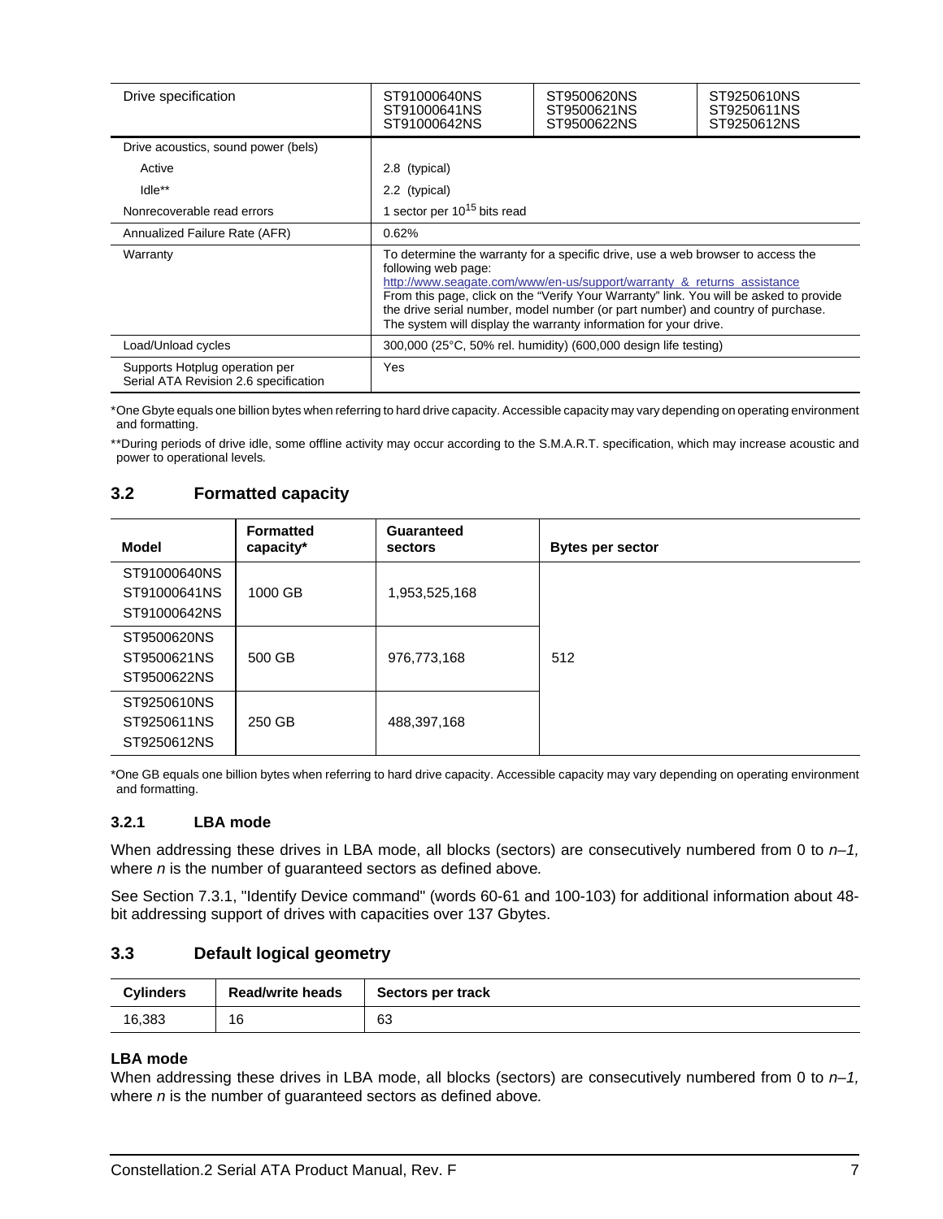| Drive specification | ST91000640NS<br>ST91000641NS<br>ST91000642NS | ST9500620NS<br>ST9500621NS<br>ST9500622NS | ST9250610NS<br>ST9250611NS<br>ST9250612NS |
|---|---|---|---|
| Drive acoustics, sound power (bels) | | | |
| Active | 2.8 (typical) | | |
| Idle** | 2.2 (typical) | | |
| Nonrecoverable read errors | 1 sector per $10^{15}$ bits read | | |
| Annualized Failure Rate (AFR) | 0.62% | | |
| Warranty | To determine the warranty for a specific drive, use a web browser to access the following web page: http://www.seagate.com/www/en-us/support/warranty_&_returns_assistance From this page, click on the "Verify Your Warranty" link. You will be asked to provide the drive serial number, model number (or part number) and country of purchase. The system will display the warranty information for your drive. | | |
| Load/Unload cycles | 300,000 (25°C, 50% rel. humidity) (600,000 design life testing) | | |
| Supports Hotplug operation per Serial ATA Revision 2.6 specification | Yes | | |

*One Gbyte equals one billion bytes when referring to hard drive capacity. Accessible capacity may vary depending on operating environment and formatting.

**During periods of drive idle, some offline activity may occur according to the S.M.A.R.T. specification, which may increase acoustic and power to operational levels.

## 3.2 Formatted capacity

| Model | Formatted capacity* | Guaranteed sectors | Bytes per sector |
|---|---|---|---|
| ST91000640NS<br>ST91000641NS<br>ST91000642NS | 1000 GB | 1,953,525,168 | 512 |
| ST9500620NS<br>ST9500621NS<br>ST9500622NS | 500 GB | 976,773,168 | |
| ST9250610NS<br>ST9250611NS<br>ST9250612NS | 250 GB | 488,397,168 | |

*One GB equals one billion bytes when referring to hard drive capacity. Accessible capacity may vary depending on operating environment and formatting.

### 3.2.1 LBA mode

When addressing these drives in LBA mode, all blocks (sectors) are consecutively numbered from 0 to *n–1,* where *n* is the number of guaranteed sectors as defined above*.*

See Section 7.3.1, "Identify Device command" (words 60-61 and 100-103) for additional information about 48-bit addressing support of drives with capacities over 137 Gbytes.

## 3.3 Default logical geometry

| Cylinders | Read/write heads | Sectors per track |
|---|---|---|
| 16,383 | 16 | 63 |

**LBA mode**

When addressing these drives in LBA mode, all blocks (sectors) are consecutively numbered from 0 to *n–1,* where *n* is the number of guaranteed sectors as defined above*.*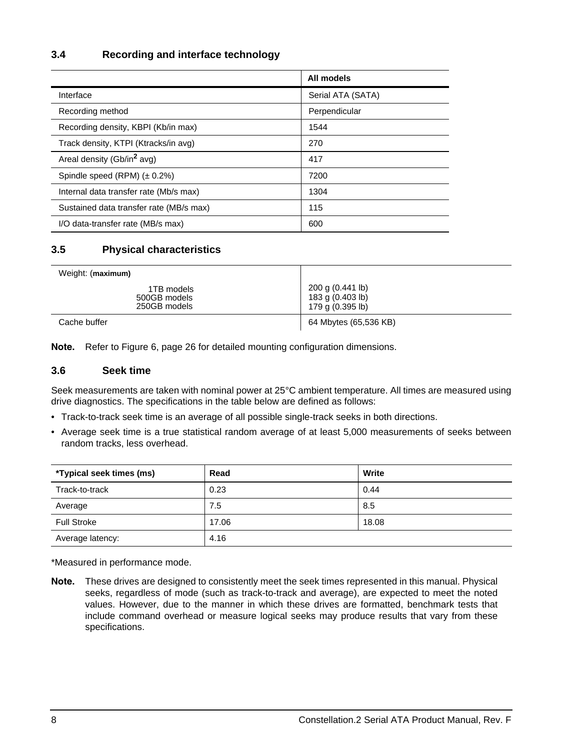### 3.4 Recording and interface technology

| | All models |
|---|---|
| Interface | Serial ATA (SATA) |
| Recording method | Perpendicular |
| Recording density, KBPI (Kb/in max) | 1544 |
| Track density, KTPI (Ktracks/in avg) | 270 |
| Areal density (Gb/in$^2$ avg) | 417 |
| Spindle speed (RPM) (± 0.2%) | 7200 |
| Internal data transfer rate (Mb/s max) | 1304 |
| Sustained data transfer rate (MB/s max) | 115 |
| I/O data-transfer rate (MB/s max) | 600 |

### 3.5 Physical characteristics

| Weight: (**maximum**) | |
|---|---|
| 1TB models<br>500GB models<br>250GB models | 200 g (0.441 lb)<br>183 g (0.403 lb)<br>179 g (0.395 lb) |
| Cache buffer | 64 Mbytes (65,536 KB) |

**Note.** Refer to Figure 6, page 26 for detailed mounting configuration dimensions.

### 3.6 Seek time

Seek measurements are taken with nominal power at 25°C ambient temperature. All times are measured using drive diagnostics. The specifications in the table below are defined as follows:

- Track-to-track seek time is an average of all possible single-track seeks in both directions.
- Average seek time is a true statistical random average of at least 5,000 measurements of seeks between random tracks, less overhead.

| *Typical seek times (ms) | Read | Write |
|---|---|---|
| Track-to-track | 0.23 | 0.44 |
| Average | 7.5 | 8.5 |
| Full Stroke | 17.06 | 18.08 |
| Average latency: | 4.16 | |

*Measured in performance mode.

**Note.** These drives are designed to consistently meet the seek times represented in this manual. Physical seeks, regardless of mode (such as track-to-track and average), are expected to meet the noted values. However, due to the manner in which these drives are formatted, benchmark tests that include command overhead or measure logical seeks may produce results that vary from these specifications.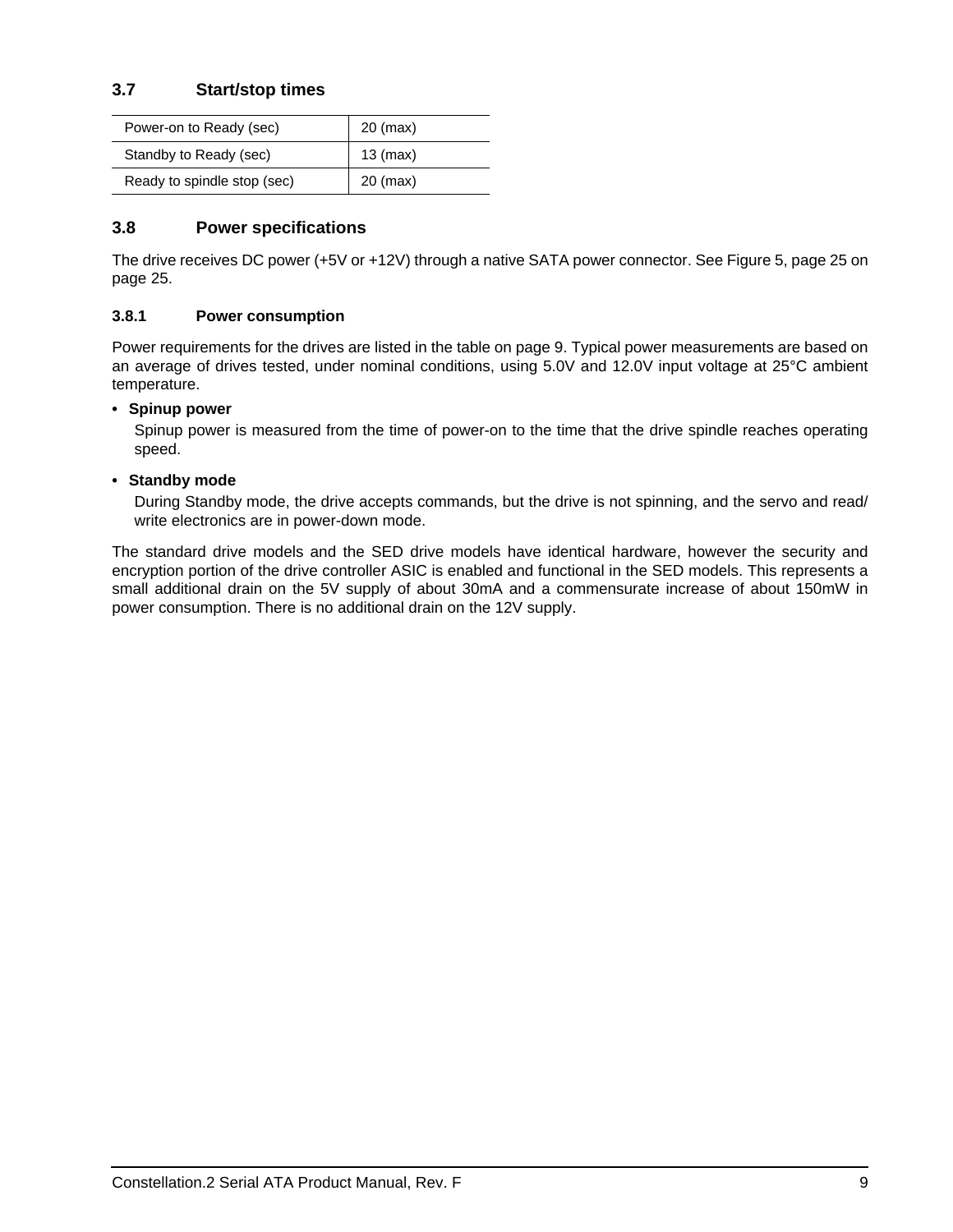### 3.7 Start/stop times

| | |
|---|---|
| Power-on to Ready (sec) | 20 (max) |
| Standby to Ready (sec) | 13 (max) |
| Ready to spindle stop (sec) | 20 (max) |

### 3.8 Power specifications

The drive receives DC power (+5V or +12V) through a native SATA power connector. See Figure 5, page 25 on page 25.

#### 3.8.1 Power consumption

Power requirements for the drives are listed in the table on page 9. Typical power measurements are based on an average of drives tested, under nominal conditions, using 5.0V and 12.0V input voltage at 25°C ambient temperature.

- **Spinup power**

  Spinup power is measured from the time of power-on to the time that the drive spindle reaches operating speed.

- **Standby mode**

  During Standby mode, the drive accepts commands, but the drive is not spinning, and the servo and read/write electronics are in power-down mode.

The standard drive models and the SED drive models have identical hardware, however the security and encryption portion of the drive controller ASIC is enabled and functional in the SED models. This represents a small additional drain on the 5V supply of about 30mA and a commensurate increase of about 150mW in power consumption. There is no additional drain on the 12V supply.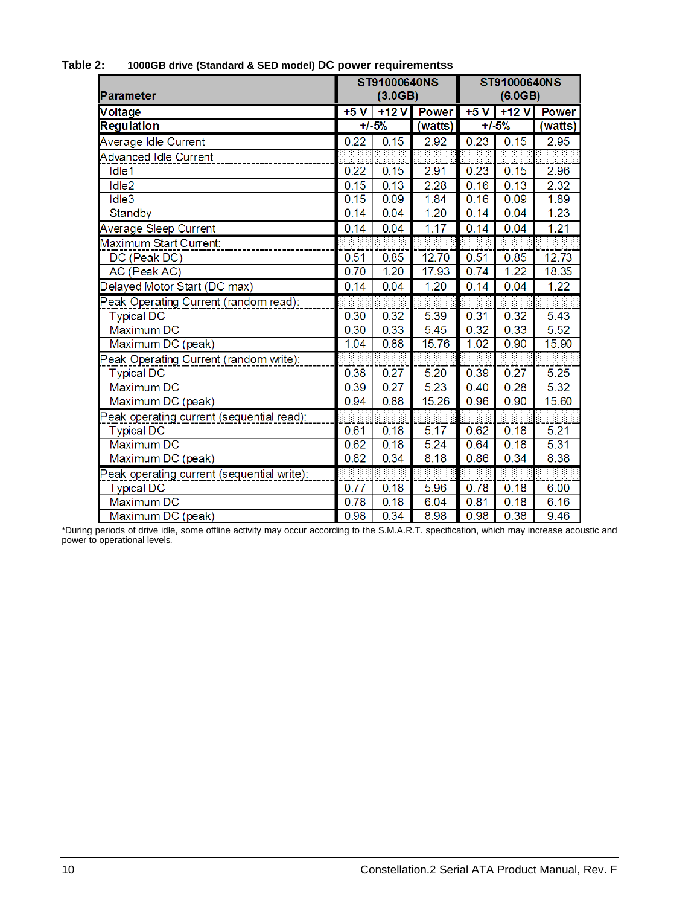**Table 2: 1000GB drive (Standard & SED model) DC power requirementss**

| Parameter | ST91000640NS (3.0GB) | | | ST91000640NS (6.0GB) | | |
|---|---|---|---|---|---|---|
| **Voltage** | **+5 V** | **+12 V** | **Power** | **+5 V** | **+12 V** | **Power** |
| **Regulation** | **+/-5%** | | **(watts)** | **+/-5%** | | **(watts)** |
| Average Idle Current | 0.22 | 0.15 | 2.92 | 0.23 | 0.15 | 2.95 |
| Advanced Idle Current | | | | | | |
| Idle1 | 0.22 | 0.15 | 2.91 | 0.23 | 0.15 | 2.96 |
| Idle2 | 0.15 | 0.13 | 2.28 | 0.16 | 0.13 | 2.32 |
| Idle3 | 0.15 | 0.09 | 1.84 | 0.16 | 0.09 | 1.89 |
| Standby | 0.14 | 0.04 | 1.20 | 0.14 | 0.04 | 1.23 |
| Average Sleep Current | 0.14 | 0.04 | 1.17 | 0.14 | 0.04 | 1.21 |
| Maximum Start Current: | | | | | | |
| DC (Peak DC) | 0.51 | 0.85 | 12.70 | 0.51 | 0.85 | 12.73 |
| AC (Peak AC) | 0.70 | 1.20 | 17.93 | 0.74 | 1.22 | 18.35 |
| Delayed Motor Start (DC max) | 0.14 | 0.04 | 1.20 | 0.14 | 0.04 | 1.22 |
| Peak Operating Current (random read): | | | | | | |
| Typical DC | 0.30 | 0.32 | 5.39 | 0.31 | 0.32 | 5.43 |
| Maximum DC | 0.30 | 0.33 | 5.45 | 0.32 | 0.33 | 5.52 |
| Maximum DC (peak) | 1.04 | 0.88 | 15.76 | 1.02 | 0.90 | 15.90 |
| Peak Operating Current (random write): | | | | | | |
| Typical DC | 0.38 | 0.27 | 5.20 | 0.39 | 0.27 | 5.25 |
| Maximum DC | 0.39 | 0.27 | 5.23 | 0.40 | 0.28 | 5.32 |
| Maximum DC (peak) | 0.94 | 0.88 | 15.26 | 0.96 | 0.90 | 15.60 |
| Peak operating current (sequential read): | | | | | | |
| Typical DC | 0.61 | 0.18 | 5.17 | 0.62 | 0.18 | 5.21 |
| Maximum DC | 0.62 | 0.18 | 5.24 | 0.64 | 0.18 | 5.31 |
| Maximum DC (peak) | 0.82 | 0.34 | 8.18 | 0.86 | 0.34 | 8.38 |
| Peak operating current (sequential write): | | | | | | |
| Typical DC | 0.77 | 0.18 | 5.96 | 0.78 | 0.18 | 6.00 |
| Maximum DC | 0.78 | 0.18 | 6.04 | 0.81 | 0.18 | 6.16 |
| Maximum DC (peak) | 0.98 | 0.34 | 8.98 | 0.98 | 0.38 | 9.46 |

*During periods of drive idle, some offline activity may occur according to the S.M.A.R.T. specification, which may increase acoustic and power to operational levels.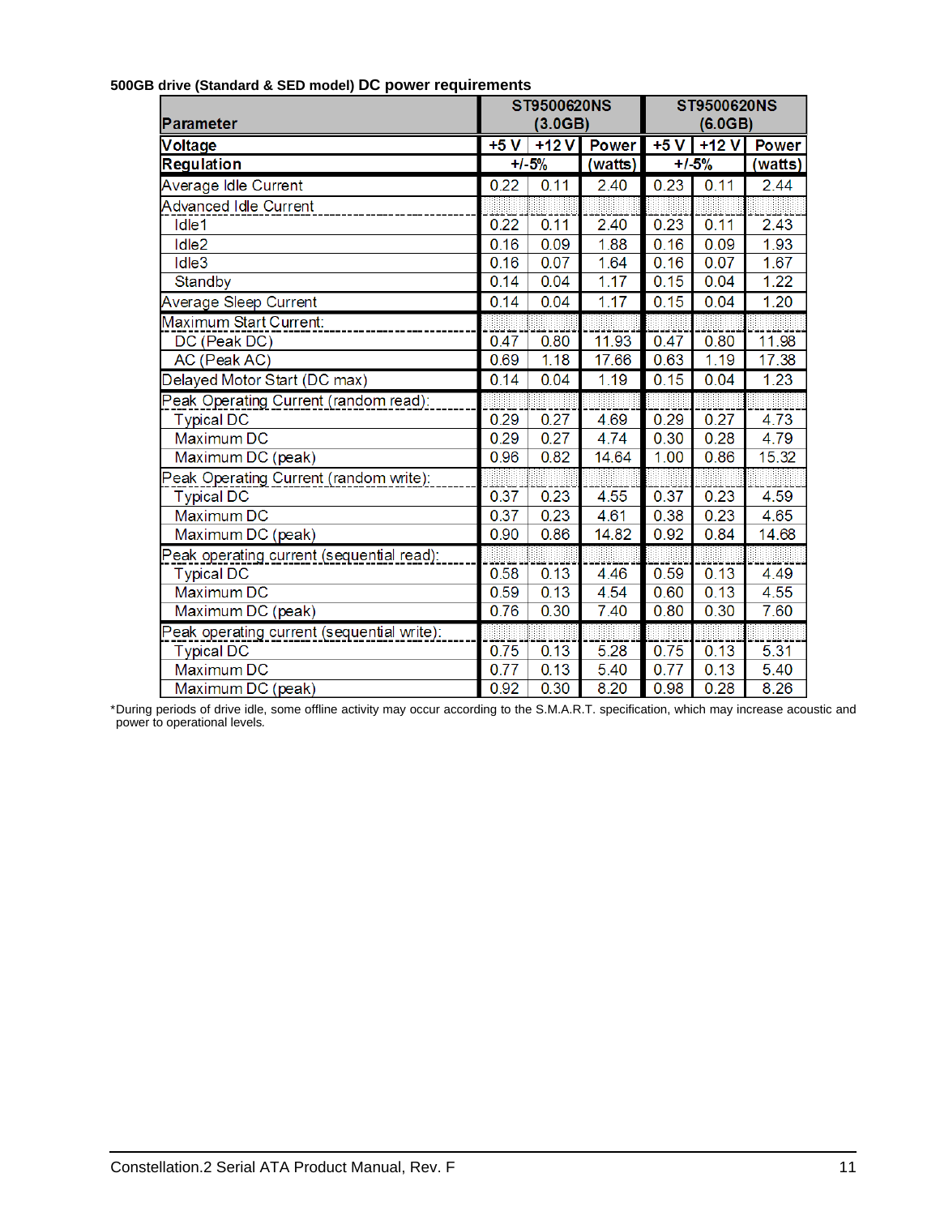**500GB drive (Standard & SED model) DC power requirements**

| Parameter | ST9500620NS (3.0GB) | | | ST9500620NS (6.0GB) | | |
|---|---|---|---|---|---|---|
| Voltage | +5 V | +12 V | Power | +5 V | +12 V | Power |
| Regulation | +/-5% | | (watts) | +/-5% | | (watts) |
| Average Idle Current | 0.22 | 0.11 | 2.40 | 0.23 | 0.11 | 2.44 |
| Advanced Idle Current | | | | | | |
| Idle1 | 0.22 | 0.11 | 2.40 | 0.23 | 0.11 | 2.43 |
| Idle2 | 0.16 | 0.09 | 1.88 | 0.16 | 0.09 | 1.93 |
| Idle3 | 0.16 | 0.07 | 1.64 | 0.16 | 0.07 | 1.67 |
| Standby | 0.14 | 0.04 | 1.17 | 0.15 | 0.04 | 1.22 |
| Average Sleep Current | 0.14 | 0.04 | 1.17 | 0.15 | 0.04 | 1.20 |
| Maximum Start Current: | | | | | | |
| DC (Peak DC) | 0.47 | 0.80 | 11.93 | 0.47 | 0.80 | 11.98 |
| AC (Peak AC) | 0.69 | 1.18 | 17.66 | 0.63 | 1.19 | 17.38 |
| Delayed Motor Start (DC max) | 0.14 | 0.04 | 1.19 | 0.15 | 0.04 | 1.23 |
| Peak Operating Current (random read): | | | | | | |
| Typical DC | 0.29 | 0.27 | 4.69 | 0.29 | 0.27 | 4.73 |
| Maximum DC | 0.29 | 0.27 | 4.74 | 0.30 | 0.28 | 4.79 |
| Maximum DC (peak) | 0.96 | 0.82 | 14.64 | 1.00 | 0.86 | 15.32 |
| Peak Operating Current (random write): | | | | | | |
| Typical DC | 0.37 | 0.23 | 4.55 | 0.37 | 0.23 | 4.59 |
| Maximum DC | 0.37 | 0.23 | 4.61 | 0.38 | 0.23 | 4.65 |
| Maximum DC (peak) | 0.90 | 0.86 | 14.82 | 0.92 | 0.84 | 14.68 |
| Peak operating current (sequential read): | | | | | | |
| Typical DC | 0.58 | 0.13 | 4.46 | 0.59 | 0.13 | 4.49 |
| Maximum DC | 0.59 | 0.13 | 4.54 | 0.60 | 0.13 | 4.55 |
| Maximum DC (peak) | 0.76 | 0.30 | 7.40 | 0.80 | 0.30 | 7.60 |
| Peak operating current (sequential write): | | | | | | |
| Typical DC | 0.75 | 0.13 | 5.28 | 0.75 | 0.13 | 5.31 |
| Maximum DC | 0.77 | 0.13 | 5.40 | 0.77 | 0.13 | 5.40 |
| Maximum DC (peak) | 0.92 | 0.30 | 8.20 | 0.98 | 0.28 | 8.26 |

*During periods of drive idle, some offline activity may occur according to the S.M.A.R.T. specification, which may increase acoustic and power to operational levels.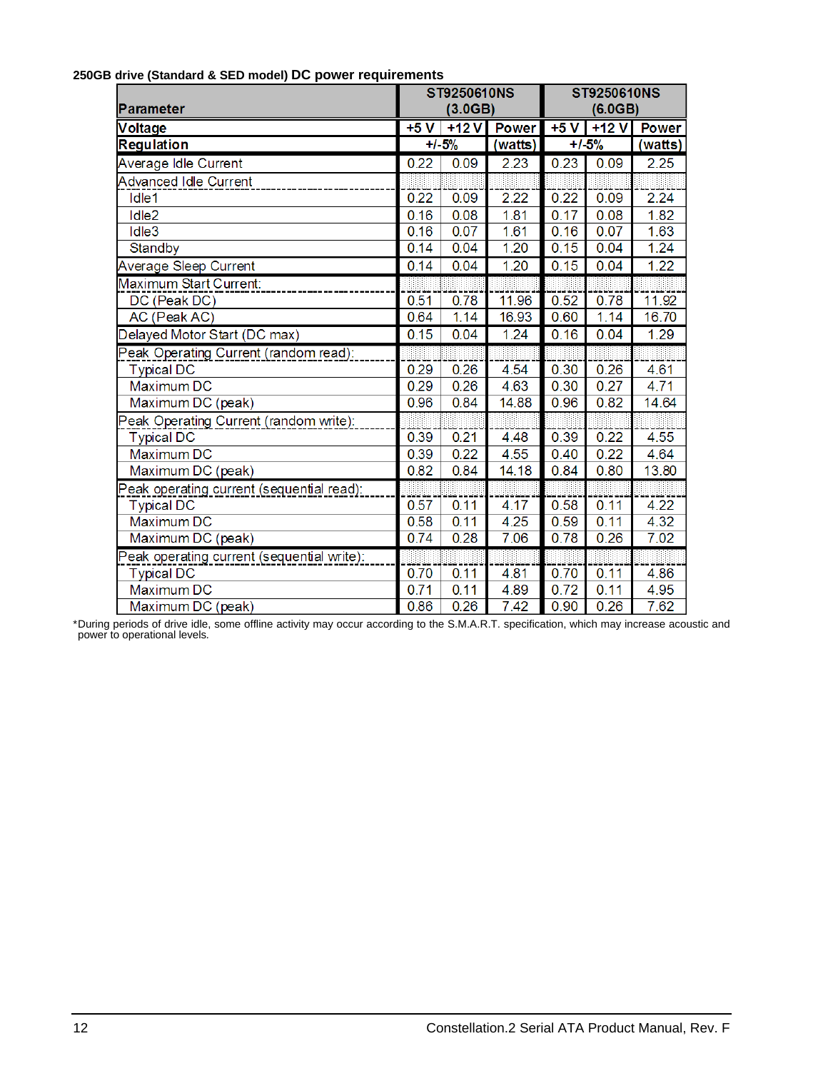**250GB drive (Standard & SED model) DC power requirements**

| Parameter | ST9250610NS (3.0GB) | | | ST9250610NS (6.0GB) | | |
|---|---|---|---|---|---|---|
| Voltage | +5 V | +12 V | Power | +5 V | +12 V | Power |
| Regulation | +/-5% | | (watts) | +/-5% | | (watts) |
| Average Idle Current | 0.22 | 0.09 | 2.23 | 0.23 | 0.09 | 2.25 |
| Advanced Idle Current | | | | | | |
| Idle1 | 0.22 | 0.09 | 2.22 | 0.22 | 0.09 | 2.24 |
| Idle2 | 0.16 | 0.08 | 1.81 | 0.17 | 0.08 | 1.82 |
| Idle3 | 0.16 | 0.07 | 1.61 | 0.16 | 0.07 | 1.63 |
| Standby | 0.14 | 0.04 | 1.20 | 0.15 | 0.04 | 1.24 |
| Average Sleep Current | 0.14 | 0.04 | 1.20 | 0.15 | 0.04 | 1.22 |
| Maximum Start Current: | | | | | | |
| DC (Peak DC) | 0.51 | 0.78 | 11.96 | 0.52 | 0.78 | 11.92 |
| AC (Peak AC) | 0.64 | 1.14 | 16.93 | 0.60 | 1.14 | 16.70 |
| Delayed Motor Start (DC max) | 0.15 | 0.04 | 1.24 | 0.16 | 0.04 | 1.29 |
| Peak Operating Current (random read): | | | | | | |
| Typical DC | 0.29 | 0.26 | 4.54 | 0.30 | 0.26 | 4.61 |
| Maximum DC | 0.29 | 0.26 | 4.63 | 0.30 | 0.27 | 4.71 |
| Maximum DC (peak) | 0.96 | 0.84 | 14.88 | 0.96 | 0.82 | 14.64 |
| Peak Operating Current (random write): | | | | | | |
| Typical DC | 0.39 | 0.21 | 4.48 | 0.39 | 0.22 | 4.55 |
| Maximum DC | 0.39 | 0.22 | 4.55 | 0.40 | 0.22 | 4.64 |
| Maximum DC (peak) | 0.82 | 0.84 | 14.18 | 0.84 | 0.80 | 13.80 |
| Peak operating current (sequential read): | | | | | | |
| Typical DC | 0.57 | 0.11 | 4.17 | 0.58 | 0.11 | 4.22 |
| Maximum DC | 0.58 | 0.11 | 4.25 | 0.59 | 0.11 | 4.32 |
| Maximum DC (peak) | 0.74 | 0.28 | 7.06 | 0.78 | 0.26 | 7.02 |
| Peak operating current (sequential write): | | | | | | |
| Typical DC | 0.70 | 0.11 | 4.81 | 0.70 | 0.11 | 4.86 |
| Maximum DC | 0.71 | 0.11 | 4.89 | 0.72 | 0.11 | 4.95 |
| Maximum DC (peak) | 0.86 | 0.26 | 7.42 | 0.90 | 0.26 | 7.62 |

*During periods of drive idle, some offline activity may occur according to the S.M.A.R.T. specification, which may increase acoustic and power to operational levels.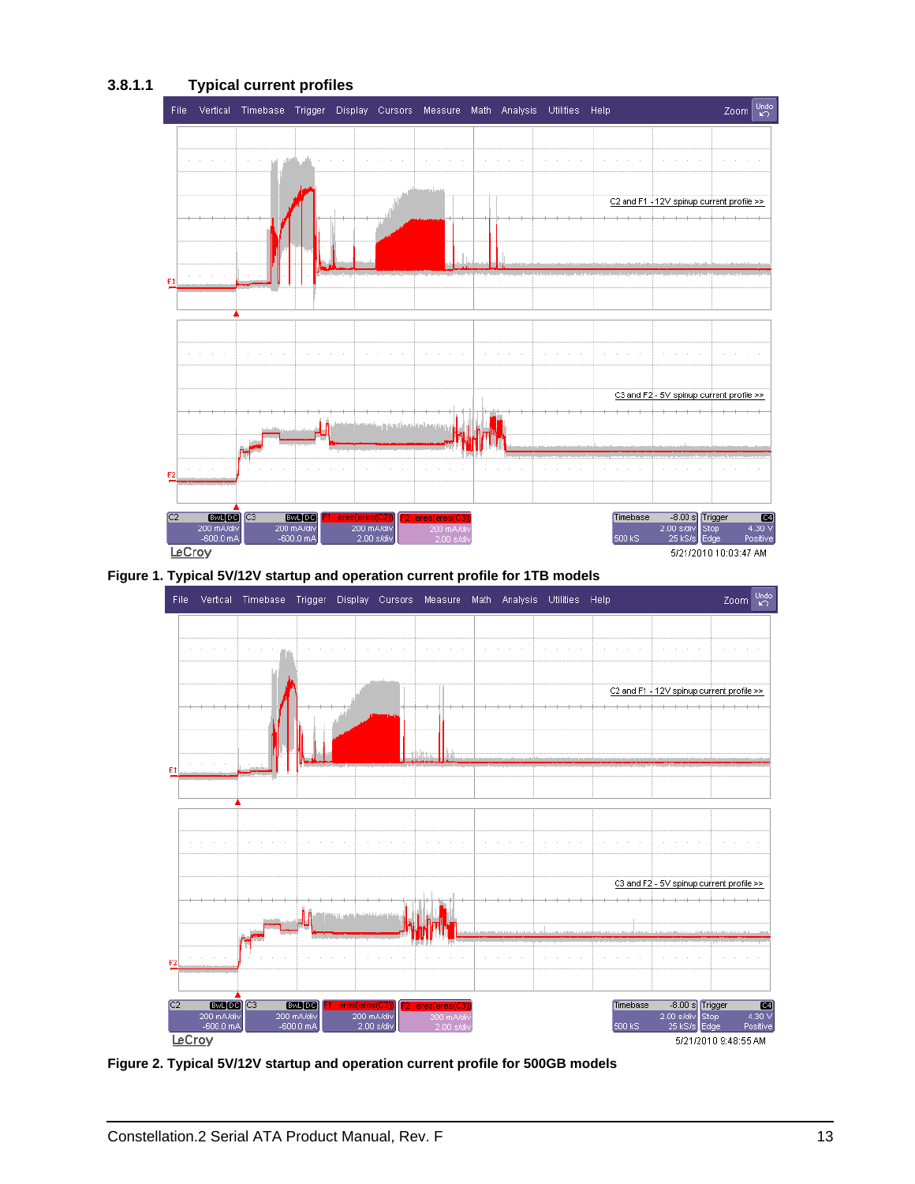### 3.8.1.1 Typical current profiles

Figure 1. Typical 5V/12V startup and operation current profile for 1TB models

Figure 2. Typical 5V/12V startup and operation current profile for 500GB models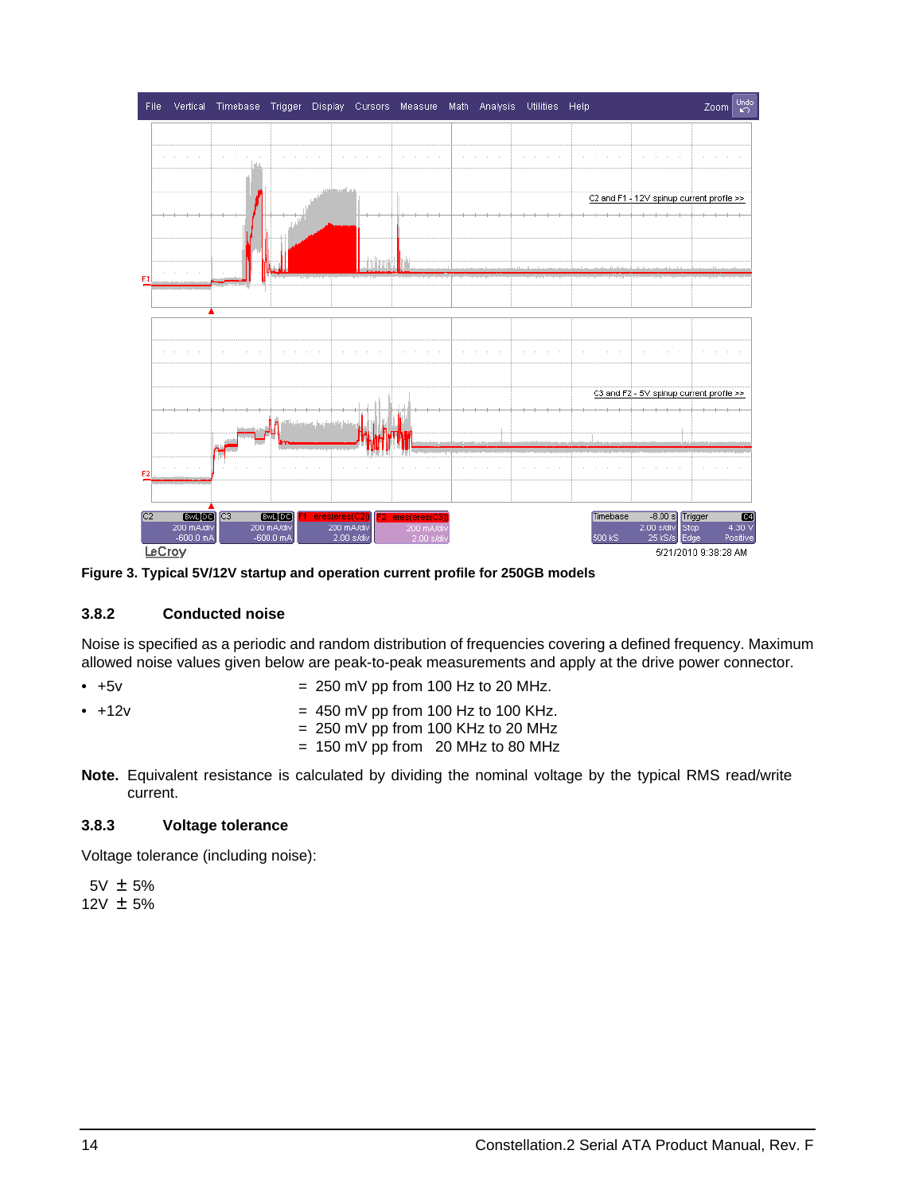Figure 3. Typical 5V/12V startup and operation current profile for 250GB models

### 3.8.2 Conducted noise

Noise is specified as a periodic and random distribution of frequencies covering a defined frequency. Maximum allowed noise values given below are peak-to-peak measurements and apply at the drive power connector.

- +5v = 250 mV pp from 100 Hz to 20 MHz.
- +12v = 450 mV pp from 100 Hz to 100 KHz.
  = 250 mV pp from 100 KHz to 20 MHz
  = 150 mV pp from 20 MHz to 80 MHz

**Note.** Equivalent resistance is calculated by dividing the nominal voltage by the typical RMS read/write current.

### 3.8.3 Voltage tolerance

Voltage tolerance (including noise):

5V ± 5%
12V ± 5%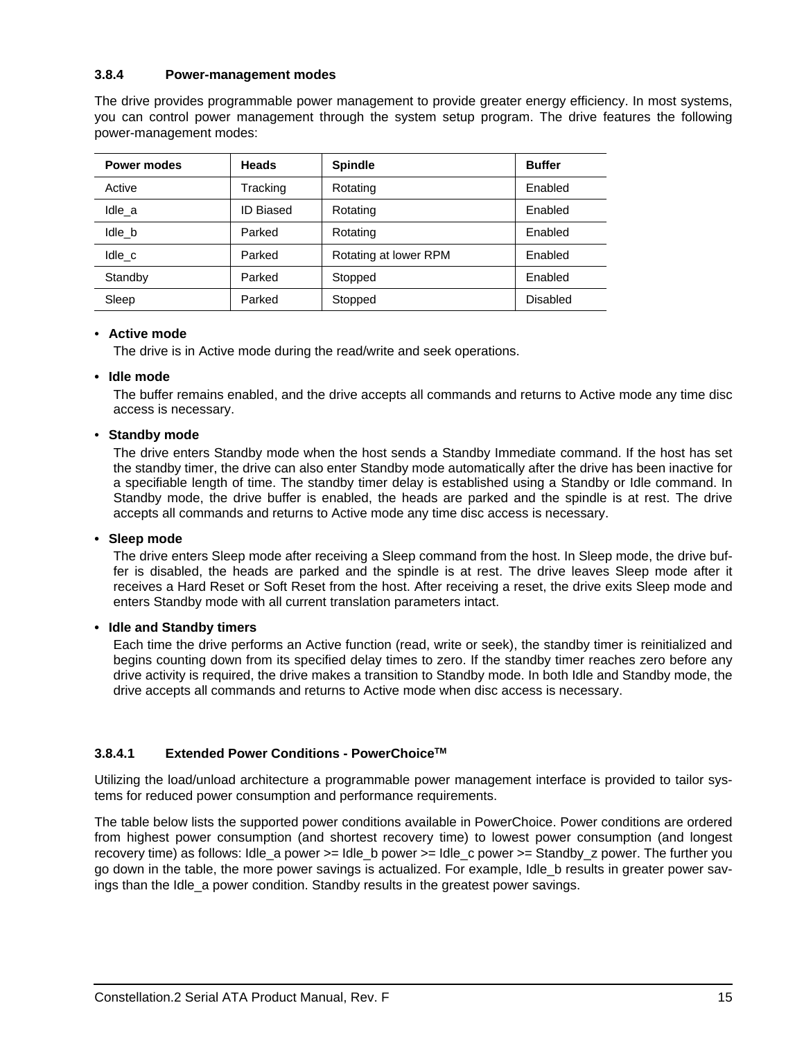### 3.8.4 Power-management modes

The drive provides programmable power management to provide greater energy efficiency. In most systems, you can control power management through the system setup program. The drive features the following power-management modes:

| Power modes | Heads | Spindle | Buffer |
|---|---|---|---|
| Active | Tracking | Rotating | Enabled |
| Idle_a | ID Biased | Rotating | Enabled |
| Idle_b | Parked | Rotating | Enabled |
| Idle_c | Parked | Rotating at lower RPM | Enabled |
| Standby | Parked | Stopped | Enabled |
| Sleep | Parked | Stopped | Disabled |

- **Active mode**
  The drive is in Active mode during the read/write and seek operations.
- **Idle mode**
  The buffer remains enabled, and the drive accepts all commands and returns to Active mode any time disc access is necessary.
- **Standby mode**
  The drive enters Standby mode when the host sends a Standby Immediate command. If the host has set the standby timer, the drive can also enter Standby mode automatically after the drive has been inactive for a specifiable length of time. The standby timer delay is established using a Standby or Idle command. In Standby mode, the drive buffer is enabled, the heads are parked and the spindle is at rest. The drive accepts all commands and returns to Active mode any time disc access is necessary.
- **Sleep mode**
  The drive enters Sleep mode after receiving a Sleep command from the host. In Sleep mode, the drive buffer is disabled, the heads are parked and the spindle is at rest. The drive leaves Sleep mode after it receives a Hard Reset or Soft Reset from the host. After receiving a reset, the drive exits Sleep mode and enters Standby mode with all current translation parameters intact.
- **Idle and Standby timers**
  Each time the drive performs an Active function (read, write or seek), the standby timer is reinitialized and begins counting down from its specified delay times to zero. If the standby timer reaches zero before any drive activity is required, the drive makes a transition to Standby mode. In both Idle and Standby mode, the drive accepts all commands and returns to Active mode when disc access is necessary.

#### 3.8.4.1 Extended Power Conditions - PowerChoice™

Utilizing the load/unload architecture a programmable power management interface is provided to tailor systems for reduced power consumption and performance requirements.

The table below lists the supported power conditions available in PowerChoice. Power conditions are ordered from highest power consumption (and shortest recovery time) to lowest power consumption (and longest recovery time) as follows: Idle_a power >= Idle_b power >= Idle_c power >= Standby_z power. The further you go down in the table, the more power savings is actualized. For example, Idle_b results in greater power savings than the Idle_a power condition. Standby results in the greatest power savings.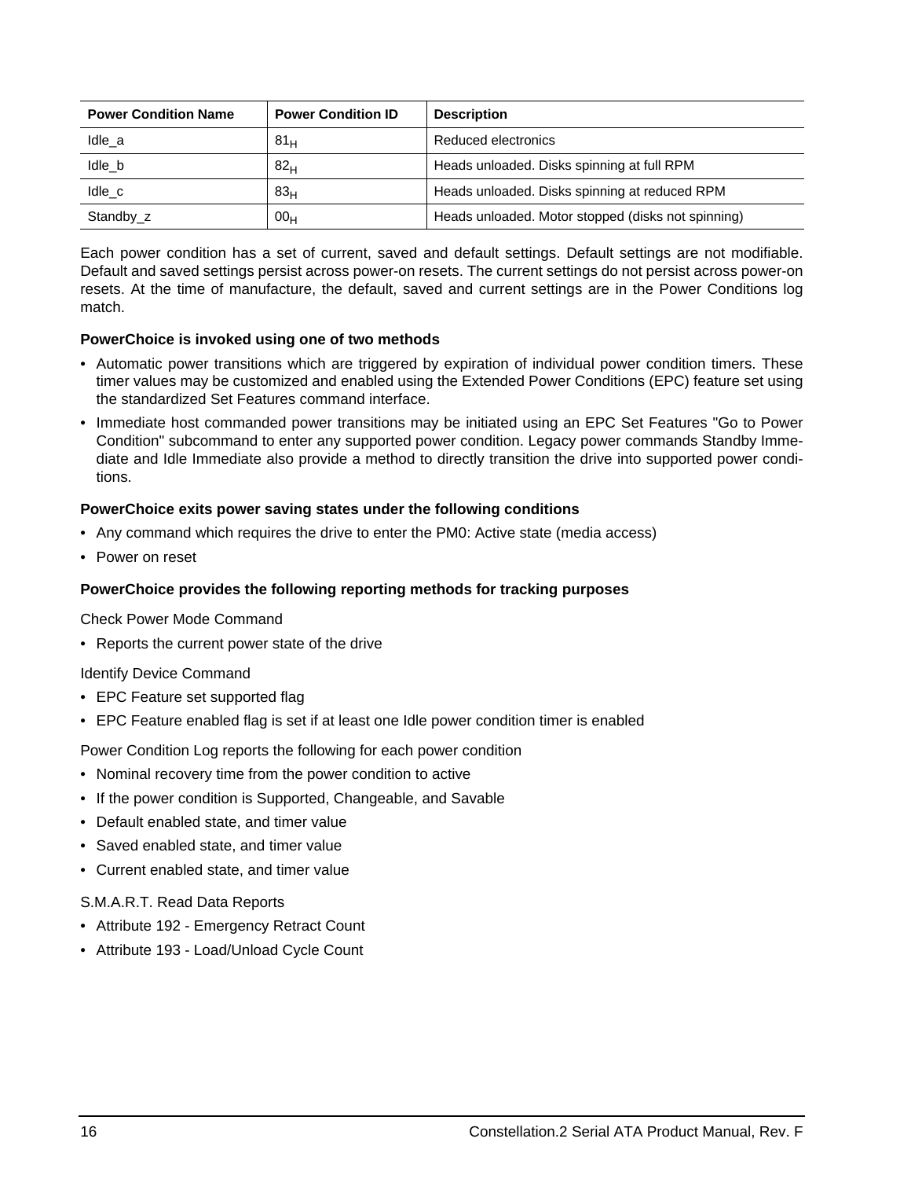| Power Condition Name | Power Condition ID | Description |
|---|---|---|
| Idle_a | $81_H$ | Reduced electronics |
| Idle_b | $82_H$ | Heads unloaded. Disks spinning at full RPM |
| Idle_c | $83_H$ | Heads unloaded. Disks spinning at reduced RPM |
| Standby_z | $00_H$ | Heads unloaded. Motor stopped (disks not spinning) |

Each power condition has a set of current, saved and default settings. Default settings are not modifiable. Default and saved settings persist across power-on resets. The current settings do not persist across power-on resets. At the time of manufacture, the default, saved and current settings are in the Power Conditions log match.

**PowerChoice is invoked using one of two methods**

- Automatic power transitions which are triggered by expiration of individual power condition timers. These timer values may be customized and enabled using the Extended Power Conditions (EPC) feature set using the standardized Set Features command interface.
- Immediate host commanded power transitions may be initiated using an EPC Set Features "Go to Power Condition" subcommand to enter any supported power condition. Legacy power commands Standby Immediate and Idle Immediate also provide a method to directly transition the drive into supported power conditions.

**PowerChoice exits power saving states under the following conditions**

- Any command which requires the drive to enter the PM0: Active state (media access)
- Power on reset

**PowerChoice provides the following reporting methods for tracking purposes**

Check Power Mode Command

- Reports the current power state of the drive

Identify Device Command

- EPC Feature set supported flag
- EPC Feature enabled flag is set if at least one Idle power condition timer is enabled

Power Condition Log reports the following for each power condition

- Nominal recovery time from the power condition to active
- If the power condition is Supported, Changeable, and Savable
- Default enabled state, and timer value
- Saved enabled state, and timer value
- Current enabled state, and timer value

S.M.A.R.T. Read Data Reports

- Attribute 192 - Emergency Retract Count
- Attribute 193 - Load/Unload Cycle Count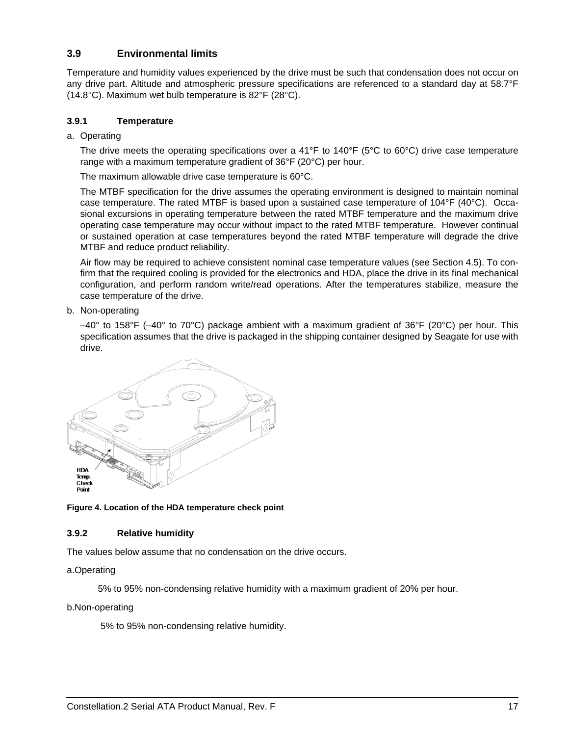### 3.9 Environmental limits

Temperature and humidity values experienced by the drive must be such that condensation does not occur on any drive part. Altitude and atmospheric pressure specifications are referenced to a standard day at 58.7°F (14.8°C). Maximum wet bulb temperature is 82°F (28°C).

#### 3.9.1 Temperature

a. Operating

The drive meets the operating specifications over a 41°F to 140°F (5°C to 60°C) drive case temperature range with a maximum temperature gradient of 36°F (20°C) per hour.

The maximum allowable drive case temperature is 60°C.

The MTBF specification for the drive assumes the operating environment is designed to maintain nominal case temperature. The rated MTBF is based upon a sustained case temperature of 104°F (40°C). Occasional excursions in operating temperature between the rated MTBF temperature and the maximum drive operating case temperature may occur without impact to the rated MTBF temperature. However continual or sustained operation at case temperatures beyond the rated MTBF temperature will degrade the drive MTBF and reduce product reliability.

Air flow may be required to achieve consistent nominal case temperature values (see Section 4.5). To confirm that the required cooling is provided for the electronics and HDA, place the drive in its final mechanical configuration, and perform random write/read operations. After the temperatures stabilize, measure the case temperature of the drive.

b. Non-operating

–40° to 158°F (–40° to 70°C) package ambient with a maximum gradient of 36°F (20°C) per hour. This specification assumes that the drive is packaged in the shipping container designed by Seagate for use with drive.

HDA Temp. Check Point

**Figure 4. Location of the HDA temperature check point**

#### 3.9.2 Relative humidity

The values below assume that no condensation on the drive occurs.

a.Operating

5% to 95% non-condensing relative humidity with a maximum gradient of 20% per hour.

b.Non-operating

5% to 95% non-condensing relative humidity.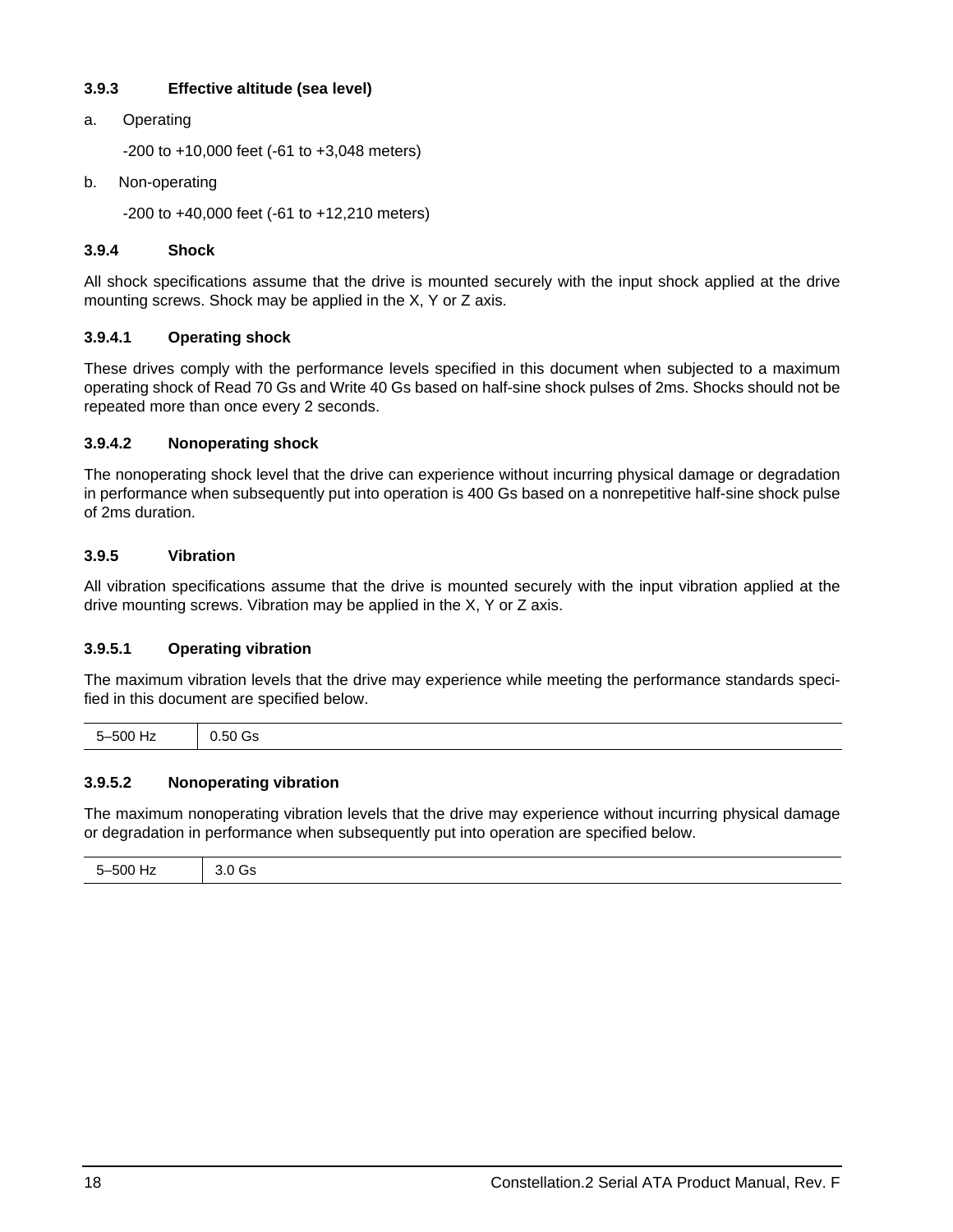### 3.9.3 Effective altitude (sea level)

a. Operating

-200 to +10,000 feet (-61 to +3,048 meters)

b. Non-operating

-200 to +40,000 feet (-61 to +12,210 meters)

### 3.9.4 Shock

All shock specifications assume that the drive is mounted securely with the input shock applied at the drive mounting screws. Shock may be applied in the X, Y or Z axis.

#### 3.9.4.1 Operating shock

These drives comply with the performance levels specified in this document when subjected to a maximum operating shock of Read 70 Gs and Write 40 Gs based on half-sine shock pulses of 2ms. Shocks should not be repeated more than once every 2 seconds.

#### 3.9.4.2 Nonoperating shock

The nonoperating shock level that the drive can experience without incurring physical damage or degradation in performance when subsequently put into operation is 400 Gs based on a nonrepetitive half-sine shock pulse of 2ms duration.

### 3.9.5 Vibration

All vibration specifications assume that the drive is mounted securely with the input vibration applied at the drive mounting screws. Vibration may be applied in the X, Y or Z axis.

#### 3.9.5.1 Operating vibration

The maximum vibration levels that the drive may experience while meeting the performance standards specified in this document are specified below.

| 5–500 Hz | 0.50 Gs |
|---|---|

#### 3.9.5.2 Nonoperating vibration

The maximum nonoperating vibration levels that the drive may experience without incurring physical damage or degradation in performance when subsequently put into operation are specified below.

| 5–500 Hz | 3.0 Gs |
|---|---|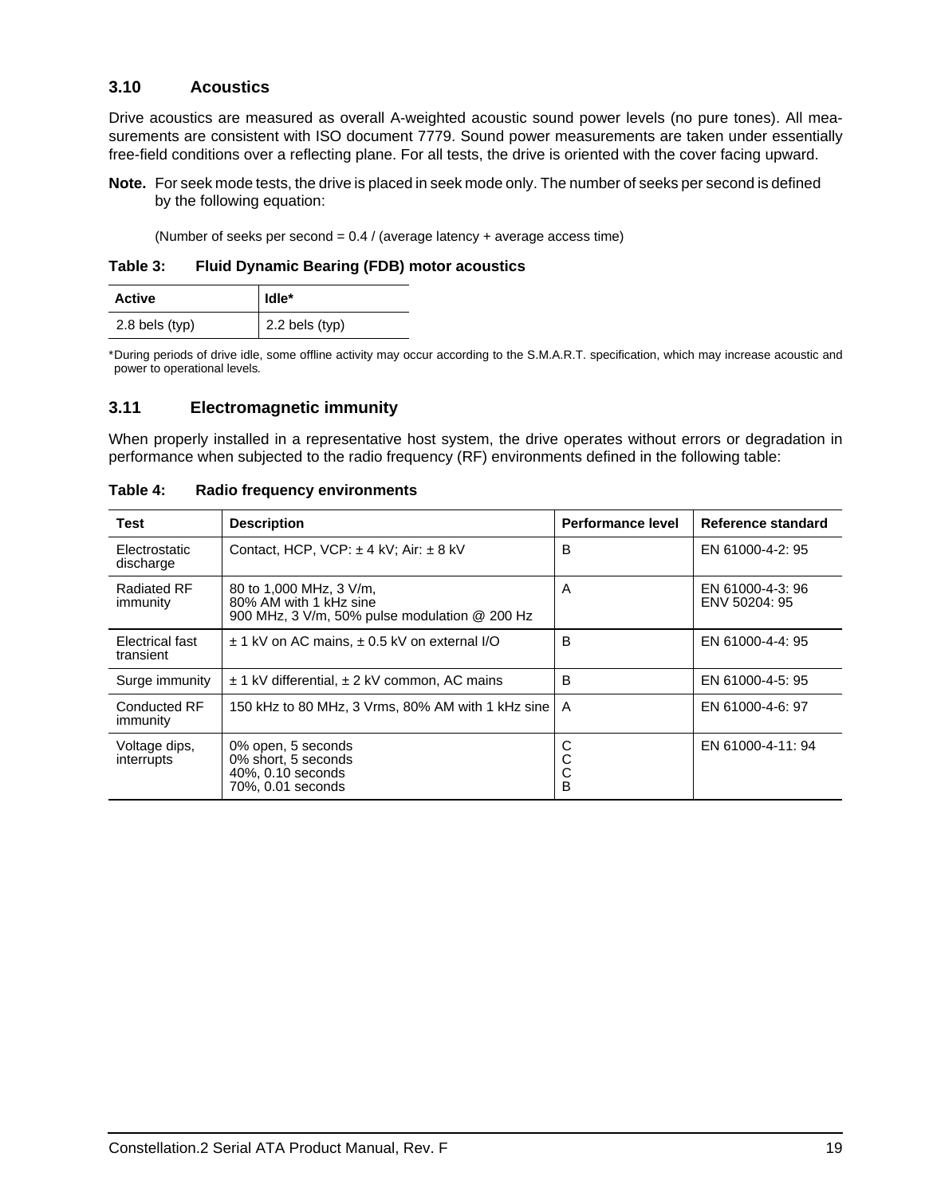### 3.10 Acoustics

Drive acoustics are measured as overall A-weighted acoustic sound power levels (no pure tones). All measurements are consistent with ISO document 7779. Sound power measurements are taken under essentially free-field conditions over a reflecting plane. For all tests, the drive is oriented with the cover facing upward.

**Note.** For seek mode tests, the drive is placed in seek mode only. The number of seeks per second is defined by the following equation:

(Number of seeks per second = 0.4 / (average latency + average access time)

**Table 3: Fluid Dynamic Bearing (FDB) motor acoustics**

| Active | Idle* |
|---|---|
| 2.8 bels (typ) | 2.2 bels (typ) |

*During periods of drive idle, some offline activity may occur according to the S.M.A.R.T. specification, which may increase acoustic and power to operational levels.

### 3.11 Electromagnetic immunity

When properly installed in a representative host system, the drive operates without errors or degradation in performance when subjected to the radio frequency (RF) environments defined in the following table:

**Table 4: Radio frequency environments**

| Test | Description | Performance level | Reference standard |
|---|---|---|---|
| Electrostatic discharge | Contact, HCP, VCP: ± 4 kV; Air: ± 8 kV | B | EN 61000-4-2: 95 |
| Radiated RF immunity | 80 to 1,000 MHz, 3 V/m, 80% AM with 1 kHz sine 900 MHz, 3 V/m, 50% pulse modulation @ 200 Hz | A | EN 61000-4-3: 96 ENV 50204: 95 |
| Electrical fast transient | ± 1 kV on AC mains, ± 0.5 kV on external I/O | B | EN 61000-4-4: 95 |
| Surge immunity | ± 1 kV differential, ± 2 kV common, AC mains | B | EN 61000-4-5: 95 |
| Conducted RF immunity | 150 kHz to 80 MHz, 3 Vrms, 80% AM with 1 kHz sine | A | EN 61000-4-6: 97 |
| Voltage dips, interrupts | 0% open, 5 seconds<br>0% short, 5 seconds<br>40%, 0.10 seconds<br>70%, 0.01 seconds | C<br>C<br>C<br>B | EN 61000-4-11: 94 |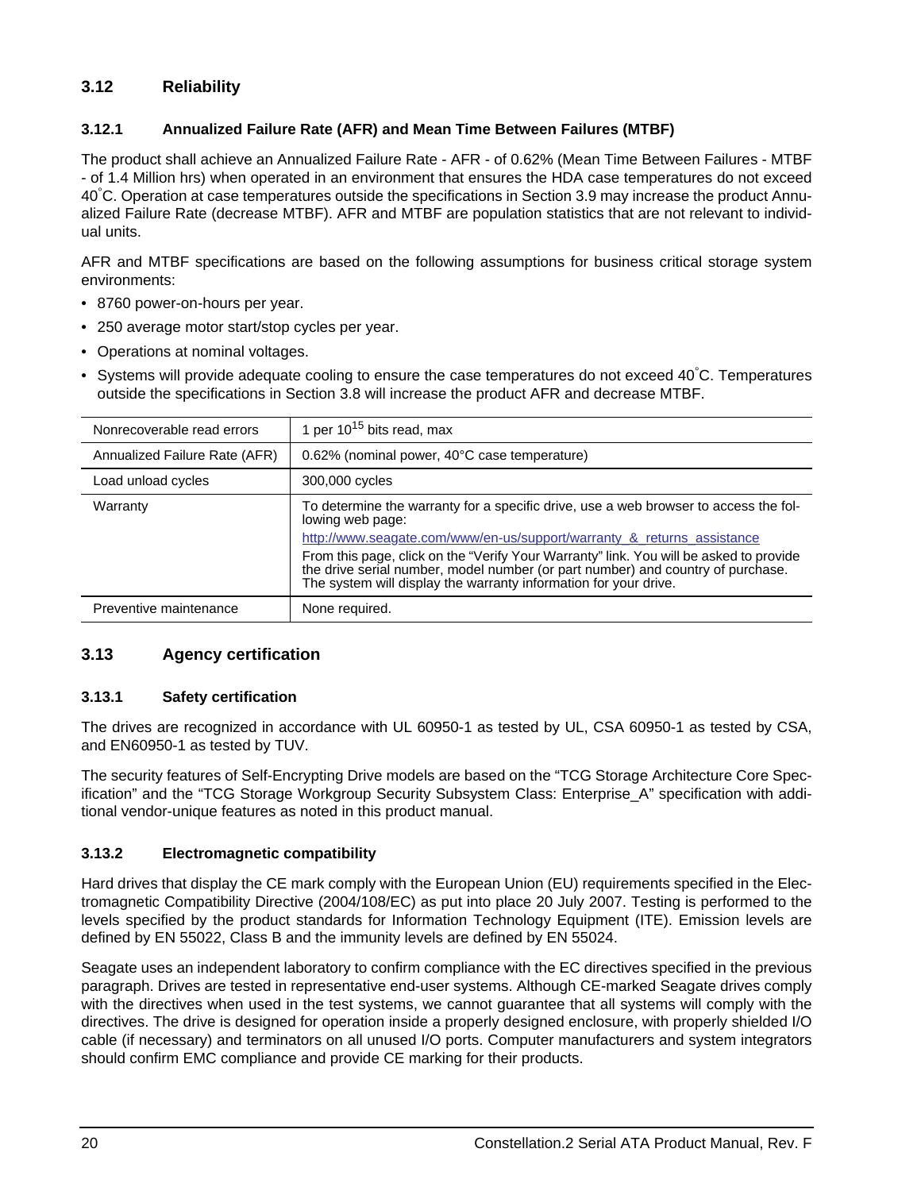### 3.12 Reliability

#### 3.12.1 Annualized Failure Rate (AFR) and Mean Time Between Failures (MTBF)

The product shall achieve an Annualized Failure Rate - AFR - of 0.62% (Mean Time Between Failures - MTBF - of 1.4 Million hrs) when operated in an environment that ensures the HDA case temperatures do not exceed 40°C. Operation at case temperatures outside the specifications in Section 3.9 may increase the product Annualized Failure Rate (decrease MTBF). AFR and MTBF are population statistics that are not relevant to individual units.

AFR and MTBF specifications are based on the following assumptions for business critical storage system environments:

- 8760 power-on-hours per year.
- 250 average motor start/stop cycles per year.
- Operations at nominal voltages.
- Systems will provide adequate cooling to ensure the case temperatures do not exceed 40°C. Temperatures outside the specifications in Section 3.8 will increase the product AFR and decrease MTBF.

| | |
|---|---|
| Nonrecoverable read errors | 1 per $10^{15}$ bits read, max |
| Annualized Failure Rate (AFR) | 0.62% (nominal power, 40°C case temperature) |
| Load unload cycles | 300,000 cycles |
| Warranty | To determine the warranty for a specific drive, use a web browser to access the following web page: http://www.seagate.com/www/en-us/support/warranty_&_returns_assistance From this page, click on the “Verify Your Warranty” link. You will be asked to provide the drive serial number, model number (or part number) and country of purchase. The system will display the warranty information for your drive. |
| Preventive maintenance | None required. |

### 3.13 Agency certification

#### 3.13.1 Safety certification

The drives are recognized in accordance with UL 60950-1 as tested by UL, CSA 60950-1 as tested by CSA, and EN60950-1 as tested by TUV.

The security features of Self-Encrypting Drive models are based on the “TCG Storage Architecture Core Specification” and the “TCG Storage Workgroup Security Subsystem Class: Enterprise_A” specification with additional vendor-unique features as noted in this product manual.

#### 3.13.2 Electromagnetic compatibility

Hard drives that display the CE mark comply with the European Union (EU) requirements specified in the Electromagnetic Compatibility Directive (2004/108/EC) as put into place 20 July 2007. Testing is performed to the levels specified by the product standards for Information Technology Equipment (ITE). Emission levels are defined by EN 55022, Class B and the immunity levels are defined by EN 55024.

Seagate uses an independent laboratory to confirm compliance with the EC directives specified in the previous paragraph. Drives are tested in representative end-user systems. Although CE-marked Seagate drives comply with the directives when used in the test systems, we cannot guarantee that all systems will comply with the directives. The drive is designed for operation inside a properly designed enclosure, with properly shielded I/O cable (if necessary) and terminators on all unused I/O ports. Computer manufacturers and system integrators should confirm EMC compliance and provide CE marking for their products.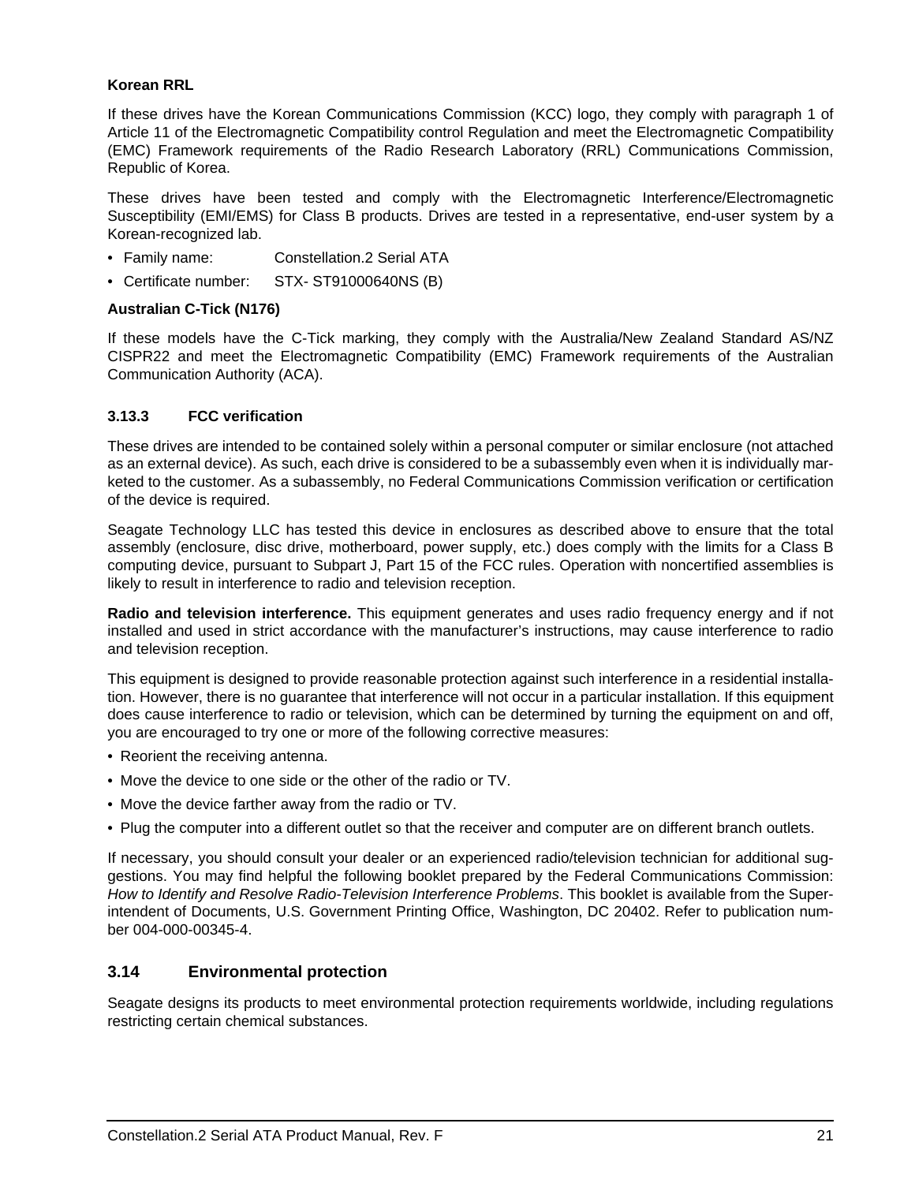**Korean RRL**

If these drives have the Korean Communications Commission (KCC) logo, they comply with paragraph 1 of Article 11 of the Electromagnetic Compatibility control Regulation and meet the Electromagnetic Compatibility (EMC) Framework requirements of the Radio Research Laboratory (RRL) Communications Commission, Republic of Korea.

These drives have been tested and comply with the Electromagnetic Interference/Electromagnetic Susceptibility (EMI/EMS) for Class B products. Drives are tested in a representative, end-user system by a Korean-recognized lab.

- Family name: Constellation.2 Serial ATA
- Certificate number: STX- ST91000640NS (B)

**Australian C-Tick (N176)**

If these models have the C-Tick marking, they comply with the Australia/New Zealand Standard AS/NZ CISPR22 and meet the Electromagnetic Compatibility (EMC) Framework requirements of the Australian Communication Authority (ACA).

### 3.13.3 FCC verification

These drives are intended to be contained solely within a personal computer or similar enclosure (not attached as an external device). As such, each drive is considered to be a subassembly even when it is individually marketed to the customer. As a subassembly, no Federal Communications Commission verification or certification of the device is required.

Seagate Technology LLC has tested this device in enclosures as described above to ensure that the total assembly (enclosure, disc drive, motherboard, power supply, etc.) does comply with the limits for a Class B computing device, pursuant to Subpart J, Part 15 of the FCC rules. Operation with noncertified assemblies is likely to result in interference to radio and television reception.

**Radio and television interference.** This equipment generates and uses radio frequency energy and if not installed and used in strict accordance with the manufacturer's instructions, may cause interference to radio and television reception.

This equipment is designed to provide reasonable protection against such interference in a residential installation. However, there is no guarantee that interference will not occur in a particular installation. If this equipment does cause interference to radio or television, which can be determined by turning the equipment on and off, you are encouraged to try one or more of the following corrective measures:

- Reorient the receiving antenna.
- Move the device to one side or the other of the radio or TV.
- Move the device farther away from the radio or TV.
- Plug the computer into a different outlet so that the receiver and computer are on different branch outlets.

If necessary, you should consult your dealer or an experienced radio/television technician for additional suggestions. You may find helpful the following booklet prepared by the Federal Communications Commission: *How to Identify and Resolve Radio-Television Interference Problems*. This booklet is available from the Superintendent of Documents, U.S. Government Printing Office, Washington, DC 20402. Refer to publication number 004-000-00345-4.

## 3.14 Environmental protection

Seagate designs its products to meet environmental protection requirements worldwide, including regulations restricting certain chemical substances.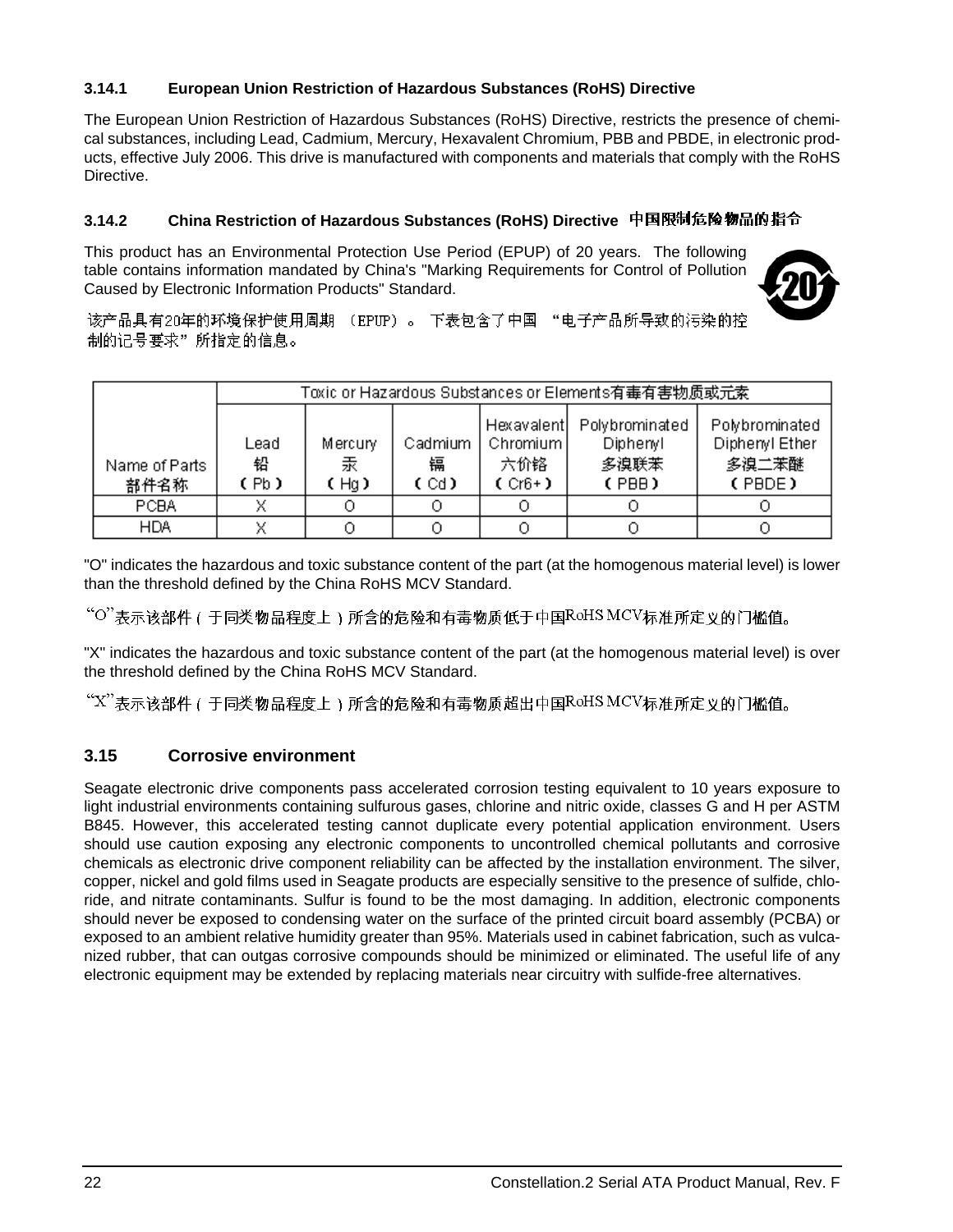### 3.14.1 European Union Restriction of Hazardous Substances (RoHS) Directive

The European Union Restriction of Hazardous Substances (RoHS) Directive, restricts the presence of chemical substances, including Lead, Cadmium, Mercury, Hexavalent Chromium, PBB and PBDE, in electronic products, effective July 2006. This drive is manufactured with components and materials that comply with the RoHS Directive.

### 3.14.2 China Restriction of Hazardous Substances (RoHS) Directive 中国限制危险物品的指令

This product has an Environmental Protection Use Period (EPUP) of 20 years. The following table contains information mandated by China's "Marking Requirements for Control of Pollution Caused by Electronic Information Products" Standard.

该产品具有20年的环境保护使用周期 （EPUP）。 下表包含了中国 "电子产品所导致的污染的控制的记号要求" 所指定的信息。

| Name of Parts 部件名称 | Toxic or Hazardous Substances or Elements有毒有害物质或元素 | | | | | |
|---|---|---|---|---|---|---|
| | Lead 铅 (Pb) | Mercury 汞 (Hg) | Cadmium 镉 (Cd) | Hexavalent Chromium 六价铬 (Cr6+) | Polybrominated Diphenyl 多溴联苯 (PBB) | Polybrominated Diphenyl Ether 多溴二苯醚 (PBDE) |
| PCBA | X | O | O | O | O | O |
| HDA | X | O | O | O | O | O |

"O" indicates the hazardous and toxic substance content of the part (at the homogenous material level) is lower than the threshold defined by the China RoHS MCV Standard.

"O"表示该部件（于同类物品程度上）所含的危险和有毒物质低于中国RoHS MCV标准所定义的门槛值。

"X" indicates the hazardous and toxic substance content of the part (at the homogenous material level) is over the threshold defined by the China RoHS MCV Standard.

"X"表示该部件（于同类物品程度上）所含的危险和有毒物质超出中国RoHS MCV标准所定义的门槛值。

## 3.15 Corrosive environment

Seagate electronic drive components pass accelerated corrosion testing equivalent to 10 years exposure to light industrial environments containing sulfurous gases, chlorine and nitric oxide, classes G and H per ASTM B845. However, this accelerated testing cannot duplicate every potential application environment. Users should use caution exposing any electronic components to uncontrolled chemical pollutants and corrosive chemicals as electronic drive component reliability can be affected by the installation environment. The silver, copper, nickel and gold films used in Seagate products are especially sensitive to the presence of sulfide, chloride, and nitrate contaminants. Sulfur is found to be the most damaging. In addition, electronic components should never be exposed to condensing water on the surface of the printed circuit board assembly (PCBA) or exposed to an ambient relative humidity greater than 95%. Materials used in cabinet fabrication, such as vulcanized rubber, that can outgas corrosive compounds should be minimized or eliminated. The useful life of any electronic equipment may be extended by replacing materials near circuitry with sulfide-free alternatives.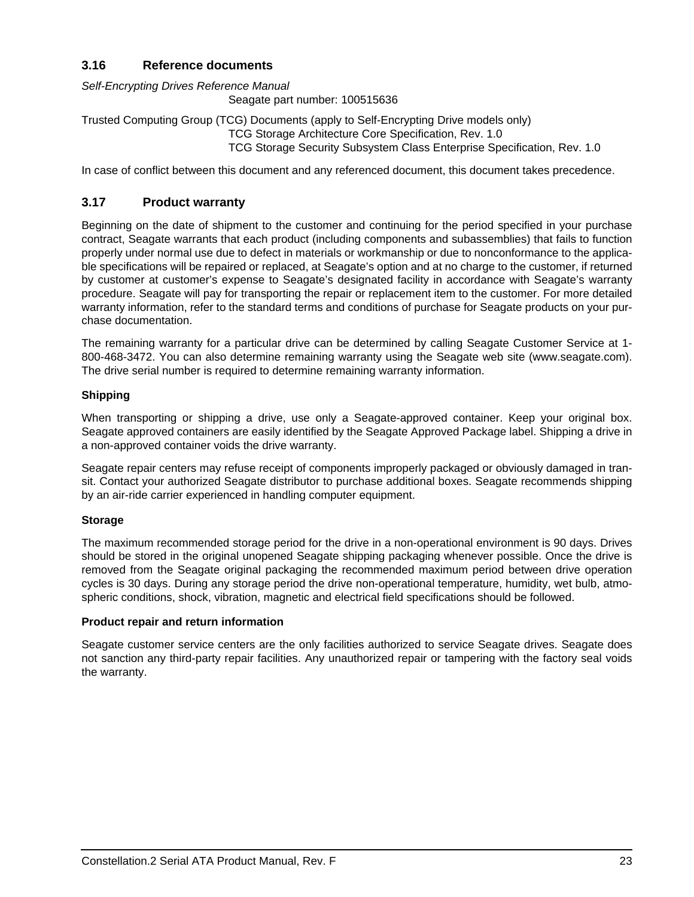## 3.16 Reference documents

*Self-Encrypting Drives Reference Manual*

Seagate part number: 100515636

Trusted Computing Group (TCG) Documents (apply to Self-Encrypting Drive models only)

TCG Storage Architecture Core Specification, Rev. 1.0

TCG Storage Security Subsystem Class Enterprise Specification, Rev. 1.0

In case of conflict between this document and any referenced document, this document takes precedence.

## 3.17 Product warranty

Beginning on the date of shipment to the customer and continuing for the period specified in your purchase contract, Seagate warrants that each product (including components and subassemblies) that fails to function properly under normal use due to defect in materials or workmanship or due to nonconformance to the applicable specifications will be repaired or replaced, at Seagate's option and at no charge to the customer, if returned by customer at customer's expense to Seagate's designated facility in accordance with Seagate's warranty procedure. Seagate will pay for transporting the repair or replacement item to the customer. For more detailed warranty information, refer to the standard terms and conditions of purchase for Seagate products on your purchase documentation.

The remaining warranty for a particular drive can be determined by calling Seagate Customer Service at 1-800-468-3472. You can also determine remaining warranty using the Seagate web site (www.seagate.com). The drive serial number is required to determine remaining warranty information.

**Shipping**

When transporting or shipping a drive, use only a Seagate-approved container. Keep your original box. Seagate approved containers are easily identified by the Seagate Approved Package label. Shipping a drive in a non-approved container voids the drive warranty.

Seagate repair centers may refuse receipt of components improperly packaged or obviously damaged in transit. Contact your authorized Seagate distributor to purchase additional boxes. Seagate recommends shipping by an air-ride carrier experienced in handling computer equipment.

**Storage**

The maximum recommended storage period for the drive in a non-operational environment is 90 days. Drives should be stored in the original unopened Seagate shipping packaging whenever possible. Once the drive is removed from the Seagate original packaging the recommended maximum period between drive operation cycles is 30 days. During any storage period the drive non-operational temperature, humidity, wet bulb, atmospheric conditions, shock, vibration, magnetic and electrical field specifications should be followed.

**Product repair and return information**

Seagate customer service centers are the only facilities authorized to service Seagate drives. Seagate does not sanction any third-party repair facilities. Any unauthorized repair or tampering with the factory seal voids the warranty.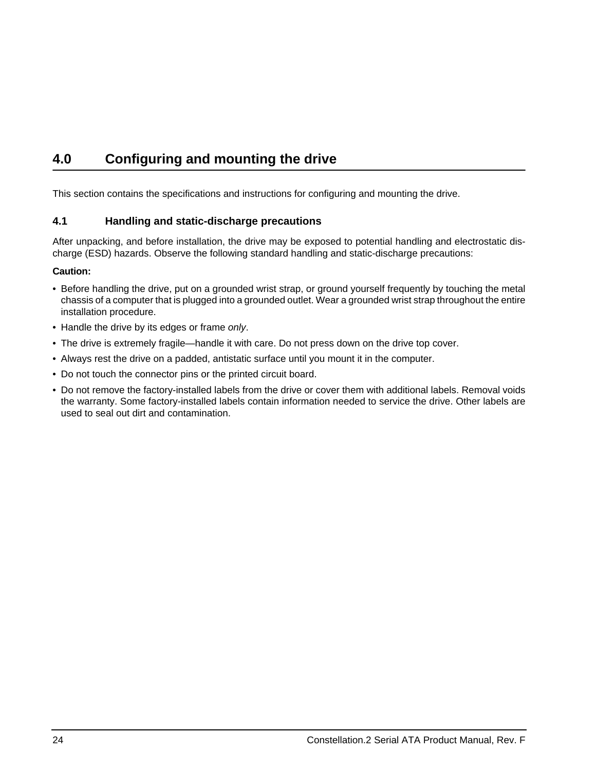# 4.0 Configuring and mounting the drive

This section contains the specifications and instructions for configuring and mounting the drive.

## 4.1 Handling and static-discharge precautions

After unpacking, and before installation, the drive may be exposed to potential handling and electrostatic discharge (ESD) hazards. Observe the following standard handling and static-discharge precautions:

**Caution:**

- Before handling the drive, put on a grounded wrist strap, or ground yourself frequently by touching the metal chassis of a computer that is plugged into a grounded outlet. Wear a grounded wrist strap throughout the entire installation procedure.
- Handle the drive by its edges or frame *only*.
- The drive is extremely fragile—handle it with care. Do not press down on the drive top cover.
- Always rest the drive on a padded, antistatic surface until you mount it in the computer.
- Do not touch the connector pins or the printed circuit board.
- Do not remove the factory-installed labels from the drive or cover them with additional labels. Removal voids the warranty. Some factory-installed labels contain information needed to service the drive. Other labels are used to seal out dirt and contamination.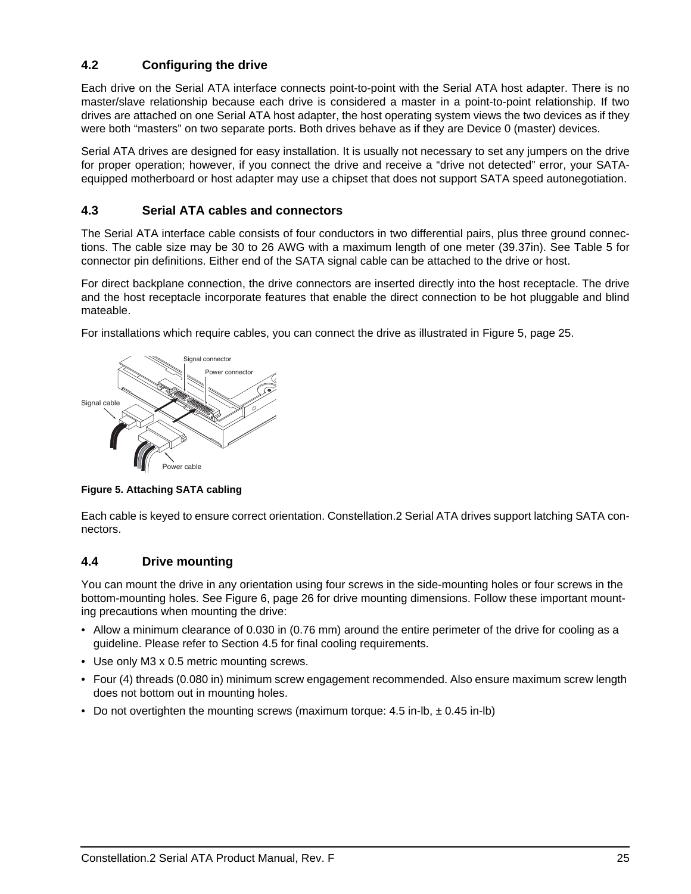## 4.2 Configuring the drive

Each drive on the Serial ATA interface connects point-to-point with the Serial ATA host adapter. There is no master/slave relationship because each drive is considered a master in a point-to-point relationship. If two drives are attached on one Serial ATA host adapter, the host operating system views the two devices as if they were both "masters" on two separate ports. Both drives behave as if they are Device 0 (master) devices.

Serial ATA drives are designed for easy installation. It is usually not necessary to set any jumpers on the drive for proper operation; however, if you connect the drive and receive a "drive not detected" error, your SATA-equipped motherboard or host adapter may use a chipset that does not support SATA speed autonegotiation.

## 4.3 Serial ATA cables and connectors

The Serial ATA interface cable consists of four conductors in two differential pairs, plus three ground connections. The cable size may be 30 to 26 AWG with a maximum length of one meter (39.37in). See Table 5 for connector pin definitions. Either end of the SATA signal cable can be attached to the drive or host.

For direct backplane connection, the drive connectors are inserted directly into the host receptacle. The drive and the host receptacle incorporate features that enable the direct connection to be hot pluggable and blind mateable.

For installations which require cables, you can connect the drive as illustrated in Figure 5, page 25.

**Figure 5. Attaching SATA cabling**

Each cable is keyed to ensure correct orientation. Constellation.2 Serial ATA drives support latching SATA connectors.

## 4.4 Drive mounting

You can mount the drive in any orientation using four screws in the side-mounting holes or four screws in the bottom-mounting holes. See Figure 6, page 26 for drive mounting dimensions. Follow these important mounting precautions when mounting the drive:

- Allow a minimum clearance of 0.030 in (0.76 mm) around the entire perimeter of the drive for cooling as a guideline. Please refer to Section 4.5 for final cooling requirements.
- Use only M3 x 0.5 metric mounting screws.
- Four (4) threads (0.080 in) minimum screw engagement recommended. Also ensure maximum screw length does not bottom out in mounting holes.
- Do not overtighten the mounting screws (maximum torque: 4.5 in-lb, ± 0.45 in-lb)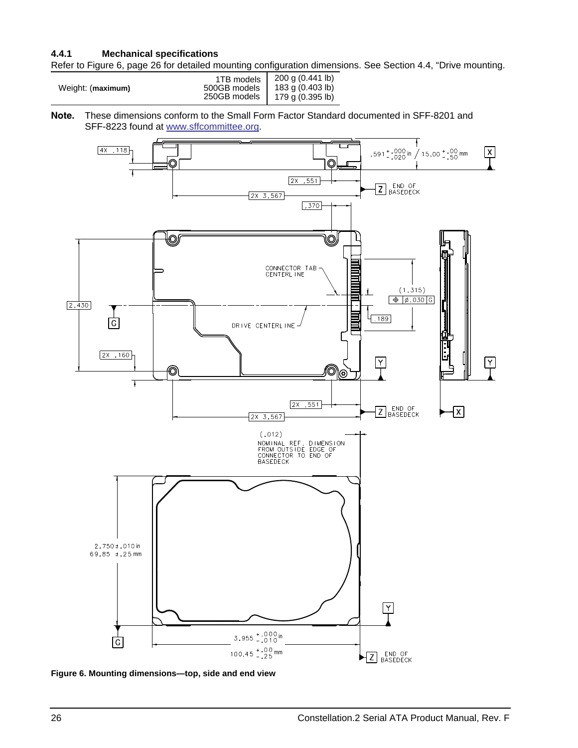### 4.4.1 Mechanical specifications

Refer to Figure 6, page 26 for detailed mounting configuration dimensions. See Section 4.4, "Drive mounting.

| Weight: (**maximum**) | 1TB models | 200 g (0.441 lb) |
|---|---|---|
| | 500GB models | 183 g (0.403 lb) |
| | 250GB models | 179 g (0.395 lb) |

**Note.** These dimensions conform to the Small Form Factor Standard documented in SFF-8201 and SFF-8223 found at www.sffcommittee.org.

**Figure 6. Mounting dimensions—top, side and end view**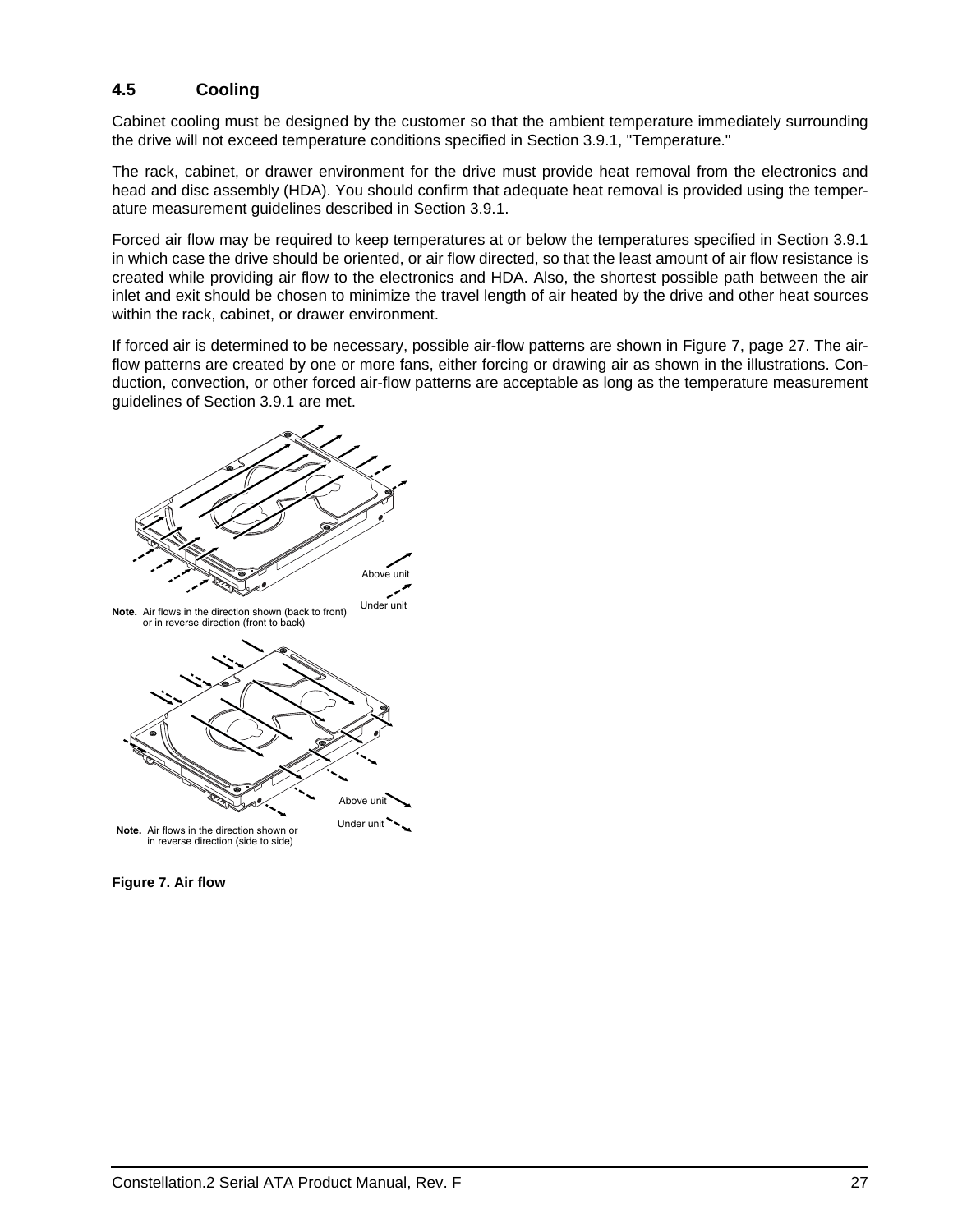## 4.5 Cooling

Cabinet cooling must be designed by the customer so that the ambient temperature immediately surrounding the drive will not exceed temperature conditions specified in Section 3.9.1, "Temperature."

The rack, cabinet, or drawer environment for the drive must provide heat removal from the electronics and head and disc assembly (HDA). You should confirm that adequate heat removal is provided using the temperature measurement guidelines described in Section 3.9.1.

Forced air flow may be required to keep temperatures at or below the temperatures specified in Section 3.9.1 in which case the drive should be oriented, or air flow directed, so that the least amount of air flow resistance is created while providing air flow to the electronics and HDA. Also, the shortest possible path between the air inlet and exit should be chosen to minimize the travel length of air heated by the drive and other heat sources within the rack, cabinet, or drawer environment.

If forced air is determined to be necessary, possible air-flow patterns are shown in Figure 7, page 27. The air-flow patterns are created by one or more fans, either forcing or drawing air as shown in the illustrations. Conduction, convection, or other forced air-flow patterns are acceptable as long as the temperature measurement guidelines of Section 3.9.1 are met.

Above unit

Under unit

**Note.** Air flows in the direction shown (back to front) or in reverse direction (front to back)

Above unit

Under unit

**Note.** Air flows in the direction shown or in reverse direction (side to side)

**Figure 7. Air flow**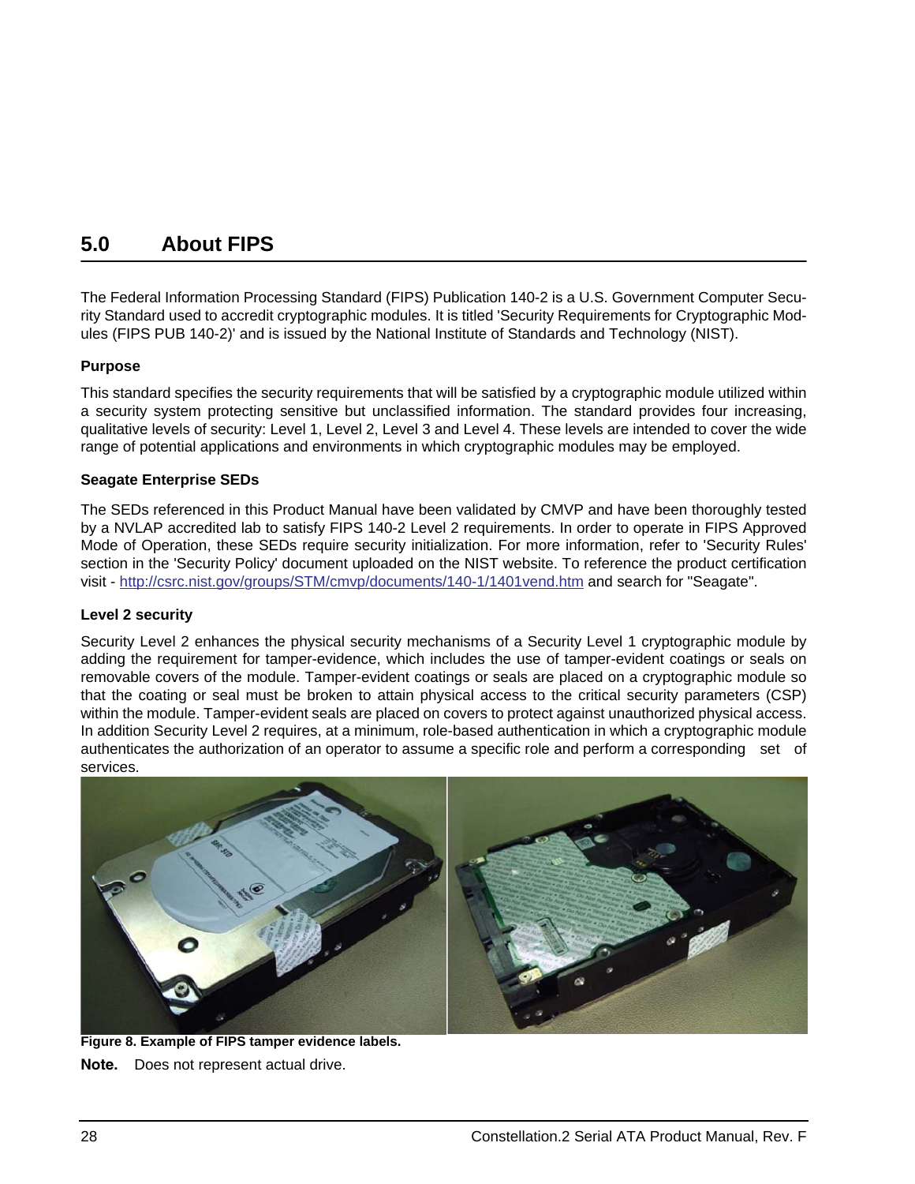## 5.0 About FIPS

The Federal Information Processing Standard (FIPS) Publication 140-2 is a U.S. Government Computer Security Standard used to accredit cryptographic modules. It is titled 'Security Requirements for Cryptographic Modules (FIPS PUB 140-2)' and is issued by the National Institute of Standards and Technology (NIST).

**Purpose**

This standard specifies the security requirements that will be satisfied by a cryptographic module utilized within a security system protecting sensitive but unclassified information. The standard provides four increasing, qualitative levels of security: Level 1, Level 2, Level 3 and Level 4. These levels are intended to cover the wide range of potential applications and environments in which cryptographic modules may be employed.

**Seagate Enterprise SEDs**

The SEDs referenced in this Product Manual have been validated by CMVP and have been thoroughly tested by a NVLAP accredited lab to satisfy FIPS 140-2 Level 2 requirements. In order to operate in FIPS Approved Mode of Operation, these SEDs require security initialization. For more information, refer to 'Security Rules' section in the 'Security Policy' document uploaded on the NIST website. To reference the product certification visit - http://csrc.nist.gov/groups/STM/cmvp/documents/140-1/1401vend.htm and search for "Seagate".

**Level 2 security**

Security Level 2 enhances the physical security mechanisms of a Security Level 1 cryptographic module by adding the requirement for tamper-evidence, which includes the use of tamper-evident coatings or seals on removable covers of the module. Tamper-evident coatings or seals are placed on a cryptographic module so that the coating or seal must be broken to attain physical access to the critical security parameters (CSP) within the module. Tamper-evident seals are placed on covers to protect against unauthorized physical access. In addition Security Level 2 requires, at a minimum, role-based authentication in which a cryptographic module authenticates the authorization of an operator to assume a specific role and perform a corresponding set of services.

**Figure 8. Example of FIPS tamper evidence labels.**

**Note.** Does not represent actual drive.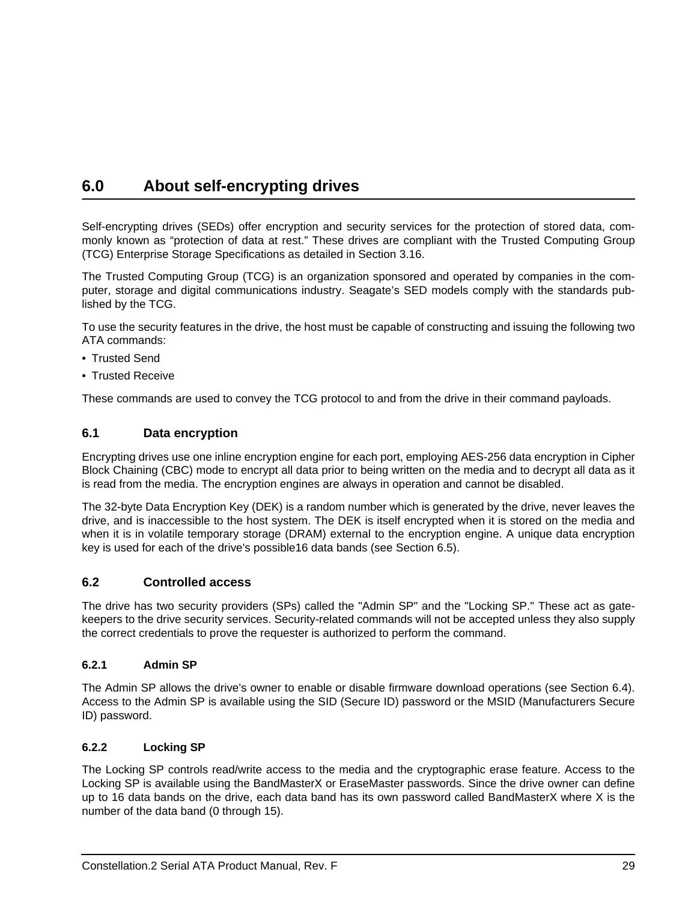# 6.0 About self-encrypting drives

Self-encrypting drives (SEDs) offer encryption and security services for the protection of stored data, commonly known as "protection of data at rest." These drives are compliant with the Trusted Computing Group (TCG) Enterprise Storage Specifications as detailed in Section 3.16.

The Trusted Computing Group (TCG) is an organization sponsored and operated by companies in the computer, storage and digital communications industry. Seagate's SED models comply with the standards published by the TCG.

To use the security features in the drive, the host must be capable of constructing and issuing the following two ATA commands:

- Trusted Send
- Trusted Receive

These commands are used to convey the TCG protocol to and from the drive in their command payloads.

## 6.1 Data encryption

Encrypting drives use one inline encryption engine for each port, employing AES-256 data encryption in Cipher Block Chaining (CBC) mode to encrypt all data prior to being written on the media and to decrypt all data as it is read from the media. The encryption engines are always in operation and cannot be disabled.

The 32-byte Data Encryption Key (DEK) is a random number which is generated by the drive, never leaves the drive, and is inaccessible to the host system. The DEK is itself encrypted when it is stored on the media and when it is in volatile temporary storage (DRAM) external to the encryption engine. A unique data encryption key is used for each of the drive's possible16 data bands (see Section 6.5).

## 6.2 Controlled access

The drive has two security providers (SPs) called the "Admin SP" and the "Locking SP." These act as gatekeepers to the drive security services. Security-related commands will not be accepted unless they also supply the correct credentials to prove the requester is authorized to perform the command.

### 6.2.1 Admin SP

The Admin SP allows the drive's owner to enable or disable firmware download operations (see Section 6.4). Access to the Admin SP is available using the SID (Secure ID) password or the MSID (Manufacturers Secure ID) password.

### 6.2.2 Locking SP

The Locking SP controls read/write access to the media and the cryptographic erase feature. Access to the Locking SP is available using the BandMasterX or EraseMaster passwords. Since the drive owner can define up to 16 data bands on the drive, each data band has its own password called BandMasterX where X is the number of the data band (0 through 15).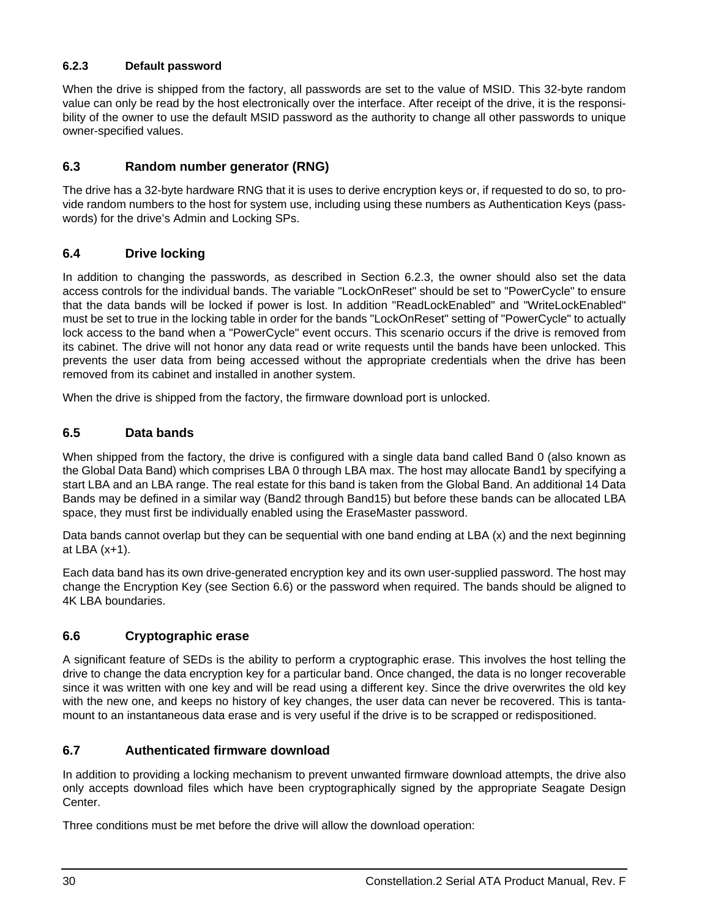### 6.2.3 Default password

When the drive is shipped from the factory, all passwords are set to the value of MSID. This 32-byte random value can only be read by the host electronically over the interface. After receipt of the drive, it is the responsibility of the owner to use the default MSID password as the authority to change all other passwords to unique owner-specified values.

## 6.3 Random number generator (RNG)

The drive has a 32-byte hardware RNG that it is uses to derive encryption keys or, if requested to do so, to provide random numbers to the host for system use, including using these numbers as Authentication Keys (passwords) for the drive's Admin and Locking SPs.

## 6.4 Drive locking

In addition to changing the passwords, as described in Section 6.2.3, the owner should also set the data access controls for the individual bands. The variable "LockOnReset" should be set to "PowerCycle" to ensure that the data bands will be locked if power is lost. In addition "ReadLockEnabled" and "WriteLockEnabled" must be set to true in the locking table in order for the bands "LockOnReset" setting of "PowerCycle" to actually lock access to the band when a "PowerCycle" event occurs. This scenario occurs if the drive is removed from its cabinet. The drive will not honor any data read or write requests until the bands have been unlocked. This prevents the user data from being accessed without the appropriate credentials when the drive has been removed from its cabinet and installed in another system.

When the drive is shipped from the factory, the firmware download port is unlocked.

## 6.5 Data bands

When shipped from the factory, the drive is configured with a single data band called Band 0 (also known as the Global Data Band) which comprises LBA 0 through LBA max. The host may allocate Band1 by specifying a start LBA and an LBA range. The real estate for this band is taken from the Global Band. An additional 14 Data Bands may be defined in a similar way (Band2 through Band15) but before these bands can be allocated LBA space, they must first be individually enabled using the EraseMaster password.

Data bands cannot overlap but they can be sequential with one band ending at LBA (x) and the next beginning at LBA (x+1).

Each data band has its own drive-generated encryption key and its own user-supplied password. The host may change the Encryption Key (see Section 6.6) or the password when required. The bands should be aligned to 4K LBA boundaries.

## 6.6 Cryptographic erase

A significant feature of SEDs is the ability to perform a cryptographic erase. This involves the host telling the drive to change the data encryption key for a particular band. Once changed, the data is no longer recoverable since it was written with one key and will be read using a different key. Since the drive overwrites the old key with the new one, and keeps no history of key changes, the user data can never be recovered. This is tantamount to an instantaneous data erase and is very useful if the drive is to be scrapped or redispositioned.

## 6.7 Authenticated firmware download

In addition to providing a locking mechanism to prevent unwanted firmware download attempts, the drive also only accepts download files which have been cryptographically signed by the appropriate Seagate Design Center.

Three conditions must be met before the drive will allow the download operation: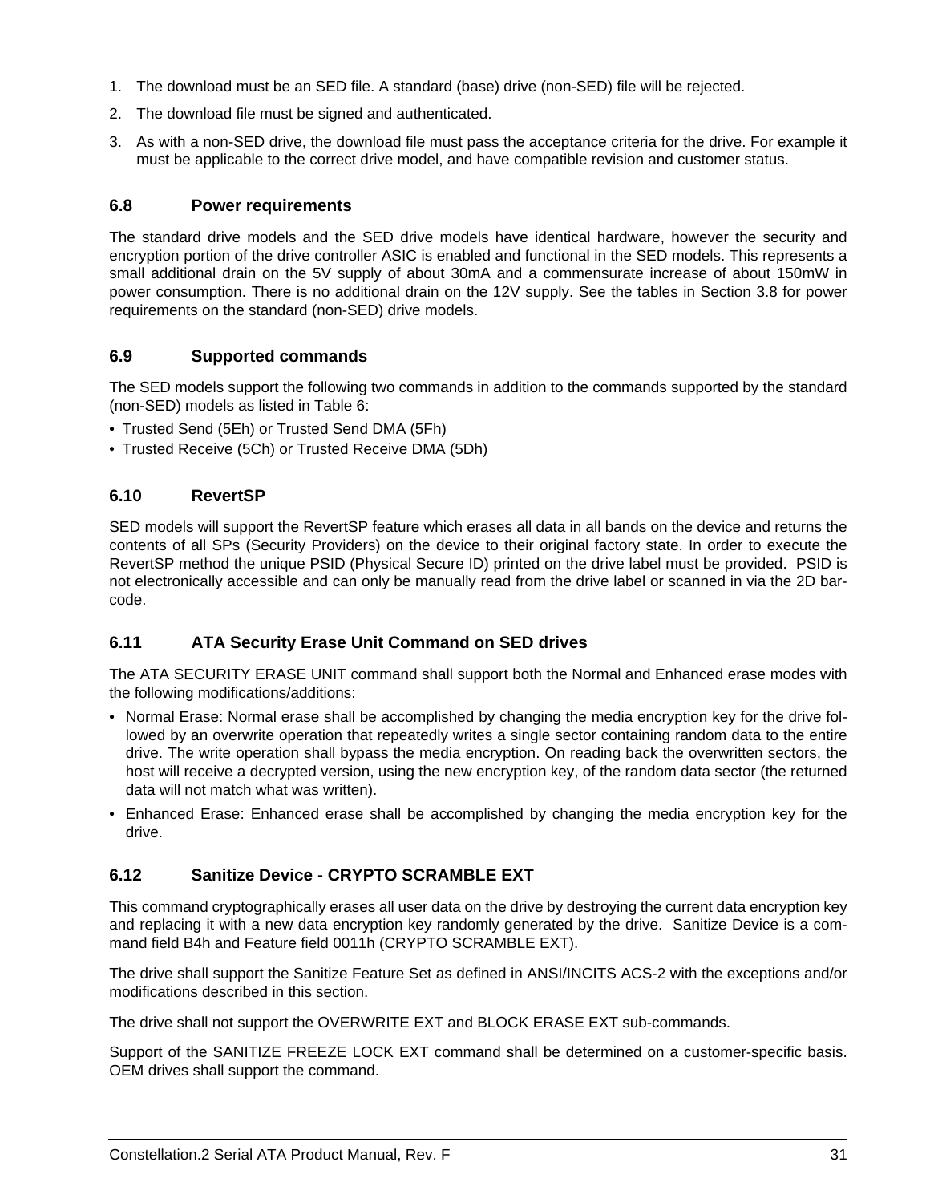1. The download must be an SED file. A standard (base) drive (non-SED) file will be rejected.
2. The download file must be signed and authenticated.
3. As with a non-SED drive, the download file must pass the acceptance criteria for the drive. For example it must be applicable to the correct drive model, and have compatible revision and customer status.

## 6.8 Power requirements

The standard drive models and the SED drive models have identical hardware, however the security and encryption portion of the drive controller ASIC is enabled and functional in the SED models. This represents a small additional drain on the 5V supply of about 30mA and a commensurate increase of about 150mW in power consumption. There is no additional drain on the 12V supply. See the tables in Section 3.8 for power requirements on the standard (non-SED) drive models.

## 6.9 Supported commands

The SED models support the following two commands in addition to the commands supported by the standard (non-SED) models as listed in Table 6:

- Trusted Send (5Eh) or Trusted Send DMA (5Fh)
- Trusted Receive (5Ch) or Trusted Receive DMA (5Dh)

## 6.10 RevertSP

SED models will support the RevertSP feature which erases all data in all bands on the device and returns the contents of all SPs (Security Providers) on the device to their original factory state. In order to execute the RevertSP method the unique PSID (Physical Secure ID) printed on the drive label must be provided. PSID is not electronically accessible and can only be manually read from the drive label or scanned in via the 2D barcode.

## 6.11 ATA Security Erase Unit Command on SED drives

The ATA SECURITY ERASE UNIT command shall support both the Normal and Enhanced erase modes with the following modifications/additions:

- Normal Erase: Normal erase shall be accomplished by changing the media encryption key for the drive followed by an overwrite operation that repeatedly writes a single sector containing random data to the entire drive. The write operation shall bypass the media encryption. On reading back the overwritten sectors, the host will receive a decrypted version, using the new encryption key, of the random data sector (the returned data will not match what was written).
- Enhanced Erase: Enhanced erase shall be accomplished by changing the media encryption key for the drive.

## 6.12 Sanitize Device - CRYPTO SCRAMBLE EXT

This command cryptographically erases all user data on the drive by destroying the current data encryption key and replacing it with a new data encryption key randomly generated by the drive. Sanitize Device is a command field B4h and Feature field 0011h (CRYPTO SCRAMBLE EXT).

The drive shall support the Sanitize Feature Set as defined in ANSI/INCITS ACS-2 with the exceptions and/or modifications described in this section.

The drive shall not support the OVERWRITE EXT and BLOCK ERASE EXT sub-commands.

Support of the SANITIZE FREEZE LOCK EXT command shall be determined on a customer-specific basis. OEM drives shall support the command.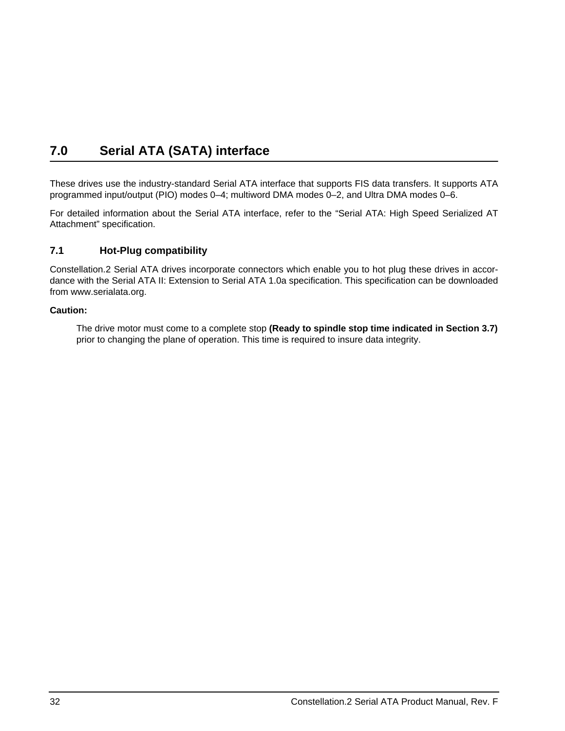# 7.0 Serial ATA (SATA) interface

These drives use the industry-standard Serial ATA interface that supports FIS data transfers. It supports ATA programmed input/output (PIO) modes 0–4; multiword DMA modes 0–2, and Ultra DMA modes 0–6.

For detailed information about the Serial ATA interface, refer to the “Serial ATA: High Speed Serialized AT Attachment” specification.

## 7.1 Hot-Plug compatibility

Constellation.2 Serial ATA drives incorporate connectors which enable you to hot plug these drives in accordance with the Serial ATA II: Extension to Serial ATA 1.0a specification. This specification can be downloaded from www.serialata.org.

**Caution:**

> The drive motor must come to a complete stop **(Ready to spindle stop time indicated in Section 3.7)** prior to changing the plane of operation. This time is required to insure data integrity.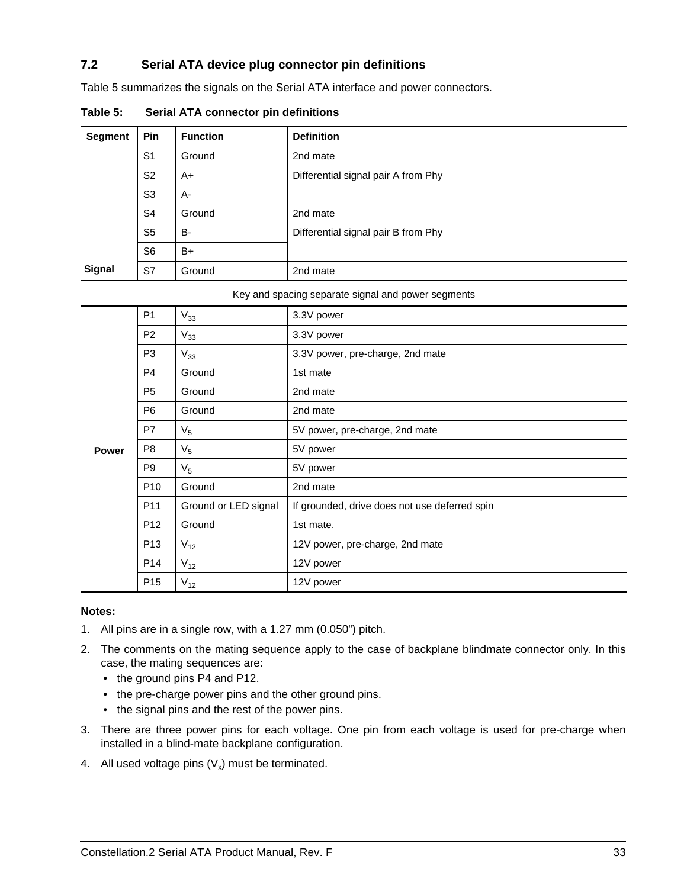## 7.2 Serial ATA device plug connector pin definitions

Table 5 summarizes the signals on the Serial ATA interface and power connectors.

**Table 5: Serial ATA connector pin definitions**

| Segment | Pin | Function | Definition |
|---|---|---|---|
| Signal | S1 | Ground | 2nd mate |
| | S2 | A+ | Differential signal pair A from Phy |
| | S3 | A- | |
| | S4 | Ground | 2nd mate |
| | S5 | B- | Differential signal pair B from Phy |
| | S6 | B+ | |
| | S7 | Ground | 2nd mate |
| Key and spacing separate signal and power segments | | | |
| Power | P1 | $V_{33}$ | 3.3V power |
| | P2 | $V_{33}$ | 3.3V power |
| | P3 | $V_{33}$ | 3.3V power, pre-charge, 2nd mate |
| | P4 | Ground | 1st mate |
| | P5 | Ground | 2nd mate |
| | P6 | Ground | 2nd mate |
| | P7 | $V_5$ | 5V power, pre-charge, 2nd mate |
| | P8 | $V_5$ | 5V power |
| | P9 | $V_5$ | 5V power |
| | P10 | Ground | 2nd mate |
| | P11 | Ground or LED signal | If grounded, drive does not use deferred spin |
| | P12 | Ground | 1st mate. |
| | P13 | $V_{12}$ | 12V power, pre-charge, 2nd mate |
| | P14 | $V_{12}$ | 12V power |
| | P15 | $V_{12}$ | 12V power |

**Notes:**

1. All pins are in a single row, with a 1.27 mm (0.050”) pitch.
2. The comments on the mating sequence apply to the case of backplane blindmate connector only. In this case, the mating sequences are:
   - the ground pins P4 and P12.
   - the pre-charge power pins and the other ground pins.
   - the signal pins and the rest of the power pins.
3. There are three power pins for each voltage. One pin from each voltage is used for pre-charge when installed in a blind-mate backplane configuration.
4. All used voltage pins ($V_x$) must be terminated.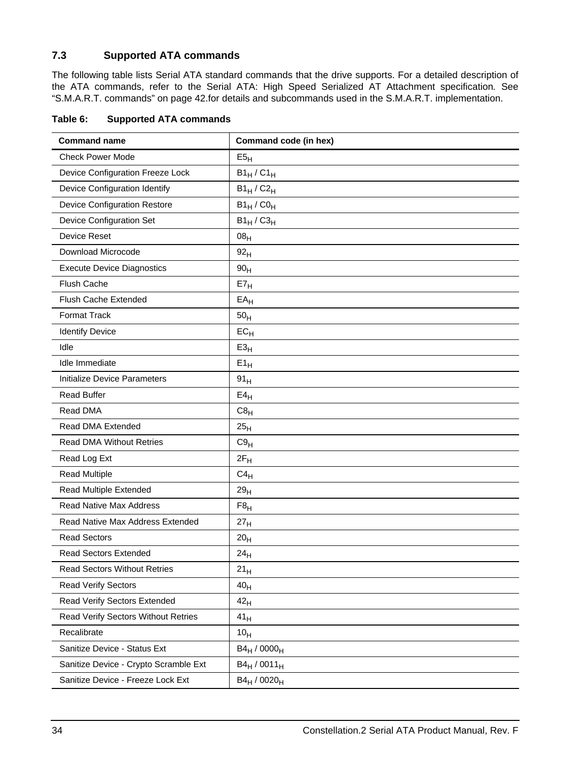### 7.3 Supported ATA commands

The following table lists Serial ATA standard commands that the drive supports. For a detailed description of the ATA commands, refer to the Serial ATA: High Speed Serialized AT Attachment specification. See "S.M.A.R.T. commands" on page 42.for details and subcommands used in the S.M.A.R.T. implementation.

**Table 6: Supported ATA commands**

| Command name | Command code (in hex) |
|---|---|
| Check Power Mode | $E5_H$ |
| Device Configuration Freeze Lock | $B1_H$ / $C1_H$ |
| Device Configuration Identify | $B1_H$ / $C2_H$ |
| Device Configuration Restore | $B1_H$ / $C0_H$ |
| Device Configuration Set | $B1_H$ / $C3_H$ |
| Device Reset | $08_H$ |
| Download Microcode | $92_H$ |
| Execute Device Diagnostics | $90_H$ |
| Flush Cache | $E7_H$ |
| Flush Cache Extended | $EA_H$ |
| Format Track | $50_H$ |
| Identify Device | $EC_H$ |
| Idle | $E3_H$ |
| Idle Immediate | $E1_H$ |
| Initialize Device Parameters | $91_H$ |
| Read Buffer | $E4_H$ |
| Read DMA | $C8_H$ |
| Read DMA Extended | $25_H$ |
| Read DMA Without Retries | $C9_H$ |
| Read Log Ext | $2F_H$ |
| Read Multiple | $C4_H$ |
| Read Multiple Extended | $29_H$ |
| Read Native Max Address | $F8_H$ |
| Read Native Max Address Extended | $27_H$ |
| Read Sectors | $20_H$ |
| Read Sectors Extended | $24_H$ |
| Read Sectors Without Retries | $21_H$ |
| Read Verify Sectors | $40_H$ |
| Read Verify Sectors Extended | $42_H$ |
| Read Verify Sectors Without Retries | $41_H$ |
| Recalibrate | $10_H$ |
| Sanitize Device - Status Ext | $B4_H$ / $0000_H$ |
| Sanitize Device - Crypto Scramble Ext | $B4_H$ / $0011_H$ |
| Sanitize Device - Freeze Lock Ext | $B4_H$ / $0020_H$ |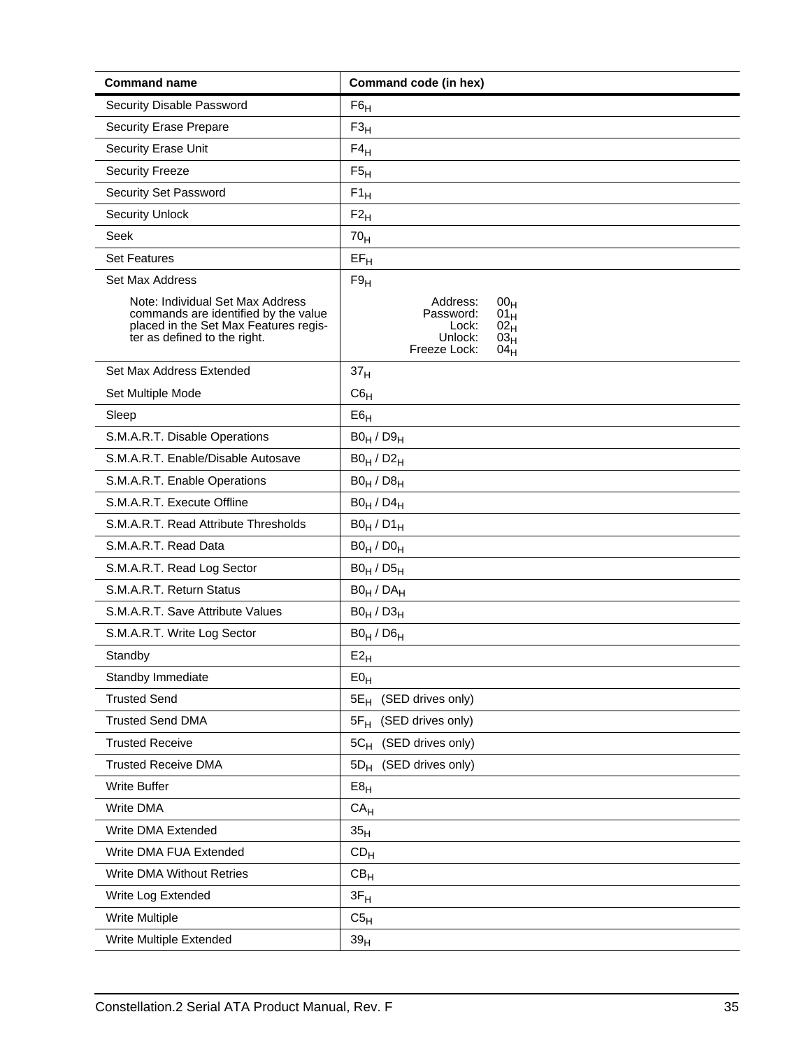| Command name | Command code (in hex) |
|---|---|
| Security Disable Password | $F6_H$ |
| Security Erase Prepare | $F3_H$ |
| Security Erase Unit | $F4_H$ |
| Security Freeze | $F5_H$ |
| Security Set Password | $F1_H$ |
| Security Unlock | $F2_H$ |
| Seek | $70_H$ |
| Set Features | $EF_H$ |
| Set Max Address<br><br>Note: Individual Set Max Address commands are identified by the value placed in the Set Max Features register as defined to the right. | $F9_H$<br><br>Address: $00_H$<br>Password: $01_H$<br>Lock: $02_H$<br>Unlock: $03_H$<br>Freeze Lock: $04_H$ |
| Set Max Address Extended | $37_H$ |
| Set Multiple Mode | $C6_H$ |
| Sleep | $E6_H$ |
| S.M.A.R.T. Disable Operations | $B0_H$ / $D9_H$ |
| S.M.A.R.T. Enable/Disable Autosave | $B0_H$ / $D2_H$ |
| S.M.A.R.T. Enable Operations | $B0_H$ / $D8_H$ |
| S.M.A.R.T. Execute Offline | $B0_H$ / $D4_H$ |
| S.M.A.R.T. Read Attribute Thresholds | $B0_H$ / $D1_H$ |
| S.M.A.R.T. Read Data | $B0_H$ / $D0_H$ |
| S.M.A.R.T. Read Log Sector | $B0_H$ / $D5_H$ |
| S.M.A.R.T. Return Status | $B0_H$ / $DA_H$ |
| S.M.A.R.T. Save Attribute Values | $B0_H$ / $D3_H$ |
| S.M.A.R.T. Write Log Sector | $B0_H$ / $D6_H$ |
| Standby | $E2_H$ |
| Standby Immediate | $E0_H$ |
| Trusted Send | $5E_H$ (SED drives only) |
| Trusted Send DMA | $5F_H$ (SED drives only) |
| Trusted Receive | $5C_H$ (SED drives only) |
| Trusted Receive DMA | $5D_H$ (SED drives only) |
| Write Buffer | $E8_H$ |
| Write DMA | $CA_H$ |
| Write DMA Extended | $35_H$ |
| Write DMA FUA Extended | $CD_H$ |
| Write DMA Without Retries | $CB_H$ |
| Write Log Extended | $3F_H$ |
| Write Multiple | $C5_H$ |
| Write Multiple Extended | $39_H$ |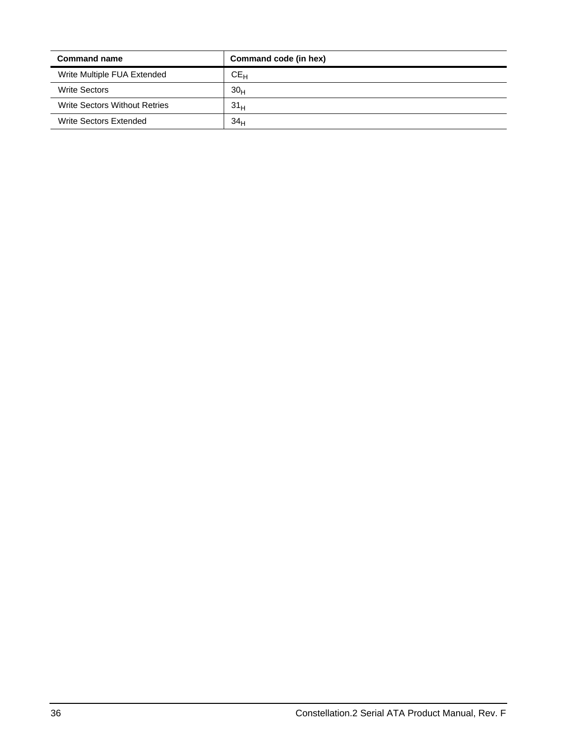| Command name | Command code (in hex) |
| --- | --- |
| Write Multiple FUA Extended | $CE_H$ |
| Write Sectors | $30_H$ |
| Write Sectors Without Retries | $31_H$ |
| Write Sectors Extended | $34_H$ |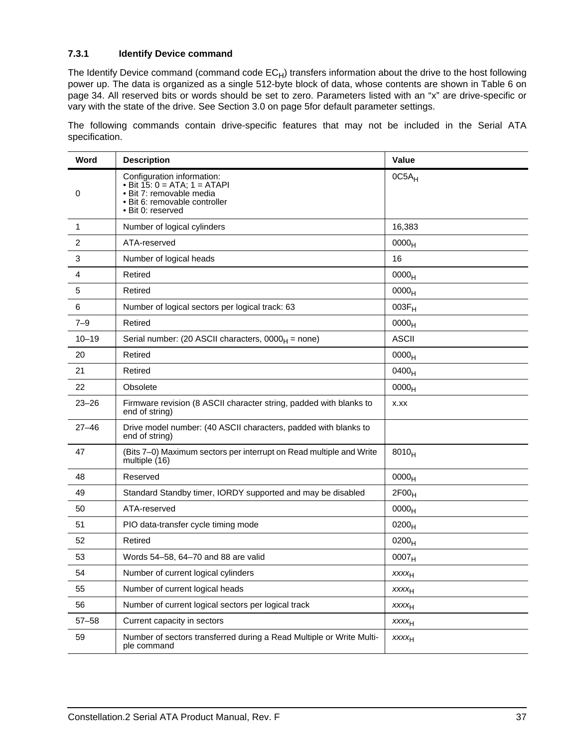### 7.3.1 Identify Device command

The Identify Device command (command code $EC_H$) transfers information about the drive to the host following power up. The data is organized as a single 512-byte block of data, whose contents are shown in Table 6 on page 34. All reserved bits or words should be set to zero. Parameters listed with an "x" are drive-specific or vary with the state of the drive. See Section 3.0 on page 5for default parameter settings.

The following commands contain drive-specific features that may not be included in the Serial ATA specification.

| Word | Description | Value |
|---|---|---|
| 0 | Configuration information:<br>• Bit 15: 0 = ATA; 1 = ATAPI<br>• Bit 7: removable media<br>• Bit 6: removable controller<br>• Bit 0: reserved | $0C5A_H$ |
| 1 | Number of logical cylinders | 16,383 |
| 2 | ATA-reserved | $0000_H$ |
| 3 | Number of logical heads | 16 |
| 4 | Retired | $0000_H$ |
| 5 | Retired | $0000_H$ |
| 6 | Number of logical sectors per logical track: 63 | $003F_H$ |
| 7–9 | Retired | $0000_H$ |
| 10–19 | Serial number: (20 ASCII characters, $0000_H$ = none) | ASCII |
| 20 | Retired | $0000_H$ |
| 21 | Retired | $0400_H$ |
| 22 | Obsolete | $0000_H$ |
| 23–26 | Firmware revision (8 ASCII character string, padded with blanks to end of string) | x.xx |
| 27–46 | Drive model number: (40 ASCII characters, padded with blanks to end of string) | |
| 47 | (Bits 7–0) Maximum sectors per interrupt on Read multiple and Write multiple (16) | $8010_H$ |
| 48 | Reserved | $0000_H$ |
| 49 | Standard Standby timer, IORDY supported and may be disabled | $2F00_H$ |
| 50 | ATA-reserved | $0000_H$ |
| 51 | PIO data-transfer cycle timing mode | $0200_H$ |
| 52 | Retired | $0200_H$ |
| 53 | Words 54–58, 64–70 and 88 are valid | $0007_H$ |
| 54 | Number of current logical cylinders | $xxxx_H$ |
| 55 | Number of current logical heads | $xxxx_H$ |
| 56 | Number of current logical sectors per logical track | $xxxx_H$ |
| 57–58 | Current capacity in sectors | $xxxx_H$ |
| 59 | Number of sectors transferred during a Read Multiple or Write Multiple command | $xxxx_H$ |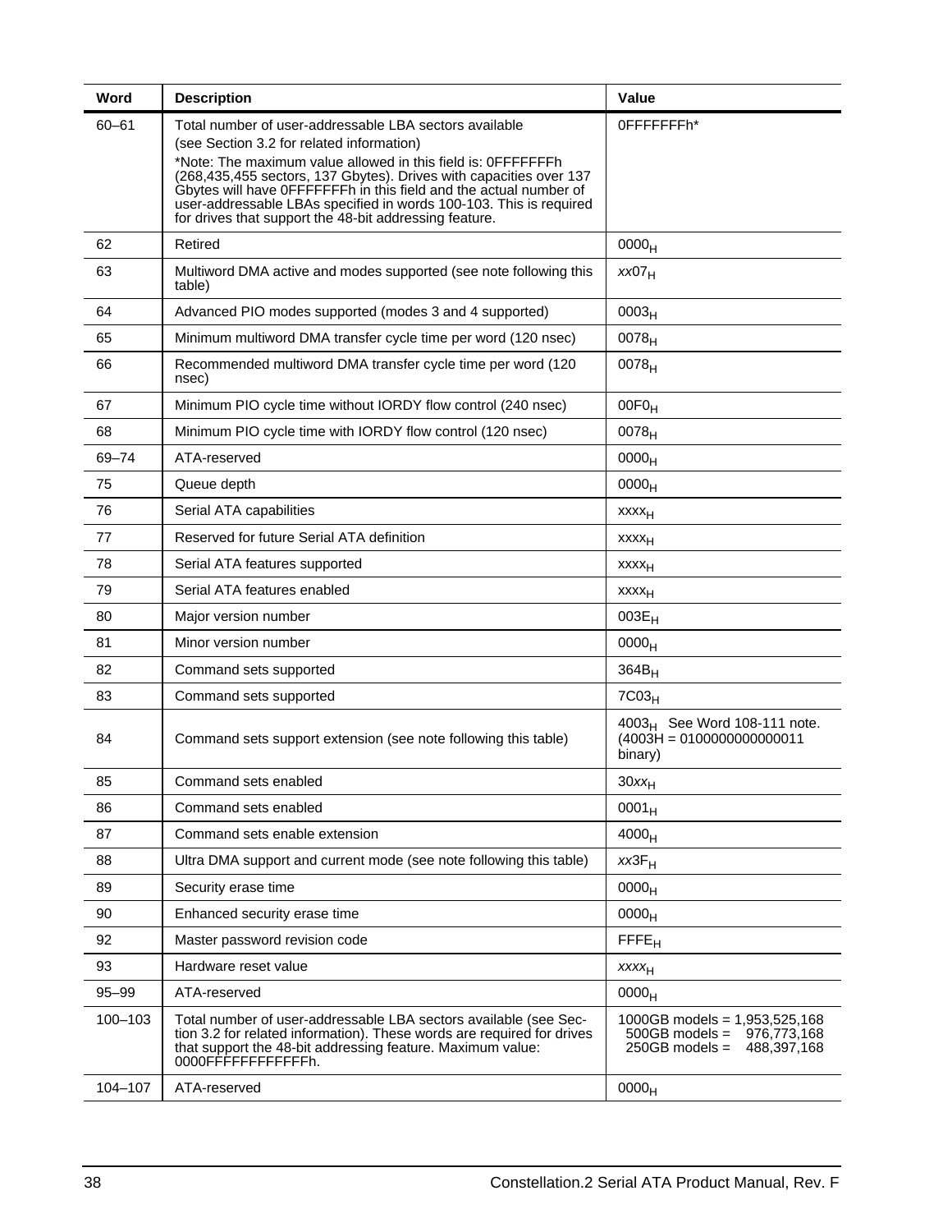| Word | Description | Value |
|---|---|---|
| 60–61 | Total number of user-addressable LBA sectors available<br>(see Section 3.2 for related information)<br>*Note: The maximum value allowed in this field is: 0FFFFFFFh (268,435,455 sectors, 137 Gbytes). Drives with capacities over 137 Gbytes will have 0FFFFFFFh in this field and the actual number of user-addressable LBAs specified in words 100-103. This is required for drives that support the 48-bit addressing feature. | 0FFFFFFFh* |
| 62 | Retired | $0000_H$ |
| 63 | Multiword DMA active and modes supported (see note following this table) | $xx07_H$ |
| 64 | Advanced PIO modes supported (modes 3 and 4 supported) | $0003_H$ |
| 65 | Minimum multiword DMA transfer cycle time per word (120 nsec) | $0078_H$ |
| 66 | Recommended multiword DMA transfer cycle time per word (120 nsec) | $0078_H$ |
| 67 | Minimum PIO cycle time without IORDY flow control (240 nsec) | $00F0_H$ |
| 68 | Minimum PIO cycle time with IORDY flow control (120 nsec) | $0078_H$ |
| 69–74 | ATA-reserved | $0000_H$ |
| 75 | Queue depth | $0000_H$ |
| 76 | Serial ATA capabilities | $xxxx_H$ |
| 77 | Reserved for future Serial ATA definition | $xxxx_H$ |
| 78 | Serial ATA features supported | $xxxx_H$ |
| 79 | Serial ATA features enabled | $xxxx_H$ |
| 80 | Major version number | $003E_H$ |
| 81 | Minor version number | $0000_H$ |
| 82 | Command sets supported | $364B_H$ |
| 83 | Command sets supported | $7C03_H$ |
| 84 | Command sets support extension (see note following this table) | $4003_H$ See Word 108-111 note. (4003H = 0100000000000011 binary) |
| 85 | Command sets enabled | $30xx_H$ |
| 86 | Command sets enabled | $0001_H$ |
| 87 | Command sets enable extension | $4000_H$ |
| 88 | Ultra DMA support and current mode (see note following this table) | $xx3F_H$ |
| 89 | Security erase time | $0000_H$ |
| 90 | Enhanced security erase time | $0000_H$ |
| 92 | Master password revision code | $FFFE_H$ |
| 93 | Hardware reset value | $xxxx_H$ |
| 95–99 | ATA-reserved | $0000_H$ |
| 100–103 | Total number of user-addressable LBA sectors available (see Section 3.2 for related information). These words are required for drives that support the 48-bit addressing feature. Maximum value: 0000FFFFFFFFFFFFh. | 1000GB models = 1,953,525,168<br>500GB models = 976,773,168<br>250GB models = 488,397,168 |
| 104–107 | ATA-reserved | $0000_H$ |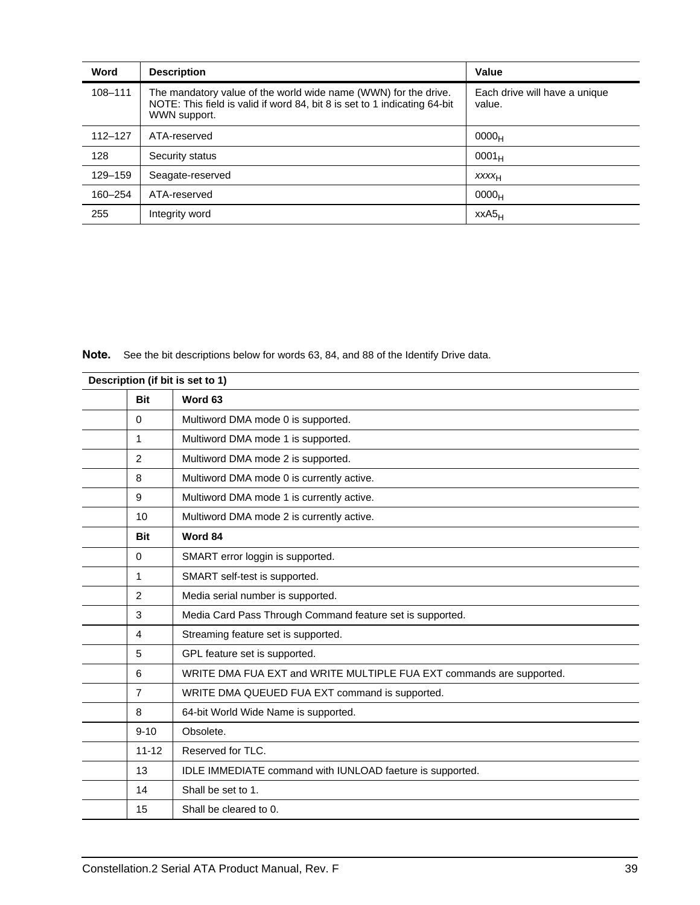| Word | Description | Value |
| --- | --- | --- |
| 108–111 | The mandatory value of the world wide name (WWN) for the drive. NOTE: This field is valid if word 84, bit 8 is set to 1 indicating 64-bit WWN support. | Each drive will have a unique value. |
| 112–127 | ATA-reserved | $0000_H$ |
| 128 | Security status | $0001_H$ |
| 129–159 | Seagate-reserved | *xxxx*$_H$ |
| 160–254 | ATA-reserved | $0000_H$ |
| 255 | Integrity word | xxA5$_H$ |

**Note.** See the bit descriptions below for words 63, 84, and 88 of the Identify Drive data.

| Description (if bit is set to 1) | | |
| --- | --- | --- |
| | **Bit** | **Word 63** |
| | 0 | Multiword DMA mode 0 is supported. |
| | 1 | Multiword DMA mode 1 is supported. |
| | 2 | Multiword DMA mode 2 is supported. |
| | 8 | Multiword DMA mode 0 is currently active. |
| | 9 | Multiword DMA mode 1 is currently active. |
| | 10 | Multiword DMA mode 2 is currently active. |
| | **Bit** | **Word 84** |
| | 0 | SMART error loggin is supported. |
| | 1 | SMART self-test is supported. |
| | 2 | Media serial number is supported. |
| | 3 | Media Card Pass Through Command feature set is supported. |
| | 4 | Streaming feature set is supported. |
| | 5 | GPL feature set is supported. |
| | 6 | WRITE DMA FUA EXT and WRITE MULTIPLE FUA EXT commands are supported. |
| | 7 | WRITE DMA QUEUED FUA EXT command is supported. |
| | 8 | 64-bit World Wide Name is supported. |
| | 9-10 | Obsolete. |
| | 11-12 | Reserved for TLC. |
| | 13 | IDLE IMMEDIATE command with IUNLOAD faeture is supported. |
| | 14 | Shall be set to 1. |
| | 15 | Shall be cleared to 0. |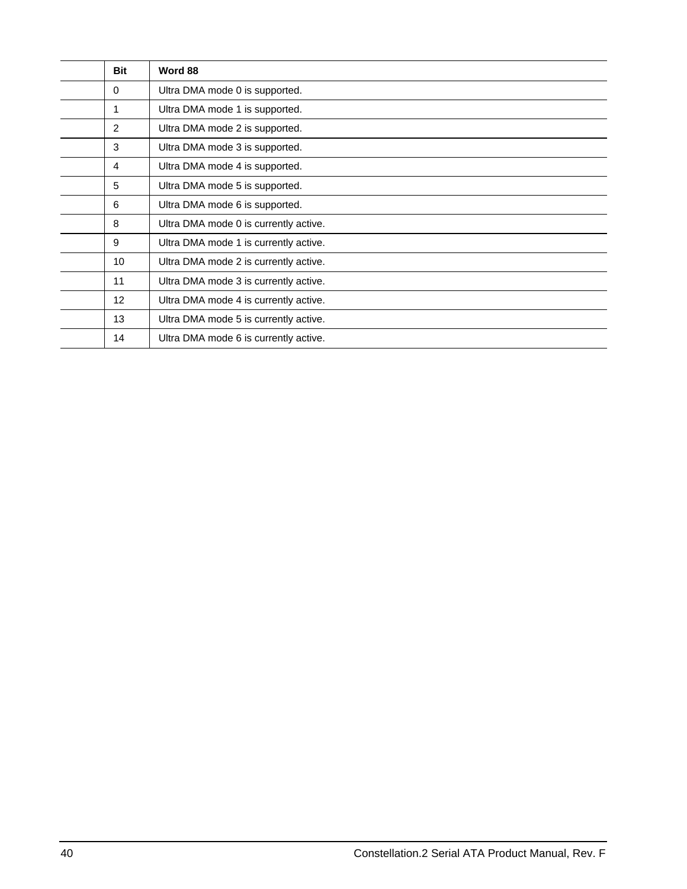| | Bit | Word 88 |
|---|---|---|
| | 0 | Ultra DMA mode 0 is supported. |
| | 1 | Ultra DMA mode 1 is supported. |
| | 2 | Ultra DMA mode 2 is supported. |
| | 3 | Ultra DMA mode 3 is supported. |
| | 4 | Ultra DMA mode 4 is supported. |
| | 5 | Ultra DMA mode 5 is supported. |
| | 6 | Ultra DMA mode 6 is supported. |
| | 8 | Ultra DMA mode 0 is currently active. |
| | 9 | Ultra DMA mode 1 is currently active. |
| | 10 | Ultra DMA mode 2 is currently active. |
| | 11 | Ultra DMA mode 3 is currently active. |
| | 12 | Ultra DMA mode 4 is currently active. |
| | 13 | Ultra DMA mode 5 is currently active. |
| | 14 | Ultra DMA mode 6 is currently active. |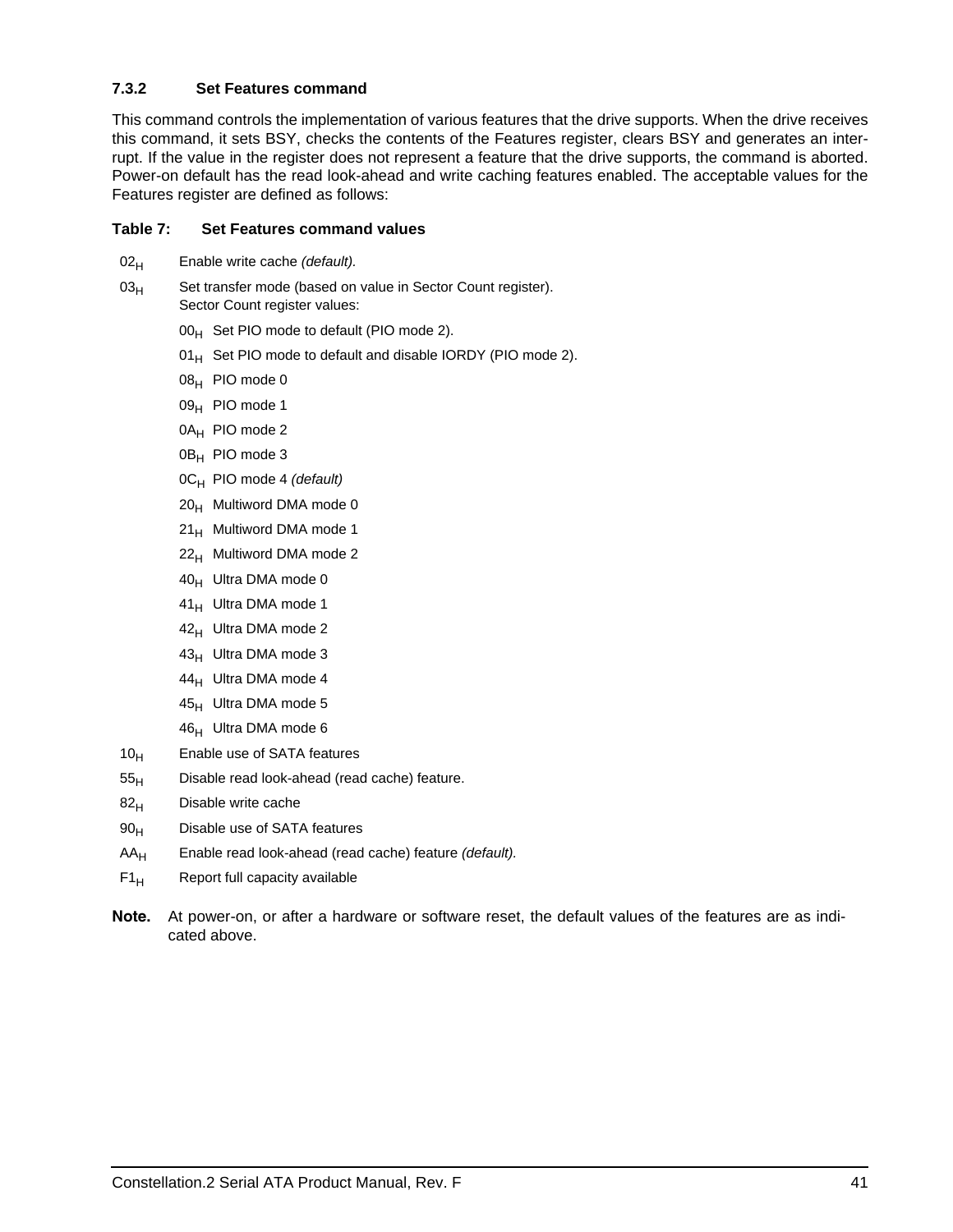### 7.3.2 Set Features command

This command controls the implementation of various features that the drive supports. When the drive receives this command, it sets BSY, checks the contents of the Features register, clears BSY and generates an interrupt. If the value in the register does not represent a feature that the drive supports, the command is aborted. Power-on default has the read look-ahead and write caching features enabled. The acceptable values for the Features register are defined as follows:

**Table 7: Set Features command values**

- $02_H$ Enable write cache *(default).*
- $03_H$ Set transfer mode (based on value in Sector Count register). Sector Count register values:
  - $00_H$ Set PIO mode to default (PIO mode 2).
  - $01_H$ Set PIO mode to default and disable IORDY (PIO mode 2).
  - $08_H$ PIO mode 0
  - $09_H$ PIO mode 1
  - $0A_H$ PIO mode 2
  - $0B_H$ PIO mode 3
  - $0C_H$ PIO mode 4 *(default)*
  - $20_H$ Multiword DMA mode 0
  - $21_H$ Multiword DMA mode 1
  - $22_H$ Multiword DMA mode 2
  - $40_H$ Ultra DMA mode 0
  - $41_H$ Ultra DMA mode 1
  - $42_H$ Ultra DMA mode 2
  - $43_H$ Ultra DMA mode 3
  - $44_H$ Ultra DMA mode 4
  - $45_H$ Ultra DMA mode 5
  - $46_H$ Ultra DMA mode 6
- $10_H$ Enable use of SATA features
- $55_H$ Disable read look-ahead (read cache) feature.
- $82_H$ Disable write cache
- $90_H$ Disable use of SATA features
- $AA_H$ Enable read look-ahead (read cache) feature *(default).*
- $F1_H$ Report full capacity available

**Note.** At power-on, or after a hardware or software reset, the default values of the features are as indicated above.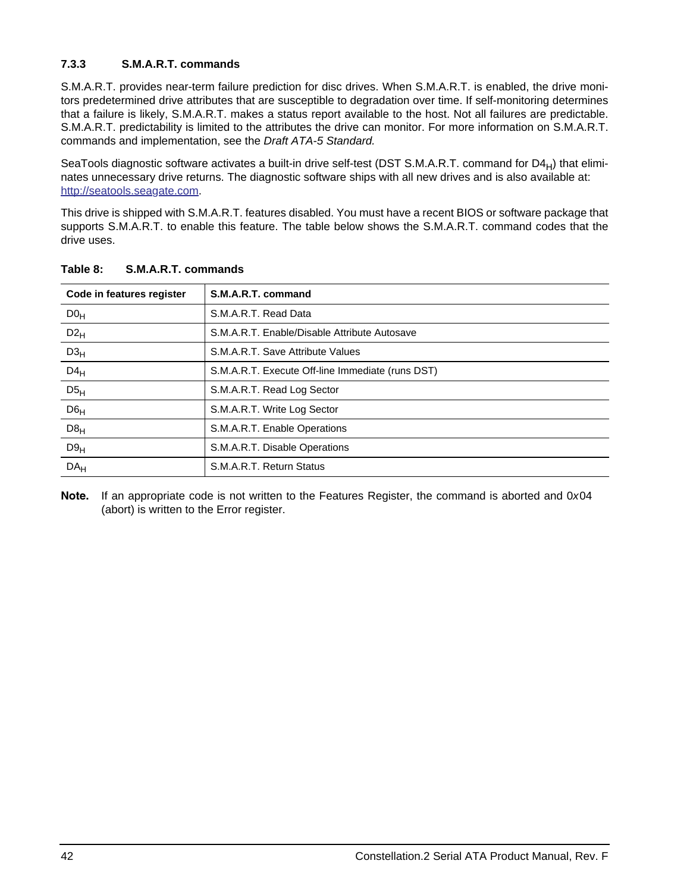### 7.3.3 S.M.A.R.T. commands

S.M.A.R.T. provides near-term failure prediction for disc drives. When S.M.A.R.T. is enabled, the drive monitors predetermined drive attributes that are susceptible to degradation over time. If self-monitoring determines that a failure is likely, S.M.A.R.T. makes a status report available to the host. Not all failures are predictable. S.M.A.R.T. predictability is limited to the attributes the drive can monitor. For more information on S.M.A.R.T. commands and implementation, see the *Draft ATA-5 Standard.*

SeaTools diagnostic software activates a built-in drive self-test (DST S.M.A.R.T. command for $D4_H$) that eliminates unnecessary drive returns. The diagnostic software ships with all new drives and is also available at: http://seatools.seagate.com.

This drive is shipped with S.M.A.R.T. features disabled. You must have a recent BIOS or software package that supports S.M.A.R.T. to enable this feature. The table below shows the S.M.A.R.T. command codes that the drive uses.

**Table 8: S.M.A.R.T. commands**

| Code in features register | S.M.A.R.T. command |
|---|---|
| $D0_H$ | S.M.A.R.T. Read Data |
| $D2_H$ | S.M.A.R.T. Enable/Disable Attribute Autosave |
| $D3_H$ | S.M.A.R.T. Save Attribute Values |
| $D4_H$ | S.M.A.R.T. Execute Off-line Immediate (runs DST) |
| $D5_H$ | S.M.A.R.T. Read Log Sector |
| $D6_H$ | S.M.A.R.T. Write Log Sector |
| $D8_H$ | S.M.A.R.T. Enable Operations |
| $D9_H$ | S.M.A.R.T. Disable Operations |
| $DA_H$ | S.M.A.R.T. Return Status |

**Note.** If an appropriate code is not written to the Features Register, the command is aborted and 0x04 (abort) is written to the Error register.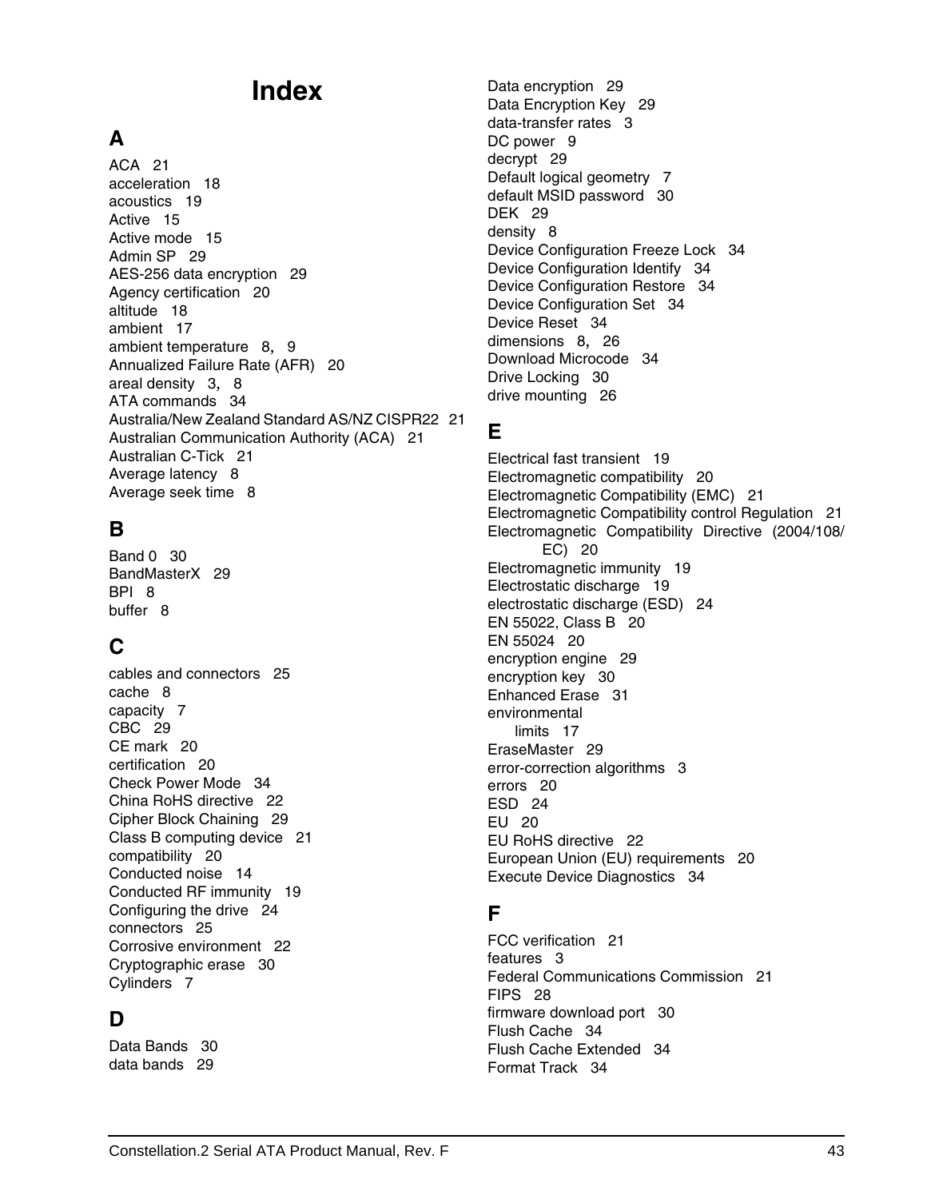# Index

## A

ACA 21
acceleration 18
acoustics 19
Active 15
Active mode 15
Admin SP 29
AES-256 data encryption 29
Agency certification 20
altitude 18
ambient 17
ambient temperature 8, 9
Annualized Failure Rate (AFR) 20
areal density 3, 8
ATA commands 34
Australia/New Zealand Standard AS/NZ CISPR22 21
Australian Communication Authority (ACA) 21
Australian C-Tick 21
Average latency 8
Average seek time 8

## B

Band 0 30
BandMasterX 29
BPI 8
buffer 8

## C

cables and connectors 25
cache 8
capacity 7
CBC 29
CE mark 20
certification 20
Check Power Mode 34
China RoHS directive 22
Cipher Block Chaining 29
Class B computing device 21
compatibility 20
Conducted noise 14
Conducted RF immunity 19
Configuring the drive 24
connectors 25
Corrosive environment 22
Cryptographic erase 30
Cylinders 7

## D

Data Bands 30
data bands 29
Data encryption 29
Data Encryption Key 29
data-transfer rates 3
DC power 9
decrypt 29
Default logical geometry 7
default MSID password 30
DEK 29
density 8
Device Configuration Freeze Lock 34
Device Configuration Identify 34
Device Configuration Restore 34
Device Configuration Set 34
Device Reset 34
dimensions 8, 26
Download Microcode 34
Drive Locking 30
drive mounting 26

## E

Electrical fast transient 19
Electromagnetic compatibility 20
Electromagnetic Compatibility (EMC) 21
Electromagnetic Compatibility control Regulation 21
Electromagnetic Compatibility Directive (2004/108/EC) 20
Electromagnetic immunity 19
Electrostatic discharge 19
electrostatic discharge (ESD) 24
EN 55022, Class B 20
EN 55024 20
encryption engine 29
encryption key 30
Enhanced Erase 31
environmental
  limits 17
EraseMaster 29
error-correction algorithms 3
errors 20
ESD 24
EU 20
EU RoHS directive 22
European Union (EU) requirements 20
Execute Device Diagnostics 34

## F

FCC verification 21
features 3
Federal Communications Commission 21
FIPS 28
firmware download port 30
Flush Cache 34
Flush Cache Extended 34
Format Track 34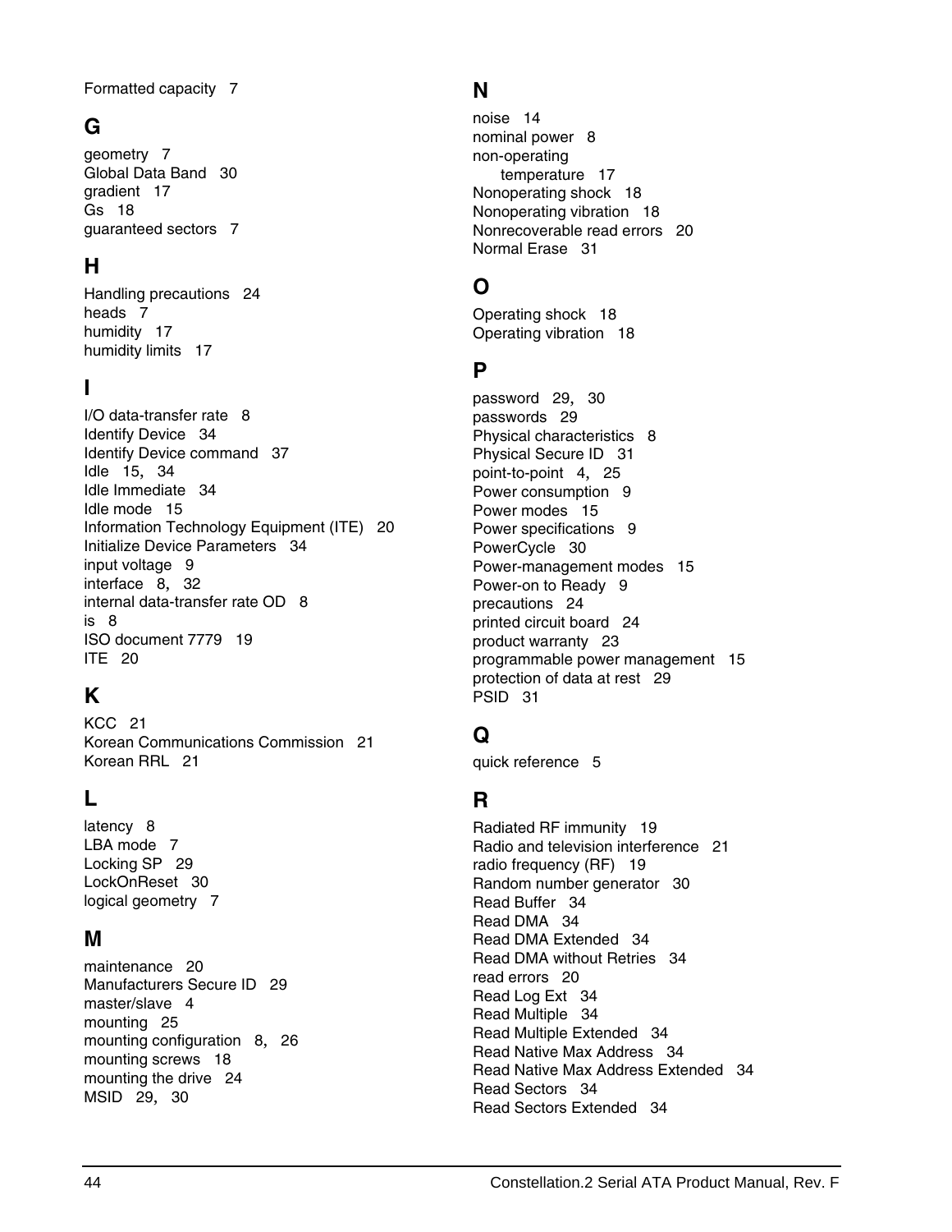Formatted capacity 7

## G

geometry 7
Global Data Band 30
gradient 17
Gs 18
guaranteed sectors 7

## H

Handling precautions 24
heads 7
humidity 17
humidity limits 17

## I

I/O data-transfer rate 8
Identify Device 34
Identify Device command 37
Idle 15, 34
Idle Immediate 34
Idle mode 15
Information Technology Equipment (ITE) 20
Initialize Device Parameters 34
input voltage 9
interface 8, 32
internal data-transfer rate OD 8
is 8
ISO document 7779 19
ITE 20

## K

KCC 21
Korean Communications Commission 21
Korean RRL 21

## L

latency 8
LBA mode 7
Locking SP 29
LockOnReset 30
logical geometry 7

## M

maintenance 20
Manufacturers Secure ID 29
master/slave 4
mounting 25
mounting configuration 8, 26
mounting screws 18
mounting the drive 24
MSID 29, 30

## N

noise 14
nominal power 8
non-operating
  temperature 17
Nonoperating shock 18
Nonoperating vibration 18
Nonrecoverable read errors 20
Normal Erase 31

## O

Operating shock 18
Operating vibration 18

## P

password 29, 30
passwords 29
Physical characteristics 8
Physical Secure ID 31
point-to-point 4, 25
Power consumption 9
Power modes 15
Power specifications 9
PowerCycle 30
Power-management modes 15
Power-on to Ready 9
precautions 24
printed circuit board 24
product warranty 23
programmable power management 15
protection of data at rest 29
PSID 31

## Q

quick reference 5

## R

Radiated RF immunity 19
Radio and television interference 21
radio frequency (RF) 19
Random number generator 30
Read Buffer 34
Read DMA 34
Read DMA Extended 34
Read DMA without Retries 34
read errors 20
Read Log Ext 34
Read Multiple 34
Read Multiple Extended 34
Read Native Max Address 34
Read Native Max Address Extended 34
Read Sectors 34
Read Sectors Extended 34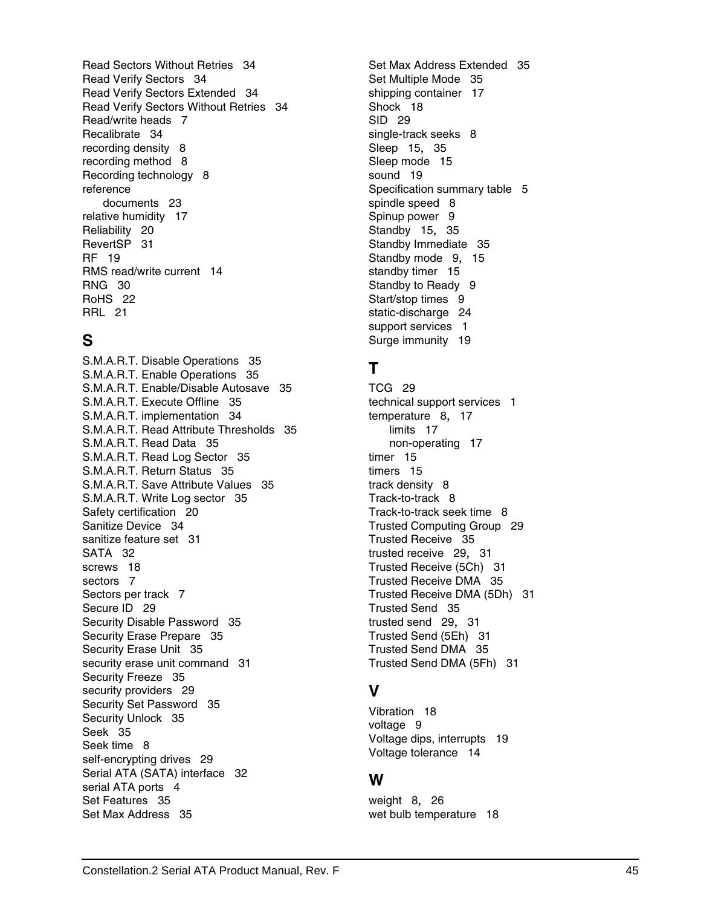Read Sectors Without Retries 34
Read Verify Sectors 34
Read Verify Sectors Extended 34
Read Verify Sectors Without Retries 34
Read/write heads 7
Recalibrate 34
recording density 8
recording method 8
Recording technology 8
reference
    documents 23
relative humidity 17
Reliability 20
RevertSP 31
RF 19
RMS read/write current 14
RNG 30
RoHS 22
RRL 21

## S

S.M.A.R.T. Disable Operations 35
S.M.A.R.T. Enable Operations 35
S.M.A.R.T. Enable/Disable Autosave 35
S.M.A.R.T. Execute Offline 35
S.M.A.R.T. implementation 34
S.M.A.R.T. Read Attribute Thresholds 35
S.M.A.R.T. Read Data 35
S.M.A.R.T. Read Log Sector 35
S.M.A.R.T. Return Status 35
S.M.A.R.T. Save Attribute Values 35
S.M.A.R.T. Write Log sector 35
Safety certification 20
Sanitize Device 34
sanitize feature set 31
SATA 32
screws 18
sectors 7
Sectors per track 7
Secure ID 29
Security Disable Password 35
Security Erase Prepare 35
Security Erase Unit 35
security erase unit command 31
Security Freeze 35
security providers 29
Security Set Password 35
Security Unlock 35
Seek 35
Seek time 8
self-encrypting drives 29
Serial ATA (SATA) interface 32
serial ATA ports 4
Set Features 35
Set Max Address 35
Set Max Address Extended 35
Set Multiple Mode 35
shipping container 17
Shock 18
SID 29
single-track seeks 8
Sleep 15, 35
Sleep mode 15
sound 19
Specification summary table 5
spindle speed 8
Spinup power 9
Standby 15, 35
Standby Immediate 35
Standby mode 9, 15
standby timer 15
Standby to Ready 9
Start/stop times 9
static-discharge 24
support services 1
Surge immunity 19

## T

TCG 29
technical support services 1
temperature 8, 17
    limits 17
    non-operating 17
timer 15
timers 15
track density 8
Track-to-track 8
Track-to-track seek time 8
Trusted Computing Group 29
Trusted Receive 35
trusted receive 29, 31
Trusted Receive (5Ch) 31
Trusted Receive DMA 35
Trusted Receive DMA (5Dh) 31
Trusted Send 35
trusted send 29, 31
Trusted Send (5Eh) 31
Trusted Send DMA 35
Trusted Send DMA (5Fh) 31

## V

Vibration 18
voltage 9
Voltage dips, interrupts 19
Voltage tolerance 14

## W

weight 8, 26
wet bulb temperature 18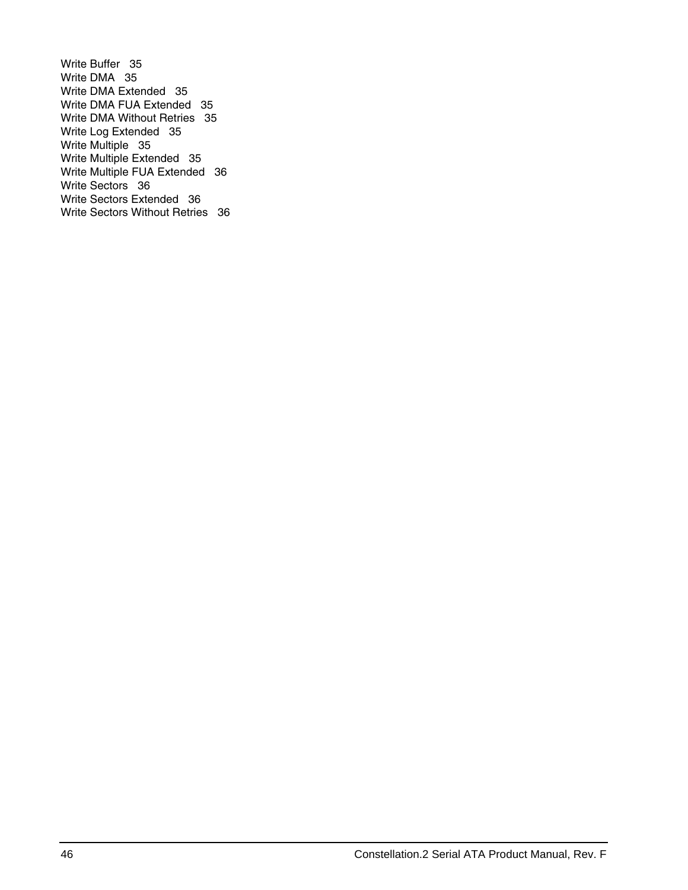Write Buffer 35
Write DMA 35
Write DMA Extended 35
Write DMA FUA Extended 35
Write DMA Without Retries 35
Write Log Extended 35
Write Multiple 35
Write Multiple Extended 35
Write Multiple FUA Extended 36
Write Sectors 36
Write Sectors Extended 36
Write Sectors Without Retries 36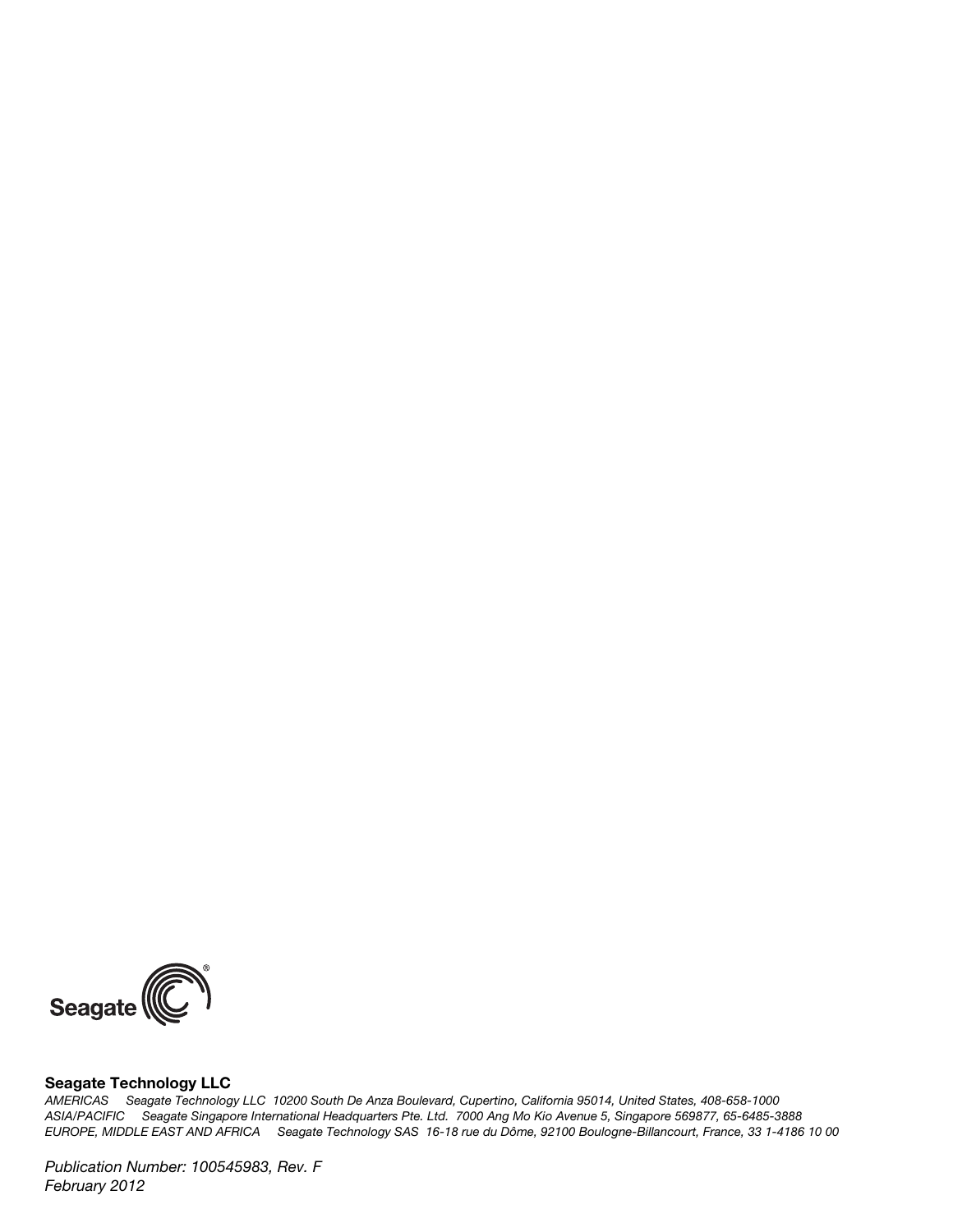Seagate

**Seagate Technology LLC**

*AMERICAS Seagate Technology LLC 10200 South De Anza Boulevard, Cupertino, California 95014, United States, 408-658-1000*
*ASIA/PACIFIC Seagate Singapore International Headquarters Pte. Ltd. 7000 Ang Mo Kio Avenue 5, Singapore 569877, 65-6485-3888*
*EUROPE, MIDDLE EAST AND AFRICA Seagate Technology SAS 16-18 rue du Dôme, 92100 Boulogne-Billancourt, France, 33 1-4186 10 00*

*Publication Number: 100545983, Rev. F*
*February 2012*